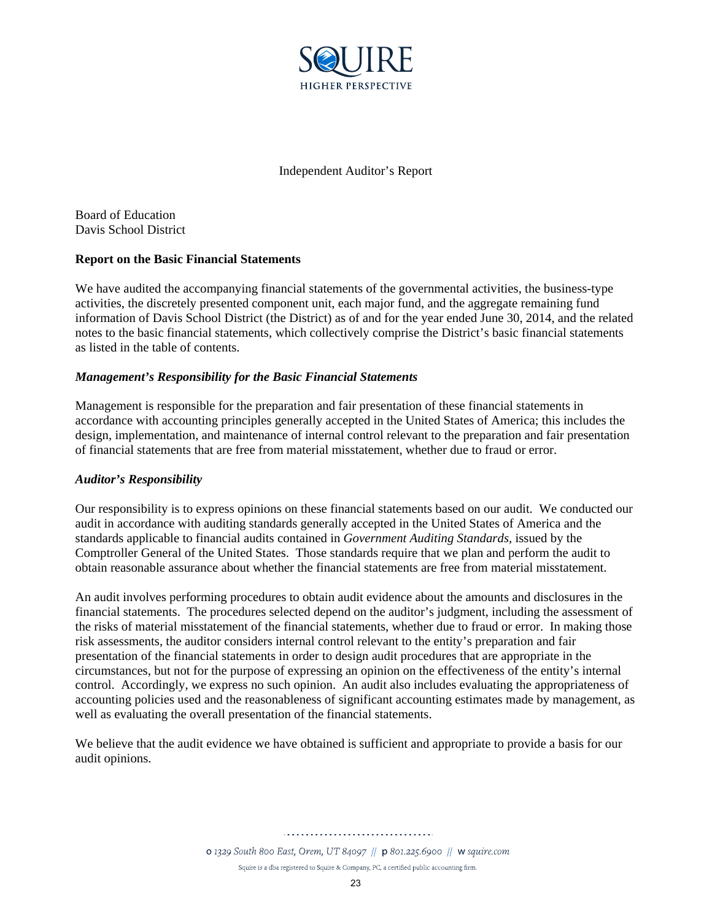SQUIRE

HIGHER PERSPECTIVE

Independent Auditor's Report

Board of Education
Davis School District

**Report on the Basic Financial Statements**

We have audited the accompanying financial statements of the governmental activities, the business-type activities, the discretely presented component unit, each major fund, and the aggregate remaining fund information of Davis School District (the District) as of and for the year ended June 30, 2014, and the related notes to the basic financial statements, which collectively comprise the District's basic financial statements as listed in the table of contents.

***Management's Responsibility for the Basic Financial Statements***

Management is responsible for the preparation and fair presentation of these financial statements in accordance with accounting principles generally accepted in the United States of America; this includes the design, implementation, and maintenance of internal control relevant to the preparation and fair presentation of financial statements that are free from material misstatement, whether due to fraud or error.

***Auditor's Responsibility***

Our responsibility is to express opinions on these financial statements based on our audit. We conducted our audit in accordance with auditing standards generally accepted in the United States of America and the standards applicable to financial audits contained in *Government Auditing Standards,* issued by the Comptroller General of the United States. Those standards require that we plan and perform the audit to obtain reasonable assurance about whether the financial statements are free from material misstatement.

An audit involves performing procedures to obtain audit evidence about the amounts and disclosures in the financial statements. The procedures selected depend on the auditor's judgment, including the assessment of the risks of material misstatement of the financial statements, whether due to fraud or error. In making those risk assessments, the auditor considers internal control relevant to the entity's preparation and fair presentation of the financial statements in order to design audit procedures that are appropriate in the circumstances, but not for the purpose of expressing an opinion on the effectiveness of the entity's internal control. Accordingly, we express no such opinion. An audit also includes evaluating the appropriateness of accounting policies used and the reasonableness of significant accounting estimates made by management, as well as evaluating the overall presentation of the financial statements.

We believe that the audit evidence we have obtained is sufficient and appropriate to provide a basis for our audit opinions.

o *1329 South 800 East, Orem, UT 84097* // p *801.225.6900* // w *squire.com*

Squire is a dba registered to Squire & Company, PC, a certified public accounting firm.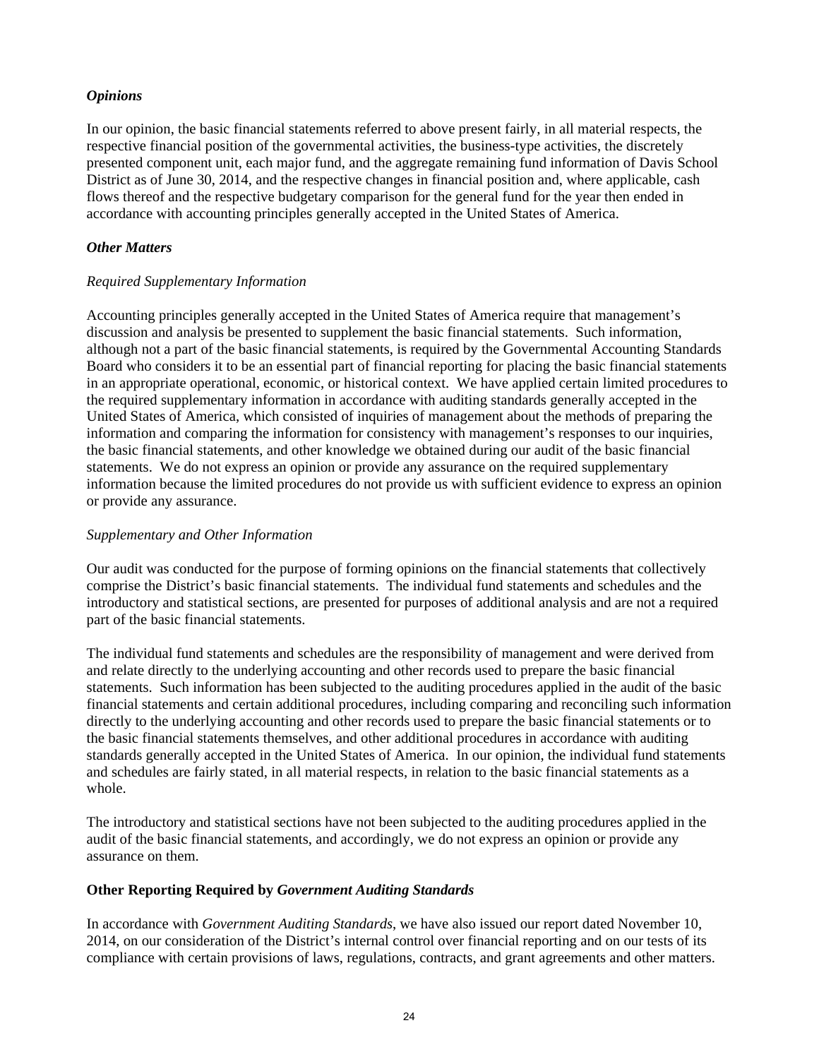### *Opinions*

In our opinion, the basic financial statements referred to above present fairly, in all material respects, the respective financial position of the governmental activities, the business-type activities, the discretely presented component unit, each major fund, and the aggregate remaining fund information of Davis School District as of June 30, 2014, and the respective changes in financial position and, where applicable, cash flows thereof and the respective budgetary comparison for the general fund for the year then ended in accordance with accounting principles generally accepted in the United States of America.

### *Other Matters*

*Required Supplementary Information*

Accounting principles generally accepted in the United States of America require that management's discussion and analysis be presented to supplement the basic financial statements. Such information, although not a part of the basic financial statements, is required by the Governmental Accounting Standards Board who considers it to be an essential part of financial reporting for placing the basic financial statements in an appropriate operational, economic, or historical context. We have applied certain limited procedures to the required supplementary information in accordance with auditing standards generally accepted in the United States of America, which consisted of inquiries of management about the methods of preparing the information and comparing the information for consistency with management's responses to our inquiries, the basic financial statements, and other knowledge we obtained during our audit of the basic financial statements. We do not express an opinion or provide any assurance on the required supplementary information because the limited procedures do not provide us with sufficient evidence to express an opinion or provide any assurance.

*Supplementary and Other Information*

Our audit was conducted for the purpose of forming opinions on the financial statements that collectively comprise the District's basic financial statements. The individual fund statements and schedules and the introductory and statistical sections, are presented for purposes of additional analysis and are not a required part of the basic financial statements.

The individual fund statements and schedules are the responsibility of management and were derived from and relate directly to the underlying accounting and other records used to prepare the basic financial statements. Such information has been subjected to the auditing procedures applied in the audit of the basic financial statements and certain additional procedures, including comparing and reconciling such information directly to the underlying accounting and other records used to prepare the basic financial statements or to the basic financial statements themselves, and other additional procedures in accordance with auditing standards generally accepted in the United States of America. In our opinion, the individual fund statements and schedules are fairly stated, in all material respects, in relation to the basic financial statements as a whole.

The introductory and statistical sections have not been subjected to the auditing procedures applied in the audit of the basic financial statements, and accordingly, we do not express an opinion or provide any assurance on them.

### Other Reporting Required by *Government Auditing Standards*

In accordance with *Government Auditing Standards*, we have also issued our report dated November 10, 2014, on our consideration of the District's internal control over financial reporting and on our tests of its compliance with certain provisions of laws, regulations, contracts, and grant agreements and other matters.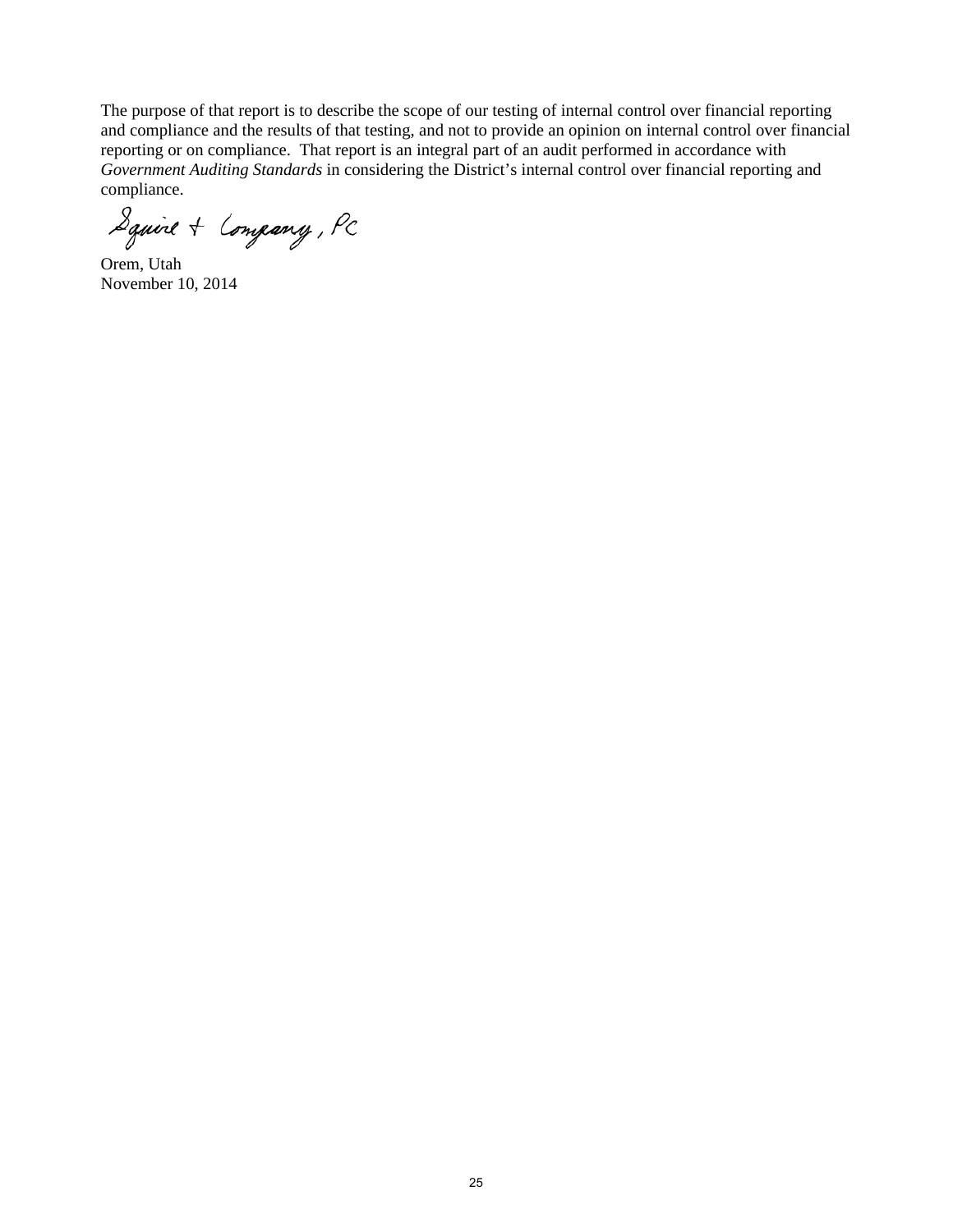The purpose of that report is to describe the scope of our testing of internal control over financial reporting and compliance and the results of that testing, and not to provide an opinion on internal control over financial reporting or on compliance. That report is an integral part of an audit performed in accordance with *Government Auditing Standards* in considering the District's internal control over financial reporting and compliance.

Squire & Company, PC

Orem, Utah
November 10, 2014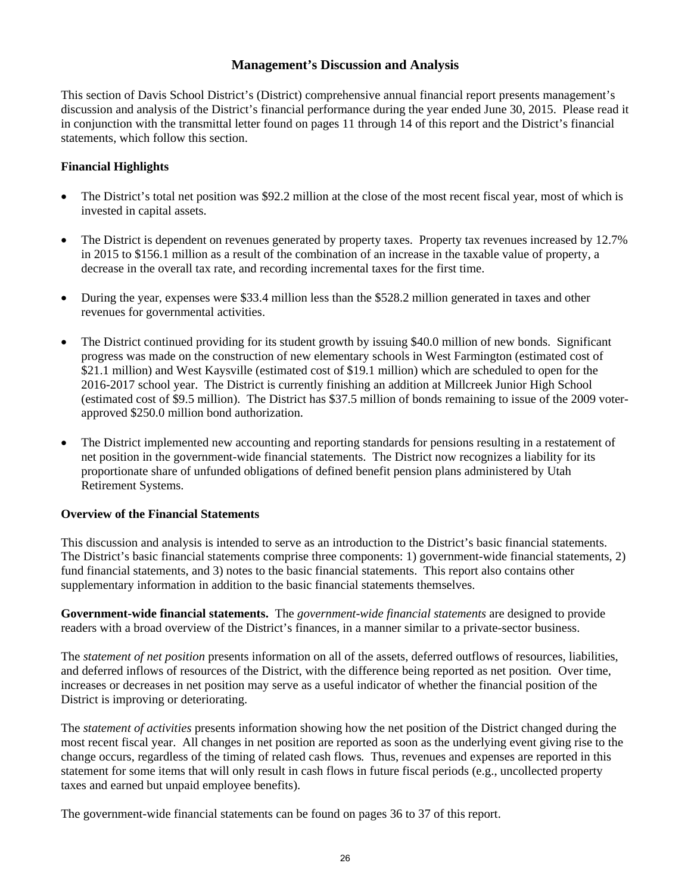# Management's Discussion and Analysis

This section of Davis School District's (District) comprehensive annual financial report presents management's discussion and analysis of the District's financial performance during the year ended June 30, 2015. Please read it in conjunction with the transmittal letter found on pages 11 through 14 of this report and the District's financial statements, which follow this section.

## Financial Highlights

- The District's total net position was $92.2 million at the close of the most recent fiscal year, most of which is invested in capital assets.
- The District is dependent on revenues generated by property taxes. Property tax revenues increased by 12.7% in 2015 to $156.1 million as a result of the combination of an increase in the taxable value of property, a decrease in the overall tax rate, and recording incremental taxes for the first time.
- During the year, expenses were $33.4 million less than the $528.2 million generated in taxes and other revenues for governmental activities.
- The District continued providing for its student growth by issuing $40.0 million of new bonds. Significant progress was made on the construction of new elementary schools in West Farmington (estimated cost of $21.1 million) and West Kaysville (estimated cost of $19.1 million) which are scheduled to open for the 2016-2017 school year. The District is currently finishing an addition at Millcreek Junior High School (estimated cost of $9.5 million). The District has $37.5 million of bonds remaining to issue of the 2009 voter-approved $250.0 million bond authorization.
- The District implemented new accounting and reporting standards for pensions resulting in a restatement of net position in the government-wide financial statements. The District now recognizes a liability for its proportionate share of unfunded obligations of defined benefit pension plans administered by Utah Retirement Systems.

## Overview of the Financial Statements

This discussion and analysis is intended to serve as an introduction to the District's basic financial statements. The District's basic financial statements comprise three components: 1) government-wide financial statements, 2) fund financial statements, and 3) notes to the basic financial statements. This report also contains other supplementary information in addition to the basic financial statements themselves.

**Government-wide financial statements.** The *government-wide financial statements* are designed to provide readers with a broad overview of the District's finances, in a manner similar to a private-sector business.

The *statement of net position* presents information on all of the assets, deferred outflows of resources, liabilities, and deferred inflows of resources of the District, with the difference being reported as net position. Over time, increases or decreases in net position may serve as a useful indicator of whether the financial position of the District is improving or deteriorating.

The *statement of activities* presents information showing how the net position of the District changed during the most recent fiscal year. All changes in net position are reported as soon as the underlying event giving rise to the change occurs, regardless of the timing of related cash flows. Thus, revenues and expenses are reported in this statement for some items that will only result in cash flows in future fiscal periods (e.g., uncollected property taxes and earned but unpaid employee benefits).

The government-wide financial statements can be found on pages 36 to 37 of this report.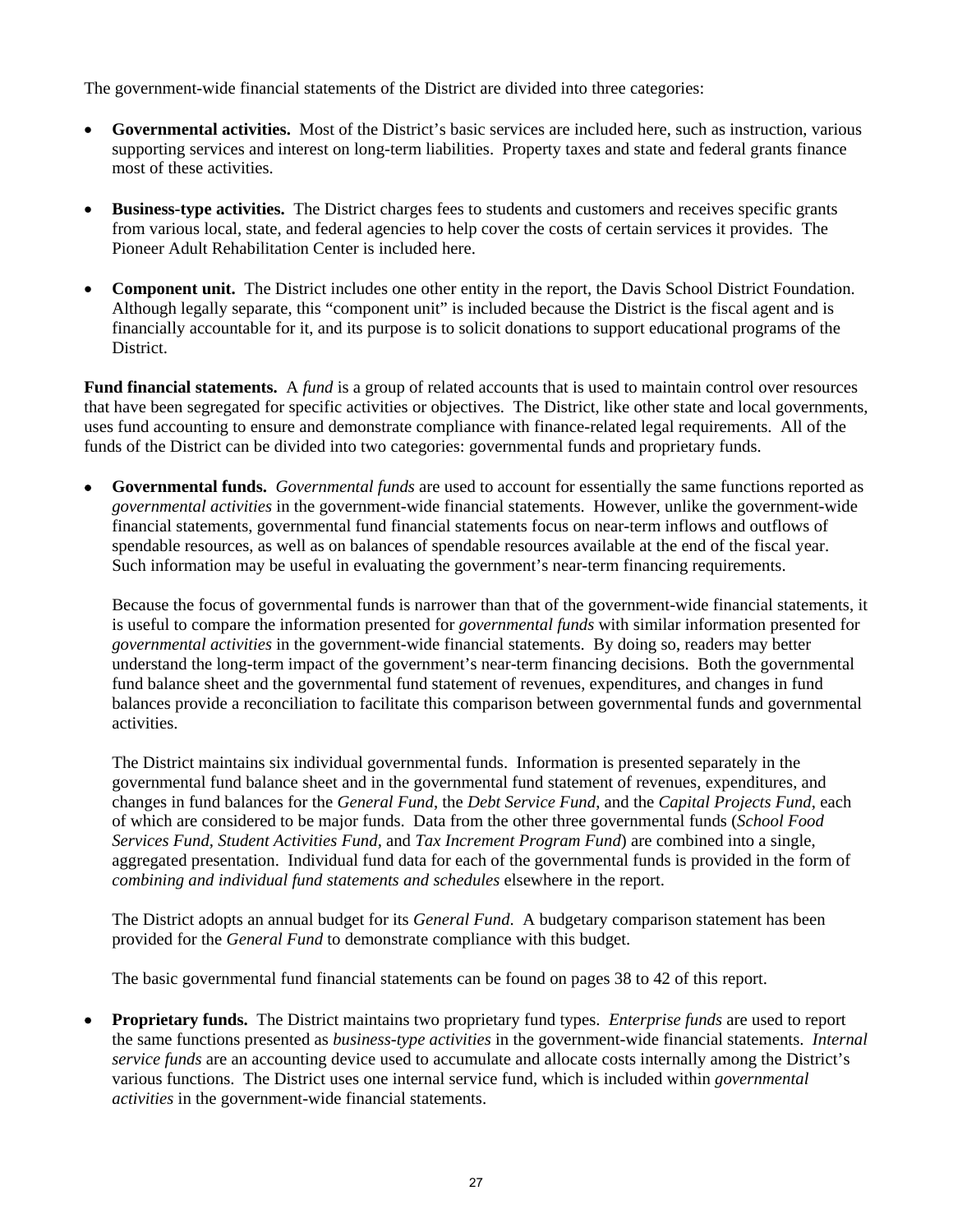The government-wide financial statements of the District are divided into three categories:

- **Governmental activities.** Most of the District's basic services are included here, such as instruction, various supporting services and interest on long-term liabilities. Property taxes and state and federal grants finance most of these activities.

- **Business-type activities.** The District charges fees to students and customers and receives specific grants from various local, state, and federal agencies to help cover the costs of certain services it provides. The Pioneer Adult Rehabilitation Center is included here.

- **Component unit.** The District includes one other entity in the report, the Davis School District Foundation. Although legally separate, this "component unit" is included because the District is the fiscal agent and is financially accountable for it, and its purpose is to solicit donations to support educational programs of the District.

**Fund financial statements.** A *fund* is a group of related accounts that is used to maintain control over resources that have been segregated for specific activities or objectives. The District, like other state and local governments, uses fund accounting to ensure and demonstrate compliance with finance-related legal requirements. All of the funds of the District can be divided into two categories: governmental funds and proprietary funds.

- **Governmental funds.** *Governmental funds* are used to account for essentially the same functions reported as *governmental activities* in the government-wide financial statements. However, unlike the government-wide financial statements, governmental fund financial statements focus on near-term inflows and outflows of spendable resources, as well as on balances of spendable resources available at the end of the fiscal year. Such information may be useful in evaluating the government's near-term financing requirements.

  Because the focus of governmental funds is narrower than that of the government-wide financial statements, it is useful to compare the information presented for *governmental funds* with similar information presented for *governmental activities* in the government-wide financial statements. By doing so, readers may better understand the long-term impact of the government's near-term financing decisions. Both the governmental fund balance sheet and the governmental fund statement of revenues, expenditures, and changes in fund balances provide a reconciliation to facilitate this comparison between governmental funds and governmental activities.

  The District maintains six individual governmental funds. Information is presented separately in the governmental fund balance sheet and in the governmental fund statement of revenues, expenditures, and changes in fund balances for the *General Fund*, the *Debt Service Fund*, and the *Capital Projects Fund*, each of which are considered to be major funds. Data from the other three governmental funds (*School Food Services Fund, Student Activities Fund,* and *Tax Increment Program Fund*) are combined into a single, aggregated presentation. Individual fund data for each of the governmental funds is provided in the form of *combining and individual fund statements and schedules* elsewhere in the report.

  The District adopts an annual budget for its *General Fund*. A budgetary comparison statement has been provided for the *General Fund* to demonstrate compliance with this budget.

  The basic governmental fund financial statements can be found on pages 38 to 42 of this report.

- **Proprietary funds.** The District maintains two proprietary fund types. *Enterprise funds* are used to report the same functions presented as *business-type activities* in the government-wide financial statements. *Internal service funds* are an accounting device used to accumulate and allocate costs internally among the District's various functions. The District uses one internal service fund, which is included within *governmental activities* in the government-wide financial statements.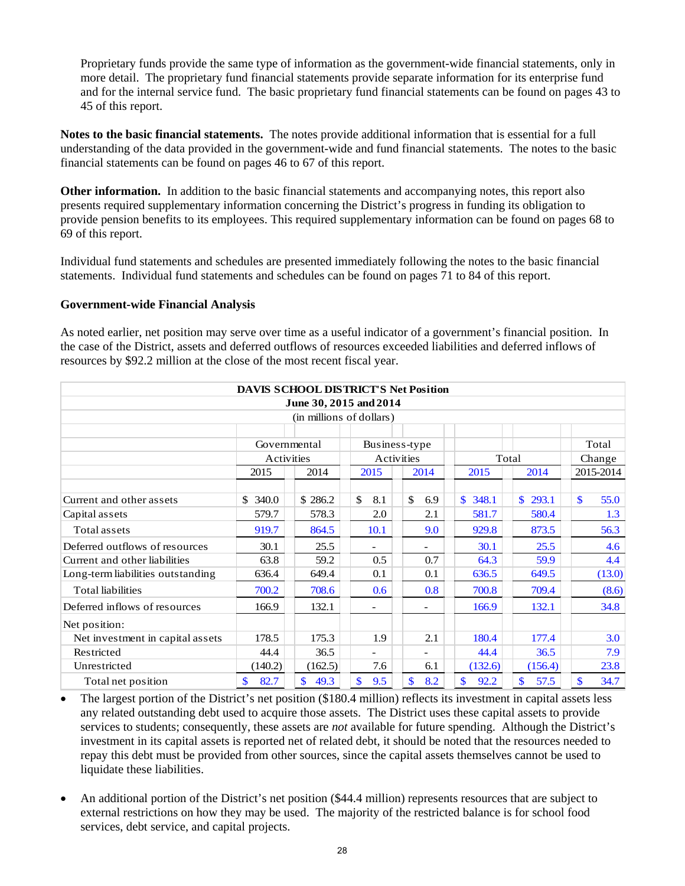Proprietary funds provide the same type of information as the government-wide financial statements, only in more detail. The proprietary fund financial statements provide separate information for its enterprise fund and for the internal service fund. The basic proprietary fund financial statements can be found on pages 43 to 45 of this report.

**Notes to the basic financial statements.** The notes provide additional information that is essential for a full understanding of the data provided in the government-wide and fund financial statements. The notes to the basic financial statements can be found on pages 46 to 67 of this report.

**Other information.** In addition to the basic financial statements and accompanying notes, this report also presents required supplementary information concerning the District's progress in funding its obligation to provide pension benefits to its employees. This required supplementary information can be found on pages 68 to 69 of this report.

Individual fund statements and schedules are presented immediately following the notes to the basic financial statements. Individual fund statements and schedules can be found on pages 71 to 84 of this report.

**Government-wide Financial Analysis**

As noted earlier, net position may serve over time as a useful indicator of a government's financial position. In the case of the District, assets and deferred outflows of resources exceeded liabilities and deferred inflows of resources by $92.2 million at the close of the most recent fiscal year.

**DAVIS SCHOOL DISTRICT'S Net Position**
**June 30, 2015 and 2014**
(in millions of dollars)

| | Governmental Activities | | Business-type Activities | | Total | | Total Change |
|---|---|---|---|---|---|---|---|
| | 2015 | 2014 | 2015 | 2014 | 2015 | 2014 | 2015-2014 |
| Current and other assets | $ 340.0 | $ 286.2 | $ 8.1 | $ 6.9 | $ 348.1 | $ 293.1 | $ 55.0 |
| Capital assets | 579.7 | 578.3 | 2.0 | 2.1 | 581.7 | 580.4 | 1.3 |
| Total assets | 919.7 | 864.5 | 10.1 | 9.0 | 929.8 | 873.5 | 56.3 |
| Deferred outflows of resources | 30.1 | 25.5 | - | - | 30.1 | 25.5 | 4.6 |
| Current and other liabilities | 63.8 | 59.2 | 0.5 | 0.7 | 64.3 | 59.9 | 4.4 |
| Long-term liabilities outstanding | 636.4 | 649.4 | 0.1 | 0.1 | 636.5 | 649.5 | (13.0) |
| Total liabilities | 700.2 | 708.6 | 0.6 | 0.8 | 700.8 | 709.4 | (8.6) |
| Deferred inflows of resources | 166.9 | 132.1 | - | - | 166.9 | 132.1 | 34.8 |
| Net position: | | | | | | | |
| Net investment in capital assets | 178.5 | 175.3 | 1.9 | 2.1 | 180.4 | 177.4 | 3.0 |
| Restricted | 44.4 | 36.5 | - | - | 44.4 | 36.5 | 7.9 |
| Unrestricted | (140.2) | (162.5) | 7.6 | 6.1 | (132.6) | (156.4) | 23.8 |
| Total net position | $ 82.7 | $ 49.3 | $ 9.5 | $ 8.2 | $ 92.2 | $ 57.5 | $ 34.7 |

- The largest portion of the District's net position ($180.4 million) reflects its investment in capital assets less any related outstanding debt used to acquire those assets. The District uses these capital assets to provide services to students; consequently, these assets are *not* available for future spending. Although the District's investment in its capital assets is reported net of related debt, it should be noted that the resources needed to repay this debt must be provided from other sources, since the capital assets themselves cannot be used to liquidate these liabilities.

- An additional portion of the District's net position ($44.4 million) represents resources that are subject to external restrictions on how they may be used. The majority of the restricted balance is for school food services, debt service, and capital projects.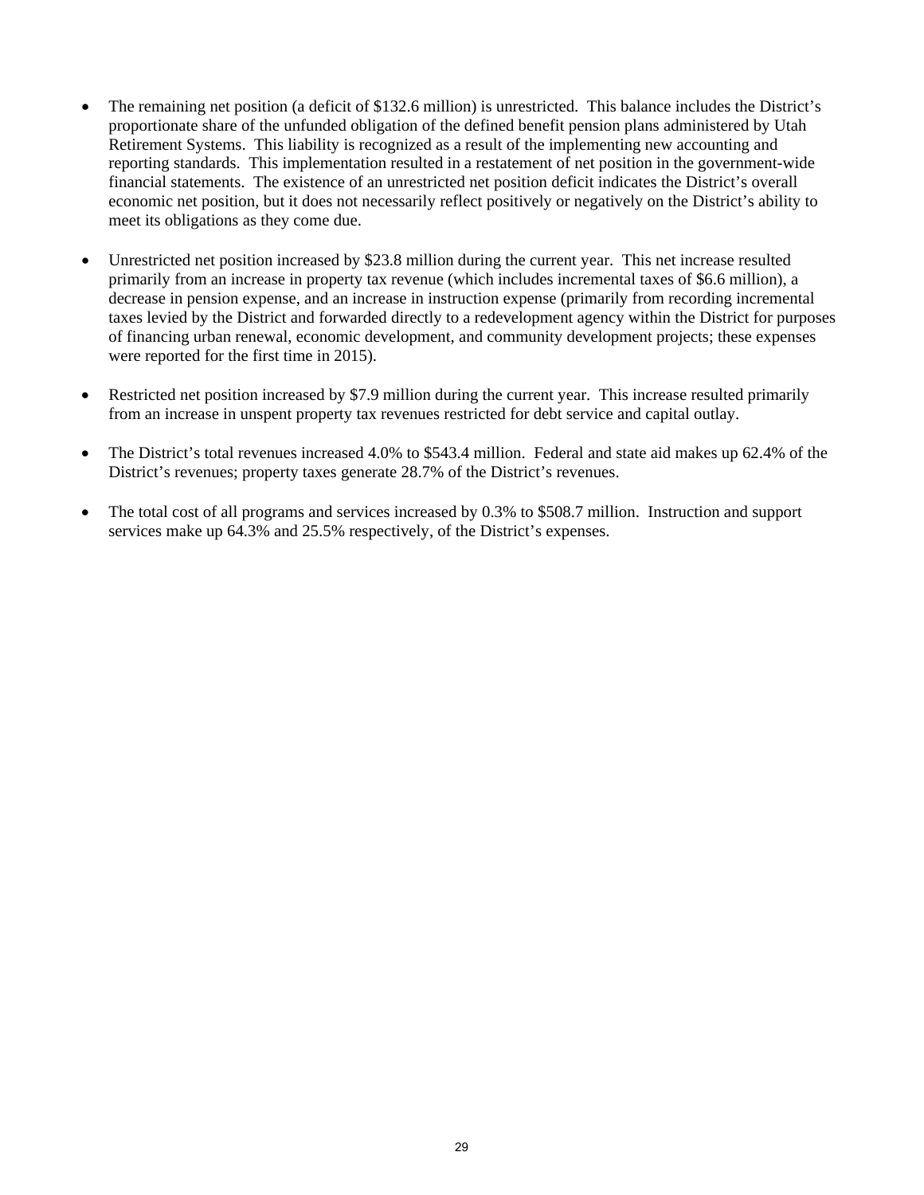- The remaining net position (a deficit of $132.6 million) is unrestricted. This balance includes the District's proportionate share of the unfunded obligation of the defined benefit pension plans administered by Utah Retirement Systems. This liability is recognized as a result of the implementing new accounting and reporting standards. This implementation resulted in a restatement of net position in the government-wide financial statements. The existence of an unrestricted net position deficit indicates the District's overall economic net position, but it does not necessarily reflect positively or negatively on the District's ability to meet its obligations as they come due.

- Unrestricted net position increased by $23.8 million during the current year. This net increase resulted primarily from an increase in property tax revenue (which includes incremental taxes of $6.6 million), a decrease in pension expense, and an increase in instruction expense (primarily from recording incremental taxes levied by the District and forwarded directly to a redevelopment agency within the District for purposes of financing urban renewal, economic development, and community development projects; these expenses were reported for the first time in 2015).

- Restricted net position increased by $7.9 million during the current year. This increase resulted primarily from an increase in unspent property tax revenues restricted for debt service and capital outlay.

- The District's total revenues increased 4.0% to $543.4 million. Federal and state aid makes up 62.4% of the District's revenues; property taxes generate 28.7% of the District's revenues.

- The total cost of all programs and services increased by 0.3% to $508.7 million. Instruction and support services make up 64.3% and 25.5% respectively, of the District's expenses.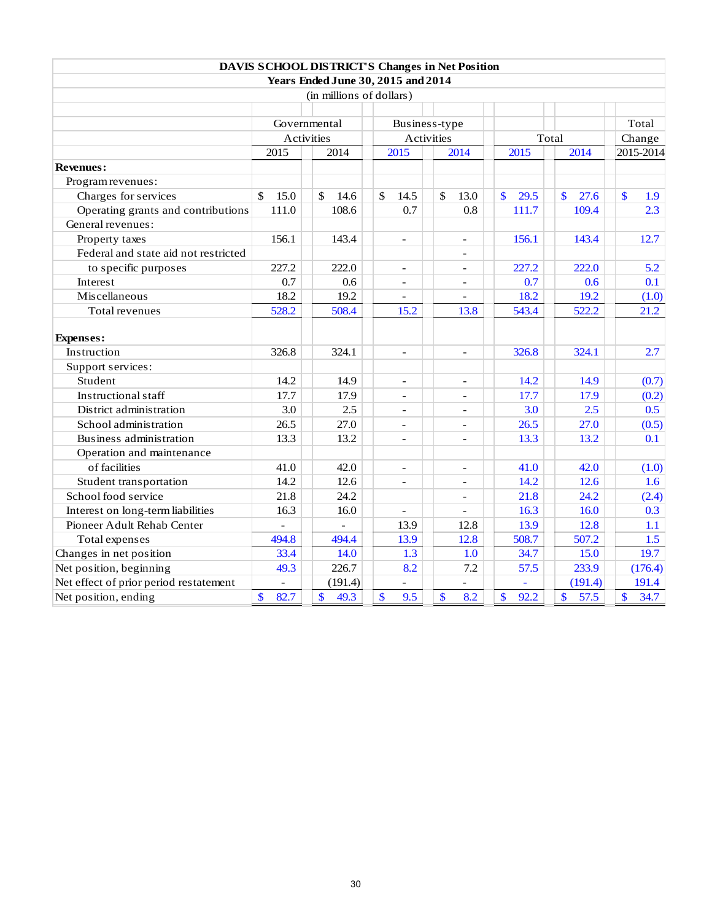**DAVIS SCHOOL DISTRICT'S Changes in Net Position**
**Years Ended June 30, 2015 and 2014**
(in millions of dollars)

| | Governmental Activities | | Business-type Activities | | Total | | Total Change |
|---|---|---|---|---|---|---|---|
| | 2015 | 2014 | 2015 | 2014 | 2015 | 2014 | 2015-2014 |
| **Revenues:** | | | | | | | |
| Program revenues: | | | | | | | |
| Charges for services | $ 15.0 | $ 14.6 | $ 14.5 | $ 13.0 | $ 29.5 | $ 27.6 | $ 1.9 |
| Operating grants and contributions | 111.0 | 108.6 | 0.7 | 0.8 | 111.7 | 109.4 | 2.3 |
| General revenues: | | | | | | | |
| Property taxes | 156.1 | 143.4 | - | - | 156.1 | 143.4 | 12.7 |
| Federal and state aid not restricted to specific purposes | 227.2 | 222.0 | - | - | 227.2 | 222.0 | 5.2 |
| Interest | 0.7 | 0.6 | - | - | 0.7 | 0.6 | 0.1 |
| Miscellaneous | 18.2 | 19.2 | - | - | 18.2 | 19.2 | (1.0) |
| Total revenues | 528.2 | 508.4 | 15.2 | 13.8 | 543.4 | 522.2 | 21.2 |
| **Expenses:** | | | | | | | |
| Instruction | 326.8 | 324.1 | - | - | 326.8 | 324.1 | 2.7 |
| Support services: | | | | | | | |
| Student | 14.2 | 14.9 | - | - | 14.2 | 14.9 | (0.7) |
| Instructional staff | 17.7 | 17.9 | - | - | 17.7 | 17.9 | (0.2) |
| District administration | 3.0 | 2.5 | - | - | 3.0 | 2.5 | 0.5 |
| School administration | 26.5 | 27.0 | - | - | 26.5 | 27.0 | (0.5) |
| Business administration | 13.3 | 13.2 | - | - | 13.3 | 13.2 | 0.1 |
| Operation and maintenance of facilities | 41.0 | 42.0 | - | - | 41.0 | 42.0 | (1.0) |
| Student transportation | 14.2 | 12.6 | - | - | 14.2 | 12.6 | 1.6 |
| School food service | 21.8 | 24.2 | | - | 21.8 | 24.2 | (2.4) |
| Interest on long-term liabilities | 16.3 | 16.0 | - | - | 16.3 | 16.0 | 0.3 |
| Pioneer Adult Rehab Center | - | - | 13.9 | 12.8 | 13.9 | 12.8 | 1.1 |
| Total expenses | 494.8 | 494.4 | 13.9 | 12.8 | 508.7 | 507.2 | 1.5 |
| Changes in net position | 33.4 | 14.0 | 1.3 | 1.0 | 34.7 | 15.0 | 19.7 |
| Net position, beginning | 49.3 | 226.7 | 8.2 | 7.2 | 57.5 | 233.9 | (176.4) |
| Net effect of prior period restatement | - | (191.4) | - | - | - | (191.4) | 191.4 |
| Net position, ending | $ 82.7 | $ 49.3 | $ 9.5 | $ 8.2 | $ 92.2 | $ 57.5 | $ 34.7 |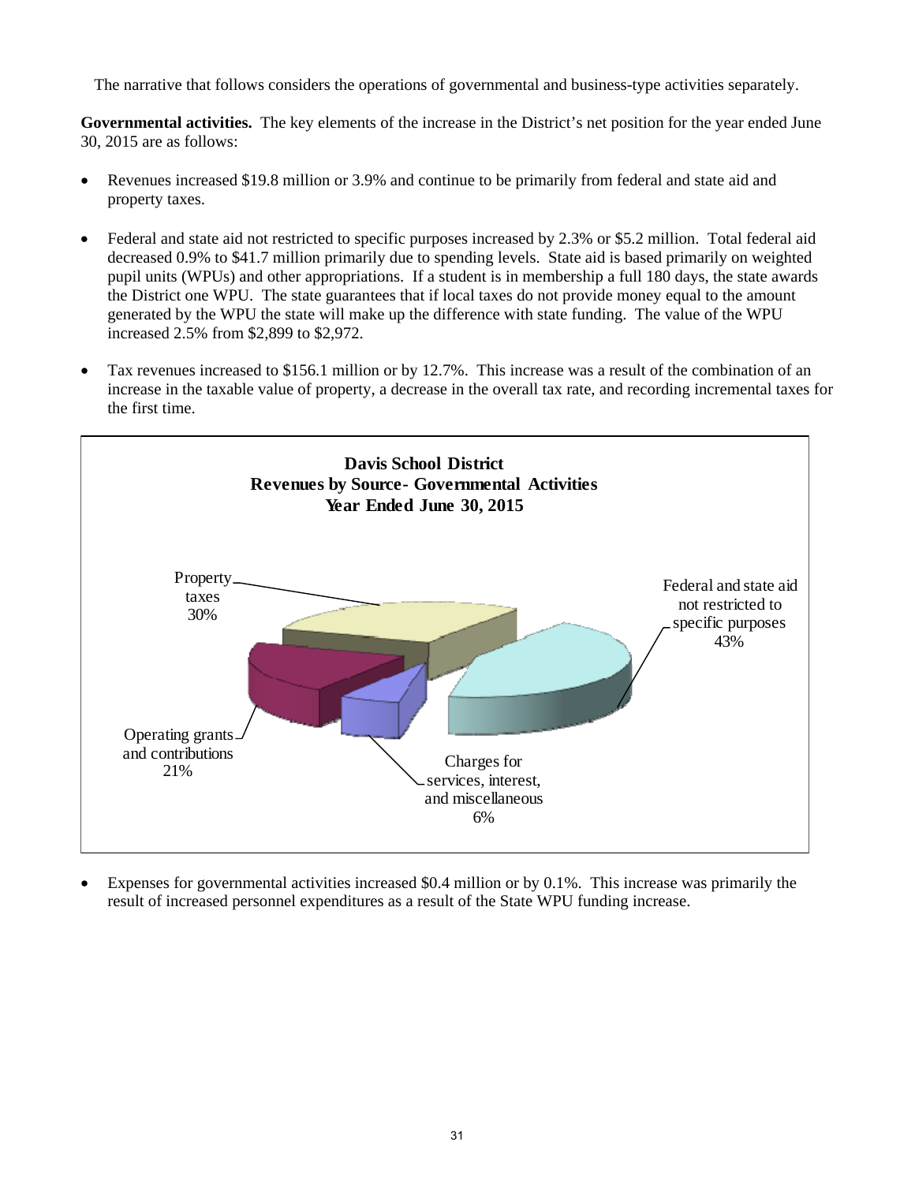The narrative that follows considers the operations of governmental and business-type activities separately.

**Governmental activities.** The key elements of the increase in the District's net position for the year ended June 30, 2015 are as follows:

- Revenues increased \$19.8 million or 3.9% and continue to be primarily from federal and state aid and property taxes.

- Federal and state aid not restricted to specific purposes increased by 2.3% or \$5.2 million. Total federal aid decreased 0.9% to \$41.7 million primarily due to spending levels. State aid is based primarily on weighted pupil units (WPUs) and other appropriations. If a student is in membership a full 180 days, the state awards the District one WPU. The state guarantees that if local taxes do not provide money equal to the amount generated by the WPU the state will make up the difference with state funding. The value of the WPU increased 2.5% from \$2,899 to \$2,972.

- Tax revenues increased to \$156.1 million or by 12.7%. This increase was a result of the combination of an increase in the taxable value of property, a decrease in the overall tax rate, and recording incremental taxes for the first time.

**Davis School District**
**Revenues by Source- Governmental Activities**
**Year Ended June 30, 2015**

Property taxes 30%

Federal and state aid not restricted to specific purposes 43%

Operating grants and contributions 21%

Charges for services, interest, and miscellaneous 6%

- Expenses for governmental activities increased \$0.4 million or by 0.1%. This increase was primarily the result of increased personnel expenditures as a result of the State WPU funding increase.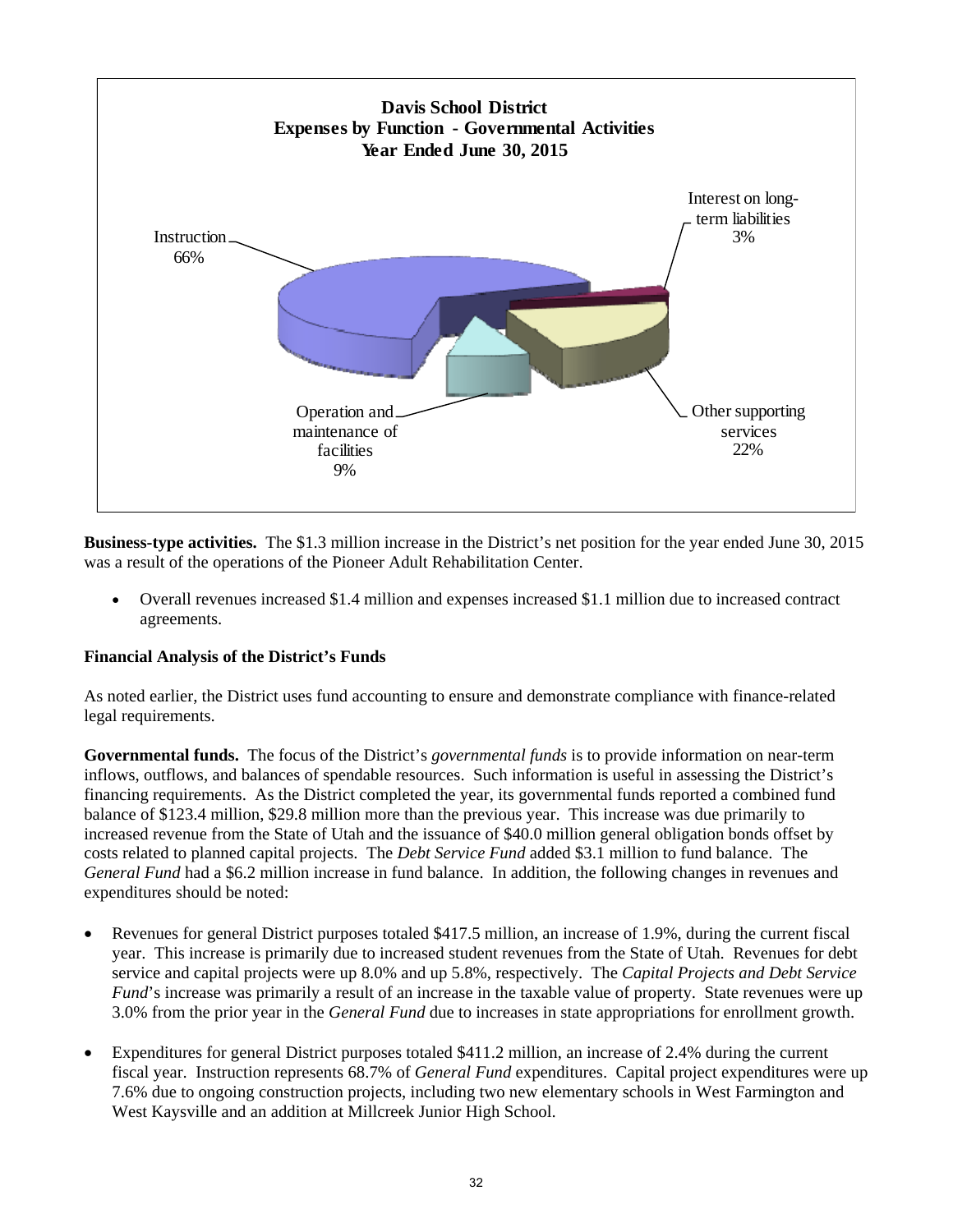**Davis School District**
**Expenses by Function - Governmental Activities**
**Year Ended June 30, 2015**

- Instruction 66%
- Interest on long-term liabilities 3%
- Other supporting services 22%
- Operation and maintenance of facilities 9%

**Business-type activities.** The $1.3 million increase in the District's net position for the year ended June 30, 2015 was a result of the operations of the Pioneer Adult Rehabilitation Center.

- Overall revenues increased $1.4 million and expenses increased $1.1 million due to increased contract agreements.

**Financial Analysis of the District's Funds**

As noted earlier, the District uses fund accounting to ensure and demonstrate compliance with finance-related legal requirements.

**Governmental funds.** The focus of the District's *governmental funds* is to provide information on near-term inflows, outflows, and balances of spendable resources. Such information is useful in assessing the District's financing requirements. As the District completed the year, its governmental funds reported a combined fund balance of $123.4 million, $29.8 million more than the previous year. This increase was due primarily to increased revenue from the State of Utah and the issuance of $40.0 million general obligation bonds offset by costs related to planned capital projects. The *Debt Service Fund* added $3.1 million to fund balance. The *General Fund* had a $6.2 million increase in fund balance. In addition, the following changes in revenues and expenditures should be noted:

- Revenues for general District purposes totaled $417.5 million, an increase of 1.9%, during the current fiscal year. This increase is primarily due to increased student revenues from the State of Utah. Revenues for debt service and capital projects were up 8.0% and up 5.8%, respectively. The *Capital Projects and Debt Service Fund*'s increase was primarily a result of an increase in the taxable value of property. State revenues were up 3.0% from the prior year in the *General Fund* due to increases in state appropriations for enrollment growth.

- Expenditures for general District purposes totaled $411.2 million, an increase of 2.4% during the current fiscal year. Instruction represents 68.7% of *General Fund* expenditures. Capital project expenditures were up 7.6% due to ongoing construction projects, including two new elementary schools in West Farmington and West Kaysville and an addition at Millcreek Junior High School.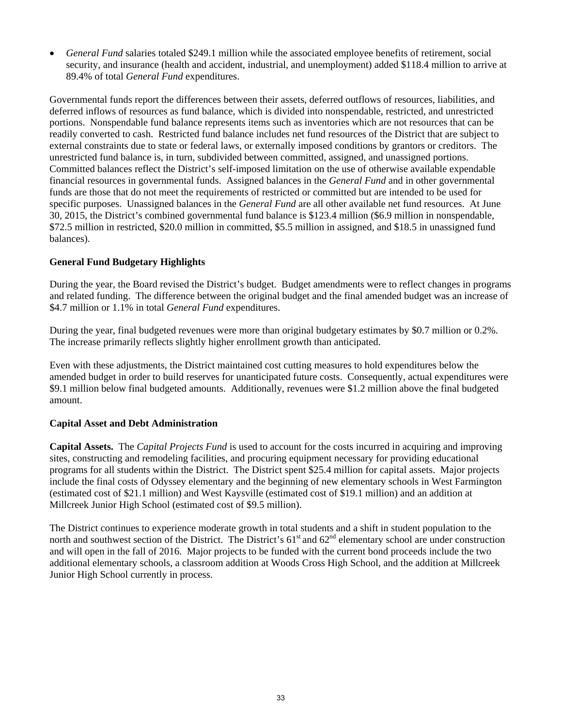- *General Fund* salaries totaled $249.1 million while the associated employee benefits of retirement, social security, and insurance (health and accident, industrial, and unemployment) added $118.4 million to arrive at 89.4% of total *General Fund* expenditures.

Governmental funds report the differences between their assets, deferred outflows of resources, liabilities, and deferred inflows of resources as fund balance, which is divided into nonspendable, restricted, and unrestricted portions. Nonspendable fund balance represents items such as inventories which are not resources that can be readily converted to cash. Restricted fund balance includes net fund resources of the District that are subject to external constraints due to state or federal laws, or externally imposed conditions by grantors or creditors. The unrestricted fund balance is, in turn, subdivided between committed, assigned, and unassigned portions. Committed balances reflect the District's self-imposed limitation on the use of otherwise available expendable financial resources in governmental funds. Assigned balances in the *General Fund* and in other governmental funds are those that do not meet the requirements of restricted or committed but are intended to be used for specific purposes. Unassigned balances in the *General Fund* are all other available net fund resources. At June 30, 2015, the District's combined governmental fund balance is $123.4 million ($6.9 million in nonspendable, $72.5 million in restricted, $20.0 million in committed, $5.5 million in assigned, and $18.5 in unassigned fund balances).

**General Fund Budgetary Highlights**

During the year, the Board revised the District's budget. Budget amendments were to reflect changes in programs and related funding. The difference between the original budget and the final amended budget was an increase of $4.7 million or 1.1% in total *General Fund* expenditures.

During the year, final budgeted revenues were more than original budgetary estimates by $0.7 million or 0.2%. The increase primarily reflects slightly higher enrollment growth than anticipated.

Even with these adjustments, the District maintained cost cutting measures to hold expenditures below the amended budget in order to build reserves for unanticipated future costs. Consequently, actual expenditures were $9.1 million below final budgeted amounts. Additionally, revenues were $1.2 million above the final budgeted amount.

**Capital Asset and Debt Administration**

**Capital Assets.** The *Capital Projects Fund* is used to account for the costs incurred in acquiring and improving sites, constructing and remodeling facilities, and procuring equipment necessary for providing educational programs for all students within the District. The District spent $25.4 million for capital assets. Major projects include the final costs of Odyssey elementary and the beginning of new elementary schools in West Farmington (estimated cost of $21.1 million) and West Kaysville (estimated cost of $19.1 million) and an addition at Millcreek Junior High School (estimated cost of $9.5 million).

The District continues to experience moderate growth in total students and a shift in student population to the north and southwest section of the District. The District's 61st and 62nd elementary school are under construction and will open in the fall of 2016. Major projects to be funded with the current bond proceeds include the two additional elementary schools, a classroom addition at Woods Cross High School, and the addition at Millcreek Junior High School currently in process.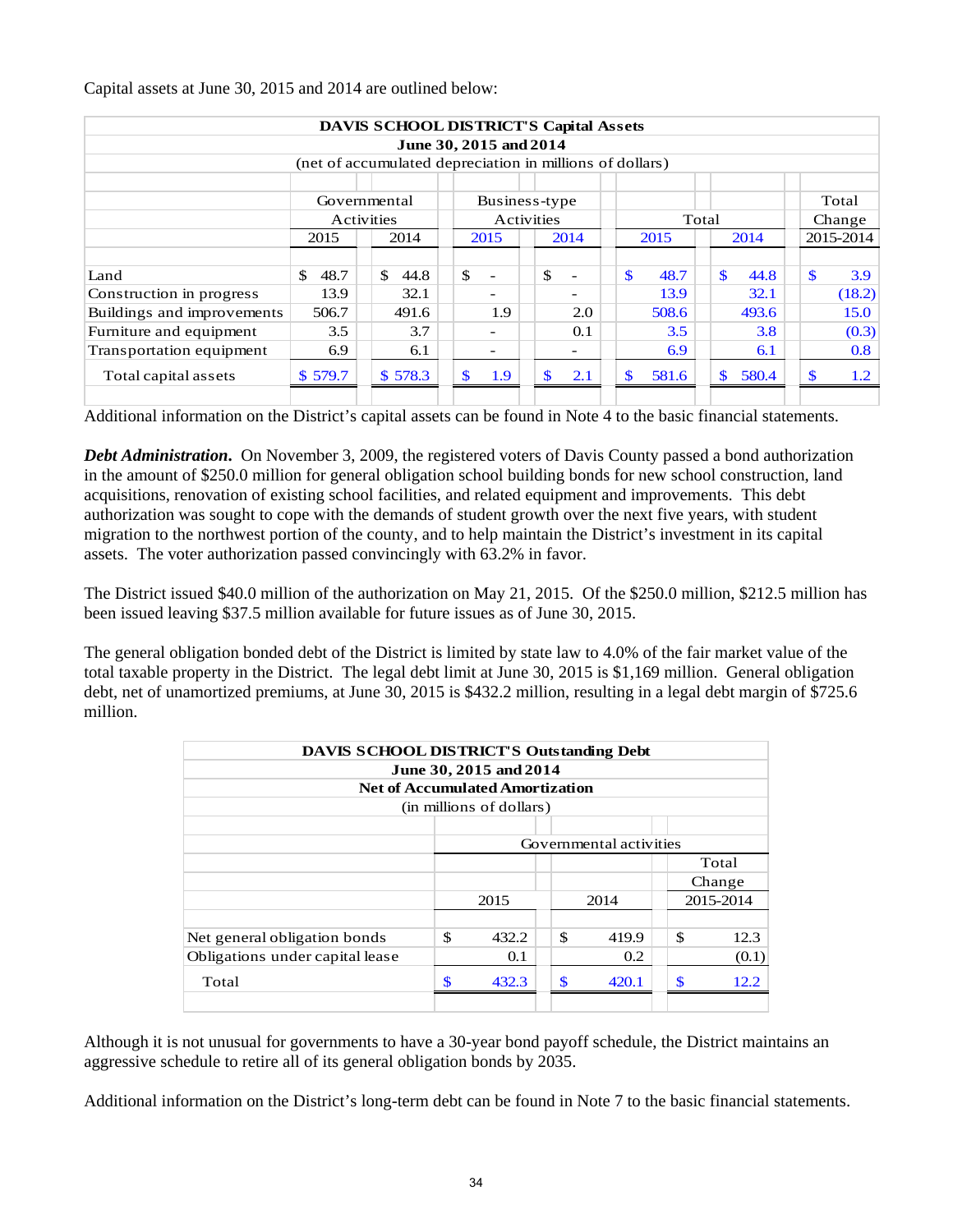Capital assets at June 30, 2015 and 2014 are outlined below:

| DAVIS SCHOOL DISTRICT'S Capital Assets<br>June 30, 2015 and 2014<br>(net of accumulated depreciation in millions of dollars) | | | | | | | |
|---|---|---|---|---|---|---|---|
| | Governmental Activities | | Business-type Activities | | Total | | Total Change |
| | 2015 | 2014 | 2015 | 2014 | 2015 | 2014 | 2015-2014 |
| Land | $ 48.7 | $ 44.8 | $ - | $ - | $ 48.7 | $ 44.8 | $ 3.9 |
| Construction in progress | 13.9 | 32.1 | - | - | 13.9 | 32.1 | (18.2) |
| Buildings and improvements | 506.7 | 491.6 | 1.9 | 2.0 | 508.6 | 493.6 | 15.0 |
| Furniture and equipment | 3.5 | 3.7 | - | 0.1 | 3.5 | 3.8 | (0.3) |
| Transportation equipment | 6.9 | 6.1 | - | - | 6.9 | 6.1 | 0.8 |
| Total capital assets | $ 579.7 | $ 578.3 | $ 1.9 | $ 2.1 | $ 581.6 | $ 580.4 | $ 1.2 |

Additional information on the District's capital assets can be found in Note 4 to the basic financial statements.

***Debt Administration.*** On November 3, 2009, the registered voters of Davis County passed a bond authorization in the amount of $250.0 million for general obligation school building bonds for new school construction, land acquisitions, renovation of existing school facilities, and related equipment and improvements. This debt authorization was sought to cope with the demands of student growth over the next five years, with student migration to the northwest portion of the county, and to help maintain the District's investment in its capital assets. The voter authorization passed convincingly with 63.2% in favor.

The District issued $40.0 million of the authorization on May 21, 2015. Of the $250.0 million, $212.5 million has been issued leaving $37.5 million available for future issues as of June 30, 2015.

The general obligation bonded debt of the District is limited by state law to 4.0% of the fair market value of the total taxable property in the District. The legal debt limit at June 30, 2015 is $1,169 million. General obligation debt, net of unamortized premiums, at June 30, 2015 is $432.2 million, resulting in a legal debt margin of $725.6 million.

| DAVIS SCHOOL DISTRICT'S Outstanding Debt<br>June 30, 2015 and 2014<br>Net of Accumulated Amortization<br>(in millions of dollars) | | | |
|---|---|---|---|
| | Governmental activities | | |
| | 2015 | 2014 | Total Change 2015-2014 |
| Net general obligation bonds | $ 432.2 | $ 419.9 | $ 12.3 |
| Obligations under capital lease | 0.1 | 0.2 | (0.1) |
| Total | $ 432.3 | $ 420.1 | $ 12.2 |

Although it is not unusual for governments to have a 30-year bond payoff schedule, the District maintains an aggressive schedule to retire all of its general obligation bonds by 2035.

Additional information on the District's long-term debt can be found in Note 7 to the basic financial statements.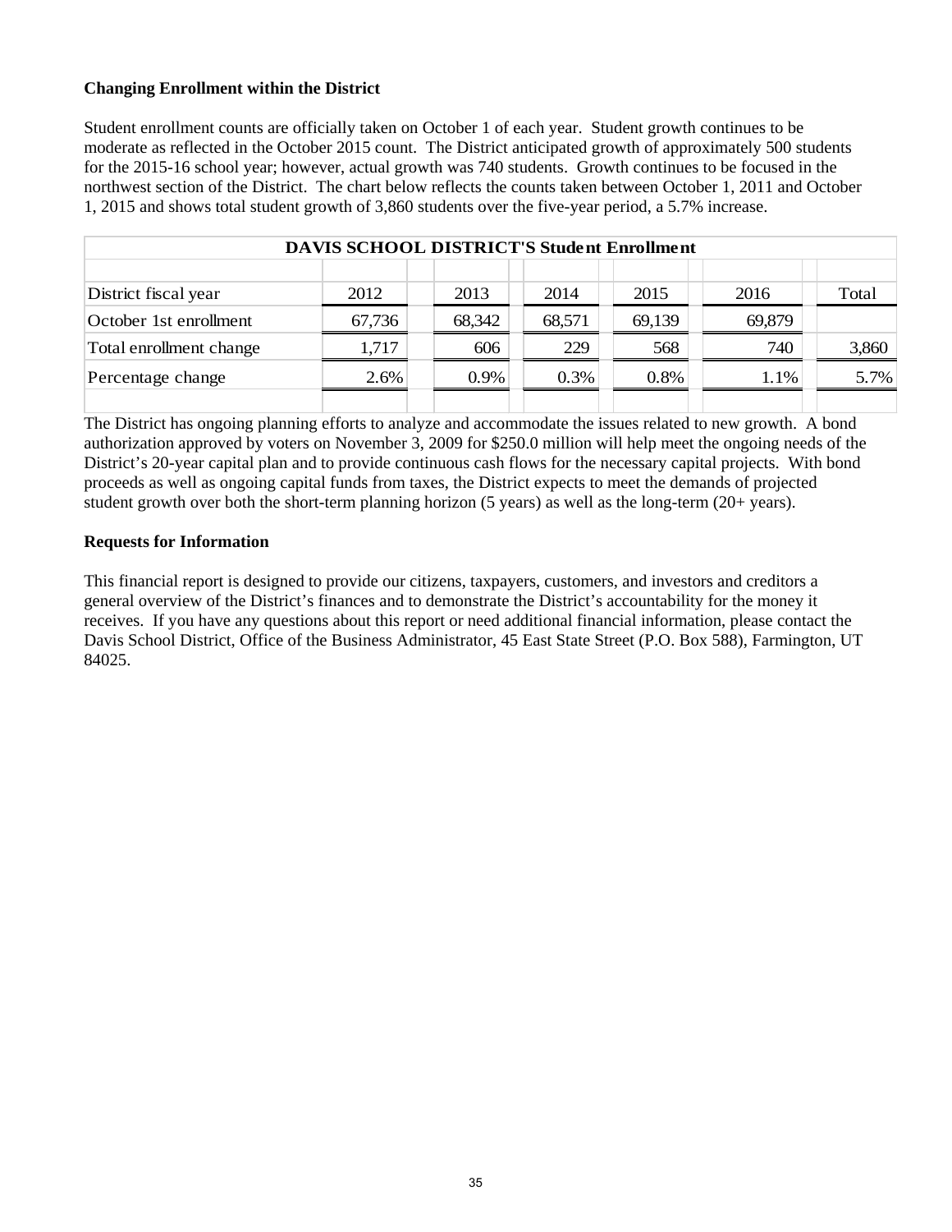### Changing Enrollment within the District

Student enrollment counts are officially taken on October 1 of each year. Student growth continues to be moderate as reflected in the October 2015 count. The District anticipated growth of approximately 500 students for the 2015-16 school year; however, actual growth was 740 students. Growth continues to be focused in the northwest section of the District. The chart below reflects the counts taken between October 1, 2011 and October 1, 2015 and shows total student growth of 3,860 students over the five-year period, a 5.7% increase.

**DAVIS SCHOOL DISTRICT'S Student Enrollment**

| District fiscal year | 2012 | 2013 | 2014 | 2015 | 2016 | Total |
|---|---|---|---|---|---|---|
| October 1st enrollment | 67,736 | 68,342 | 68,571 | 69,139 | 69,879 | |
| Total enrollment change | 1,717 | 606 | 229 | 568 | 740 | 3,860 |
| Percentage change | 2.6% | 0.9% | 0.3% | 0.8% | 1.1% | 5.7% |

The District has ongoing planning efforts to analyze and accommodate the issues related to new growth. A bond authorization approved by voters on November 3, 2009 for $250.0 million will help meet the ongoing needs of the District's 20-year capital plan and to provide continuous cash flows for the necessary capital projects. With bond proceeds as well as ongoing capital funds from taxes, the District expects to meet the demands of projected student growth over both the short-term planning horizon (5 years) as well as the long-term (20+ years).

### Requests for Information

This financial report is designed to provide our citizens, taxpayers, customers, and investors and creditors a general overview of the District's finances and to demonstrate the District's accountability for the money it receives. If you have any questions about this report or need additional financial information, please contact the Davis School District, Office of the Business Administrator, 45 East State Street (P.O. Box 588), Farmington, UT 84025.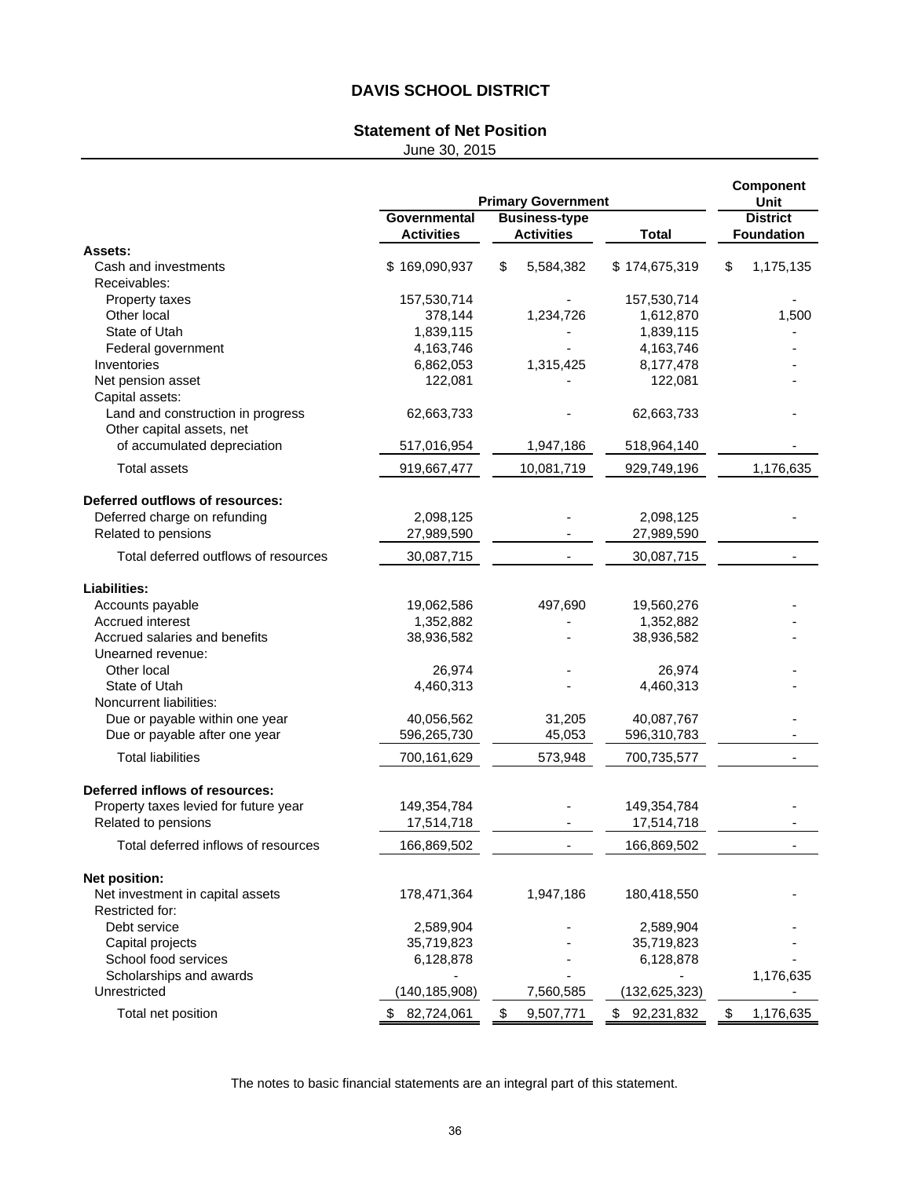# DAVIS SCHOOL DISTRICT

## Statement of Net Position

June 30, 2015

| | Primary Government | | | Component Unit |
|---|---|---|---|---|
| | Governmental Activities | Business-type Activities | Total | District Foundation |
| **Assets:** | | | | |
| Cash and investments | $ 169,090,937 | $ 5,584,382 | $ 174,675,319 | $ 1,175,135 |
| Receivables: | | | | |
| Property taxes | 157,530,714 | - | 157,530,714 | - |
| Other local | 378,144 | 1,234,726 | 1,612,870 | 1,500 |
| State of Utah | 1,839,115 | - | 1,839,115 | - |
| Federal government | 4,163,746 | - | 4,163,746 | - |
| Inventories | 6,862,053 | 1,315,425 | 8,177,478 | - |
| Net pension asset | 122,081 | - | 122,081 | - |
| Capital assets: | | | | |
| Land and construction in progress | 62,663,733 | - | 62,663,733 | - |
| Other capital assets, net of accumulated depreciation | 517,016,954 | 1,947,186 | 518,964,140 | - |
| Total assets | 919,667,477 | 10,081,719 | 929,749,196 | 1,176,635 |
| **Deferred outflows of resources:** | | | | |
| Deferred charge on refunding | 2,098,125 | - | 2,098,125 | - |
| Related to pensions | 27,989,590 | - | 27,989,590 | |
| Total deferred outflows of resources | 30,087,715 | - | 30,087,715 | - |
| **Liabilities:** | | | | |
| Accounts payable | 19,062,586 | 497,690 | 19,560,276 | - |
| Accrued interest | 1,352,882 | - | 1,352,882 | - |
| Accrued salaries and benefits | 38,936,582 | - | 38,936,582 | - |
| Unearned revenue: | | | | |
| Other local | 26,974 | - | 26,974 | - |
| State of Utah | 4,460,313 | - | 4,460,313 | - |
| Noncurrent liabilities: | | | | |
| Due or payable within one year | 40,056,562 | 31,205 | 40,087,767 | - |
| Due or payable after one year | 596,265,730 | 45,053 | 596,310,783 | - |
| Total liabilities | 700,161,629 | 573,948 | 700,735,577 | - |
| **Deferred inflows of resources:** | | | | |
| Property taxes levied for future year | 149,354,784 | - | 149,354,784 | - |
| Related to pensions | 17,514,718 | - | 17,514,718 | - |
| Total deferred inflows of resources | 166,869,502 | - | 166,869,502 | - |
| **Net position:** | | | | |
| Net investment in capital assets | 178,471,364 | 1,947,186 | 180,418,550 | - |
| Restricted for: | | | | |
| Debt service | 2,589,904 | - | 2,589,904 | - |
| Capital projects | 35,719,823 | - | 35,719,823 | - |
| School food services | 6,128,878 | - | 6,128,878 | - |
| Scholarships and awards | - | - | - | 1,176,635 |
| Unrestricted | (140,185,908) | 7,560,585 | (132,625,323) | - |
| Total net position | $ 82,724,061 | $ 9,507,771 | $ 92,231,832 | $ 1,176,635 |

The notes to basic financial statements are an integral part of this statement.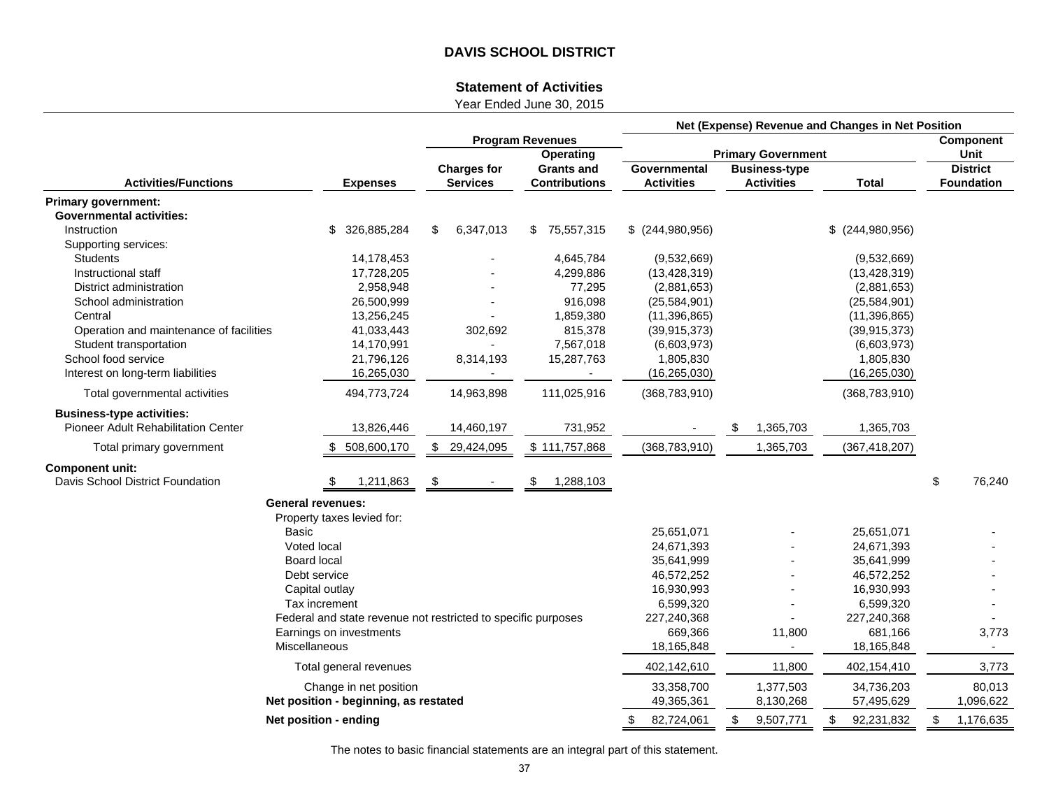# DAVIS SCHOOL DISTRICT

## Statement of Activities

Year Ended June 30, 2015

| Activities/Functions | Expenses | Program Revenues | | Net (Expense) Revenue and Changes in Net Position | | | |
|---|---|---|---|---|---|---|---|
| | | | | Primary Government | | | Component Unit |
| | | Charges for Services | Operating Grants and Contributions | Governmental Activities | Business-type Activities | Total | District Foundation |
| **Primary government:** | | | | | | | |
| **Governmental activities:** | | | | | | | |
| Instruction | $ 326,885,284 | $ 6,347,013 | $ 75,557,315 | $ (244,980,956) | | $ (244,980,956) | |
| Supporting services: | | | | | | | |
| Students | 14,178,453 | - | 4,645,784 | (9,532,669) | | (9,532,669) | |
| Instructional staff | 17,728,205 | - | 4,299,886 | (13,428,319) | | (13,428,319) | |
| District administration | 2,958,948 | - | 77,295 | (2,881,653) | | (2,881,653) | |
| School administration | 26,500,999 | - | 916,098 | (25,584,901) | | (25,584,901) | |
| Central | 13,256,245 | - | 1,859,380 | (11,396,865) | | (11,396,865) | |
| Operation and maintenance of facilities | 41,033,443 | 302,692 | 815,378 | (39,915,373) | | (39,915,373) | |
| Student transportation | 14,170,991 | - | 7,567,018 | (6,603,973) | | (6,603,973) | |
| School food service | 21,796,126 | 8,314,193 | 15,287,763 | 1,805,830 | | 1,805,830 | |
| Interest on long-term liabilities | 16,265,030 | - | - | (16,265,030) | | (16,265,030) | |
| Total governmental activities | 494,773,724 | 14,963,898 | 111,025,916 | (368,783,910) | | (368,783,910) | |
| **Business-type activities:** | | | | | | | |
| Pioneer Adult Rehabilitation Center | 13,826,446 | 14,460,197 | 731,952 | - | $ 1,365,703 | 1,365,703 | |
| Total primary government | $ 508,600,170 | $ 29,424,095 | $ 111,757,868 | (368,783,910) | 1,365,703 | (367,418,207) | |
| **Component unit:** | | | | | | | |
| Davis School District Foundation | $ 1,211,863 | $ - | $ 1,288,103 | | | | $ 76,240 |
| **General revenues:** | | | | | | | |
| Property taxes levied for: | | | | | | | |
| Basic | | | | 25,651,071 | - | 25,651,071 | - |
| Voted local | | | | 24,671,393 | - | 24,671,393 | - |
| Board local | | | | 35,641,999 | - | 35,641,999 | - |
| Debt service | | | | 46,572,252 | - | 46,572,252 | - |
| Capital outlay | | | | 16,930,993 | - | 16,930,993 | - |
| Tax increment | | | | 6,599,320 | - | 6,599,320 | - |
| Federal and state revenue not restricted to specific purposes | | | | 227,240,368 | - | 227,240,368 | - |
| Earnings on investments | | | | 669,366 | 11,800 | 681,166 | 3,773 |
| Miscellaneous | | | | 18,165,848 | - | 18,165,848 | - |
| Total general revenues | | | | 402,142,610 | 11,800 | 402,154,410 | 3,773 |
| Change in net position | | | | 33,358,700 | 1,377,503 | 34,736,203 | 80,013 |
| **Net position - beginning, as restated** | | | | 49,365,361 | 8,130,268 | 57,495,629 | 1,096,622 |
| **Net position - ending** | | | | $ 82,724,061 | $ 9,507,771 | $ 92,231,832 | $ 1,176,635 |

The notes to basic financial statements are an integral part of this statement.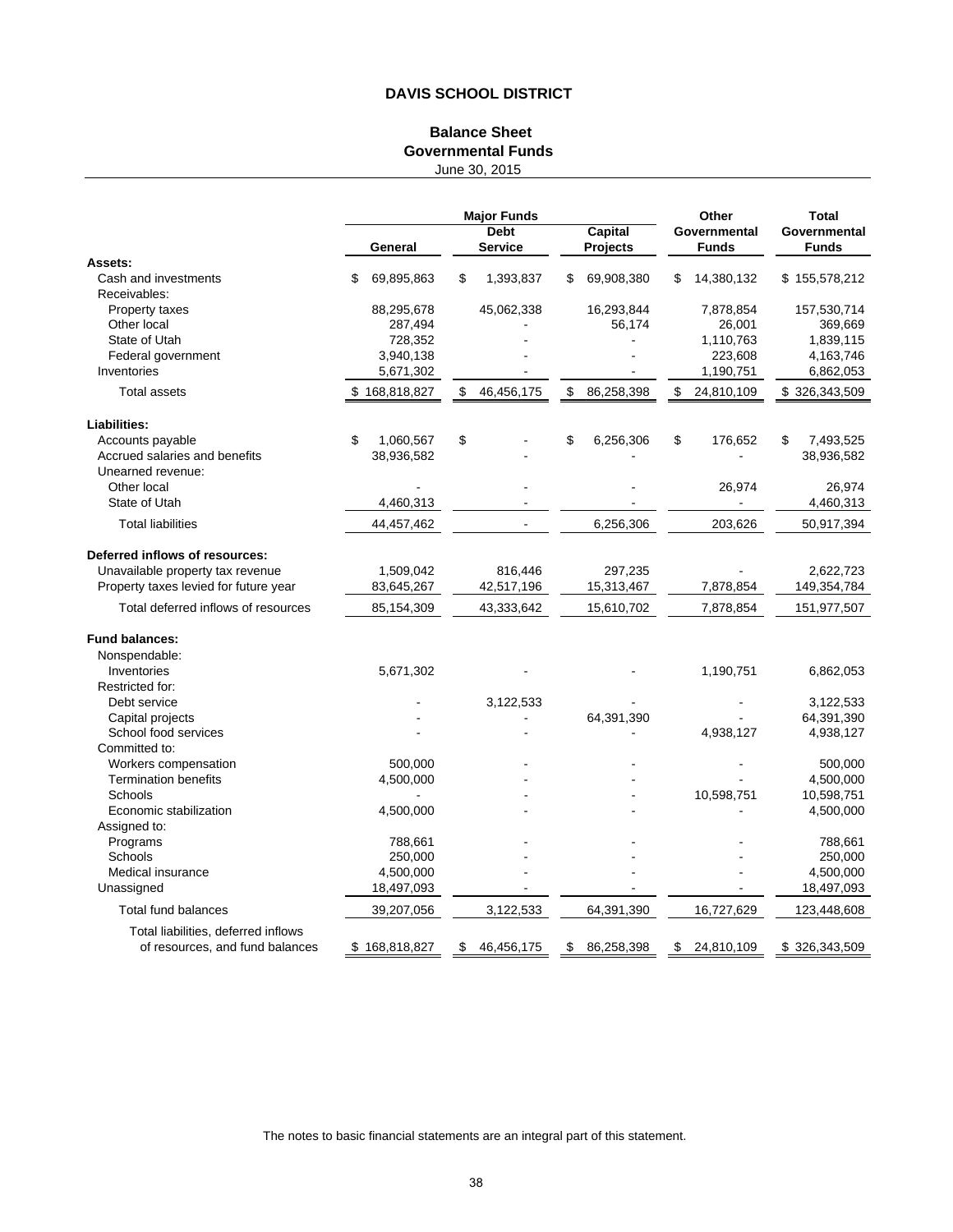# DAVIS SCHOOL DISTRICT

## Balance Sheet
## Governmental Funds
June 30, 2015

| | Major Funds | | | Other | Total |
|---|---|---|---|---|---|
| | General | Debt Service | Capital Projects | Governmental Funds | Governmental Funds |
| **Assets:** | | | | | |
| Cash and investments | $ 69,895,863 | $ 1,393,837 | $ 69,908,380 | $ 14,380,132 | $ 155,578,212 |
| Receivables: | | | | | |
| Property taxes | 88,295,678 | 45,062,338 | 16,293,844 | 7,878,854 | 157,530,714 |
| Other local | 287,494 | - | 56,174 | 26,001 | 369,669 |
| State of Utah | 728,352 | - | - | 1,110,763 | 1,839,115 |
| Federal government | 3,940,138 | - | - | 223,608 | 4,163,746 |
| Inventories | 5,671,302 | - | - | 1,190,751 | 6,862,053 |
| Total assets | $ 168,818,827 | $ 46,456,175 | $ 86,258,398 | $ 24,810,109 | $ 326,343,509 |
| **Liabilities:** | | | | | |
| Accounts payable | $ 1,060,567 | $ - | $ 6,256,306 | $ 176,652 | $ 7,493,525 |
| Accrued salaries and benefits | 38,936,582 | - | - | - | 38,936,582 |
| Unearned revenue: | | | | | |
| Other local | - | - | - | 26,974 | 26,974 |
| State of Utah | 4,460,313 | - | - | - | 4,460,313 |
| Total liabilities | 44,457,462 | - | 6,256,306 | 203,626 | 50,917,394 |
| **Deferred inflows of resources:** | | | | | |
| Unavailable property tax revenue | 1,509,042 | 816,446 | 297,235 | - | 2,622,723 |
| Property taxes levied for future year | 83,645,267 | 42,517,196 | 15,313,467 | 7,878,854 | 149,354,784 |
| Total deferred inflows of resources | 85,154,309 | 43,333,642 | 15,610,702 | 7,878,854 | 151,977,507 |
| **Fund balances:** | | | | | |
| Nonspendable: | | | | | |
| Inventories | 5,671,302 | - | - | 1,190,751 | 6,862,053 |
| Restricted for: | | | | | |
| Debt service | - | 3,122,533 | - | - | 3,122,533 |
| Capital projects | - | - | 64,391,390 | - | 64,391,390 |
| School food services | - | - | - | 4,938,127 | 4,938,127 |
| Committed to: | | | | | |
| Workers compensation | 500,000 | - | - | - | 500,000 |
| Termination benefits | 4,500,000 | - | - | - | 4,500,000 |
| Schools | - | - | - | 10,598,751 | 10,598,751 |
| Economic stabilization | 4,500,000 | - | - | - | 4,500,000 |
| Assigned to: | | | | | |
| Programs | 788,661 | - | - | - | 788,661 |
| Schools | 250,000 | - | - | - | 250,000 |
| Medical insurance | 4,500,000 | - | - | - | 4,500,000 |
| Unassigned | 18,497,093 | - | - | - | 18,497,093 |
| Total fund balances | 39,207,056 | 3,122,533 | 64,391,390 | 16,727,629 | 123,448,608 |
| Total liabilities, deferred inflows of resources, and fund balances | $ 168,818,827 | $ 46,456,175 | $ 86,258,398 | $ 24,810,109 | $ 326,343,509 |

The notes to basic financial statements are an integral part of this statement.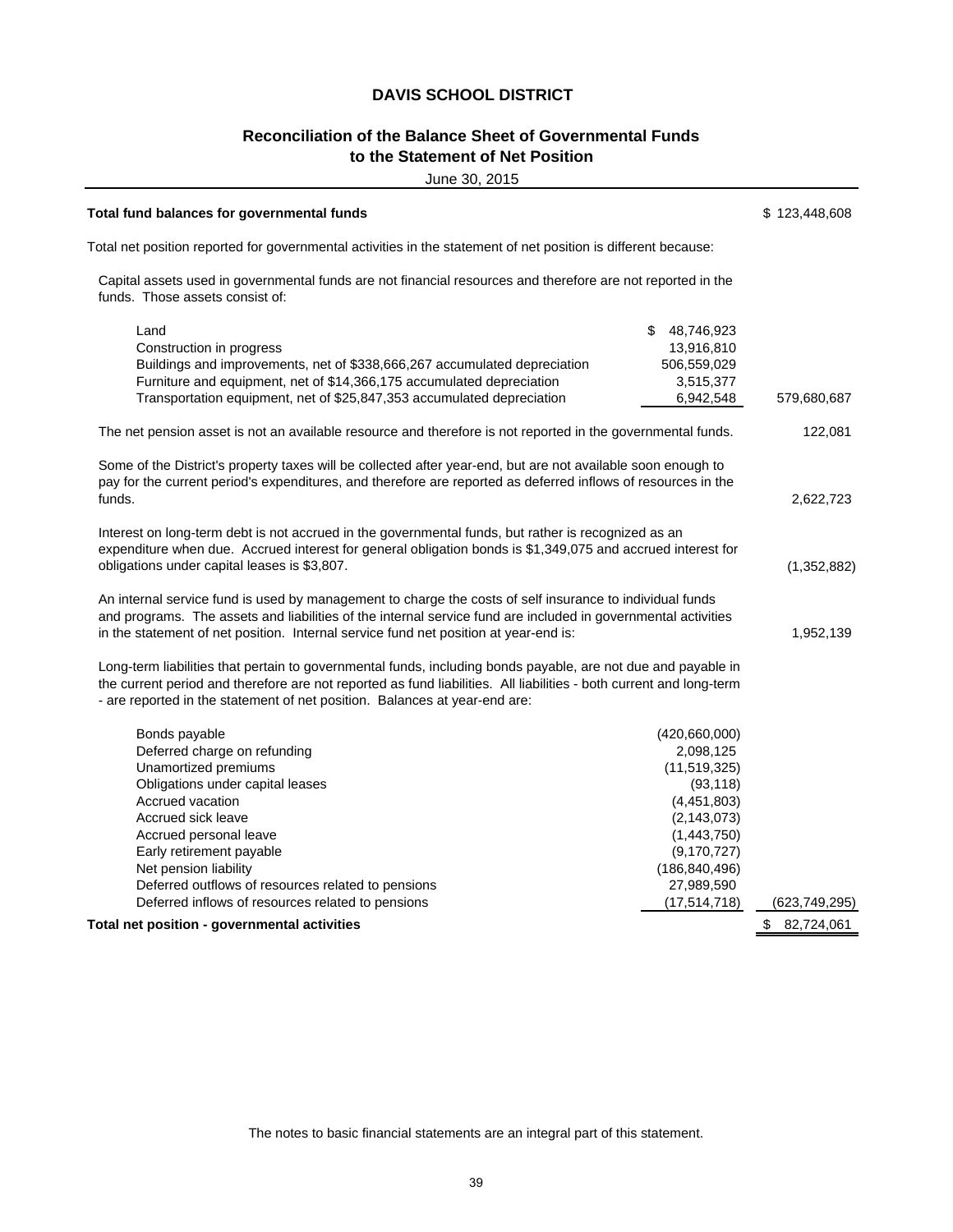# DAVIS SCHOOL DISTRICT

## Reconciliation of the Balance Sheet of Governmental Funds to the Statement of Net Position

June 30, 2015

| | | |
|---|---|---|
| **Total fund balances for governmental funds** | | $ 123,448,608 |
| Total net position reported for governmental activities in the statement of net position is different because: | | |
| Capital assets used in governmental funds are not financial resources and therefore are not reported in the funds. Those assets consist of: | | |
| Land | $ 48,746,923 | |
| Construction in progress | 13,916,810 | |
| Buildings and improvements, net of $338,666,267 accumulated depreciation | 506,559,029 | |
| Furniture and equipment, net of $14,366,175 accumulated depreciation | 3,515,377 | |
| Transportation equipment, net of $25,847,353 accumulated depreciation | 6,942,548 | 579,680,687 |
| The net pension asset is not an available resource and therefore is not reported in the governmental funds. | | 122,081 |
| Some of the District's property taxes will be collected after year-end, but are not available soon enough to pay for the current period's expenditures, and therefore are reported as deferred inflows of resources in the funds. | | 2,622,723 |
| Interest on long-term debt is not accrued in the governmental funds, but rather is recognized as an expenditure when due. Accrued interest for general obligation bonds is $1,349,075 and accrued interest for obligations under capital leases is $3,807. | | (1,352,882) |
| An internal service fund is used by management to charge the costs of self insurance to individual funds and programs. The assets and liabilities of the internal service fund are included in governmental activities in the statement of net position. Internal service fund net position at year-end is: | | 1,952,139 |
| Long-term liabilities that pertain to governmental funds, including bonds payable, are not due and payable in the current period and therefore are not reported as fund liabilities. All liabilities - both current and long-term - are reported in the statement of net position. Balances at year-end are: | | |
| Bonds payable | (420,660,000) | |
| Deferred charge on refunding | 2,098,125 | |
| Unamortized premiums | (11,519,325) | |
| Obligations under capital leases | (93,118) | |
| Accrued vacation | (4,451,803) | |
| Accrued sick leave | (2,143,073) | |
| Accrued personal leave | (1,443,750) | |
| Early retirement payable | (9,170,727) | |
| Net pension liability | (186,840,496) | |
| Deferred outflows of resources related to pensions | 27,989,590 | |
| Deferred inflows of resources related to pensions | (17,514,718) | (623,749,295) |
| **Total net position - governmental activities** | | $ 82,724,061 |

The notes to basic financial statements are an integral part of this statement.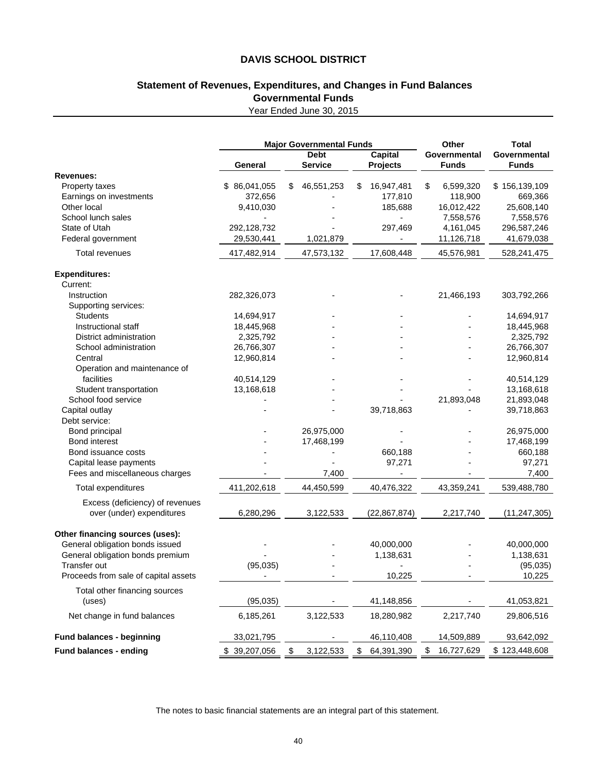# DAVIS SCHOOL DISTRICT

## Statement of Revenues, Expenditures, and Changes in Fund Balances
## Governmental Funds

Year Ended June 30, 2015

| | Major Governmental Funds | | | Other | Total |
|---|---|---|---|---|---|
| | General | Debt Service | Capital Projects | Governmental Funds | Governmental Funds |
| **Revenues:** | | | | | |
| Property taxes | $ 86,041,055 | $ 46,551,253 | $ 16,947,481 | $ 6,599,320 | $ 156,139,109 |
| Earnings on investments | 372,656 | - | 177,810 | 118,900 | 669,366 |
| Other local | 9,410,030 | - | 185,688 | 16,012,422 | 25,608,140 |
| School lunch sales | - | - | - | 7,558,576 | 7,558,576 |
| State of Utah | 292,128,732 | - | 297,469 | 4,161,045 | 296,587,246 |
| Federal government | 29,530,441 | 1,021,879 | - | 11,126,718 | 41,679,038 |
| Total revenues | 417,482,914 | 47,573,132 | 17,608,448 | 45,576,981 | 528,241,475 |
| **Expenditures:** | | | | | |
| Current: | | | | | |
| Instruction | 282,326,073 | - | - | 21,466,193 | 303,792,266 |
| Supporting services: | | | | | |
| Students | 14,694,917 | - | - | - | 14,694,917 |
| Instructional staff | 18,445,968 | - | - | - | 18,445,968 |
| District administration | 2,325,792 | - | - | - | 2,325,792 |
| School administration | 26,766,307 | - | - | - | 26,766,307 |
| Central | 12,960,814 | - | - | - | 12,960,814 |
| Operation and maintenance of facilities | 40,514,129 | - | - | - | 40,514,129 |
| Student transportation | 13,168,618 | - | - | - | 13,168,618 |
| School food service | - | - | - | 21,893,048 | 21,893,048 |
| Capital outlay | - | - | 39,718,863 | - | 39,718,863 |
| Debt service: | | | | | |
| Bond principal | - | 26,975,000 | - | - | 26,975,000 |
| Bond interest | - | 17,468,199 | - | - | 17,468,199 |
| Bond issuance costs | - | - | 660,188 | - | 660,188 |
| Capital lease payments | - | - | 97,271 | - | 97,271 |
| Fees and miscellaneous charges | - | 7,400 | - | - | 7,400 |
| Total expenditures | 411,202,618 | 44,450,599 | 40,476,322 | 43,359,241 | 539,488,780 |
| Excess (deficiency) of revenues over (under) expenditures | 6,280,296 | 3,122,533 | (22,867,874) | 2,217,740 | (11,247,305) |
| **Other financing sources (uses):** | | | | | |
| General obligation bonds issued | - | - | 40,000,000 | - | 40,000,000 |
| General obligation bonds premium | - | - | 1,138,631 | - | 1,138,631 |
| Transfer out | (95,035) | - | - | - | (95,035) |
| Proceeds from sale of capital assets | - | - | 10,225 | - | 10,225 |
| Total other financing sources (uses) | (95,035) | - | 41,148,856 | - | 41,053,821 |
| Net change in fund balances | 6,185,261 | 3,122,533 | 18,280,982 | 2,217,740 | 29,806,516 |
| **Fund balances - beginning** | 33,021,795 | - | 46,110,408 | 14,509,889 | 93,642,092 |
| **Fund balances - ending** | $ 39,207,056 | $ 3,122,533 | $ 64,391,390 | $ 16,727,629 | $ 123,448,608 |

The notes to basic financial statements are an integral part of this statement.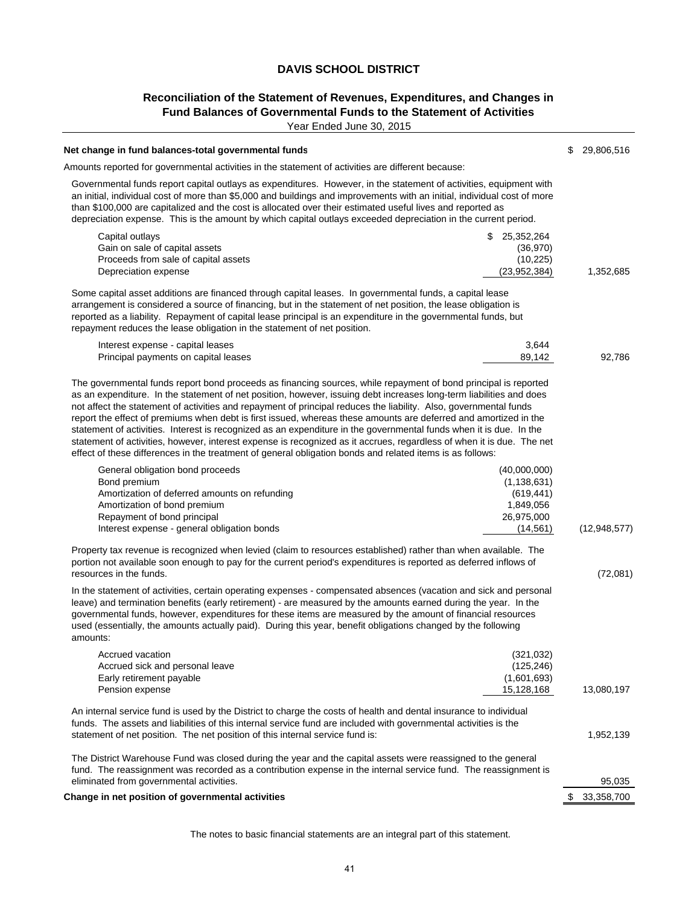# DAVIS SCHOOL DISTRICT

## Reconciliation of the Statement of Revenues, Expenditures, and Changes in Fund Balances of Governmental Funds to the Statement of Activities

Year Ended June 30, 2015

| | | |
|---|---|---|
| **Net change in fund balances-total governmental funds** | | $ 29,806,516 |
| Amounts reported for governmental activities in the statement of activities are different because: | | |
| Governmental funds report capital outlays as expenditures. However, in the statement of activities, equipment with an initial, individual cost of more than $5,000 and buildings and improvements with an initial, individual cost of more than $100,000 are capitalized and the cost is allocated over their estimated useful lives and reported as depreciation expense. This is the amount by which capital outlays exceeded depreciation in the current period. | | |
| Capital outlays | $ 25,352,264 | |
| Gain on sale of capital assets | (36,970) | |
| Proceeds from sale of capital assets | (10,225) | |
| Depreciation expense | (23,952,384) | 1,352,685 |
| Some capital asset additions are financed through capital leases. In governmental funds, a capital lease arrangement is considered a source of financing, but in the statement of net position, the lease obligation is reported as a liability. Repayment of capital lease principal is an expenditure in the governmental funds, but repayment reduces the lease obligation in the statement of net position. | | |
| Interest expense - capital leases | 3,644 | |
| Principal payments on capital leases | 89,142 | 92,786 |
| The governmental funds report bond proceeds as financing sources, while repayment of bond principal is reported as an expenditure. In the statement of net position, however, issuing debt increases long-term liabilities and does not affect the statement of activities and repayment of principal reduces the liability. Also, governmental funds report the effect of premiums when debt is first issued, whereas these amounts are deferred and amortized in the statement of activities. Interest is recognized as an expenditure in the governmental funds when it is due. In the statement of activities, however, interest expense is recognized as it accrues, regardless of when it is due. The net effect of these differences in the treatment of general obligation bonds and related items is as follows: | | |
| General obligation bond proceeds | (40,000,000) | |
| Bond premium | (1,138,631) | |
| Amortization of deferred amounts on refunding | (619,441) | |
| Amortization of bond premium | 1,849,056 | |
| Repayment of bond principal | 26,975,000 | |
| Interest expense - general obligation bonds | (14,561) | (12,948,577) |
| Property tax revenue is recognized when levied (claim to resources established) rather than when available. The portion not available soon enough to pay for the current period's expenditures is reported as deferred inflows of resources in the funds. | | (72,081) |
| In the statement of activities, certain operating expenses - compensated absences (vacation and sick and personal leave) and termination benefits (early retirement) - are measured by the amounts earned during the year. In the governmental funds, however, expenditures for these items are measured by the amount of financial resources used (essentially, the amounts actually paid). During this year, benefit obligations changed by the following amounts: | | |
| Accrued vacation | (321,032) | |
| Accrued sick and personal leave | (125,246) | |
| Early retirement payable | (1,601,693) | |
| Pension expense | 15,128,168 | 13,080,197 |
| An internal service fund is used by the District to charge the costs of health and dental insurance to individual funds. The assets and liabilities of this internal service fund are included with governmental activities is the statement of net position. The net position of this internal service fund is: | | 1,952,139 |
| The District Warehouse Fund was closed during the year and the capital assets were reassigned to the general fund. The reassignment was recorded as a contribution expense in the internal service fund. The reassignment was eliminated from governmental activities. | | 95,035 |
| **Change in net position of governmental activities** | | $ 33,358,700 |

The notes to basic financial statements are an integral part of this statement.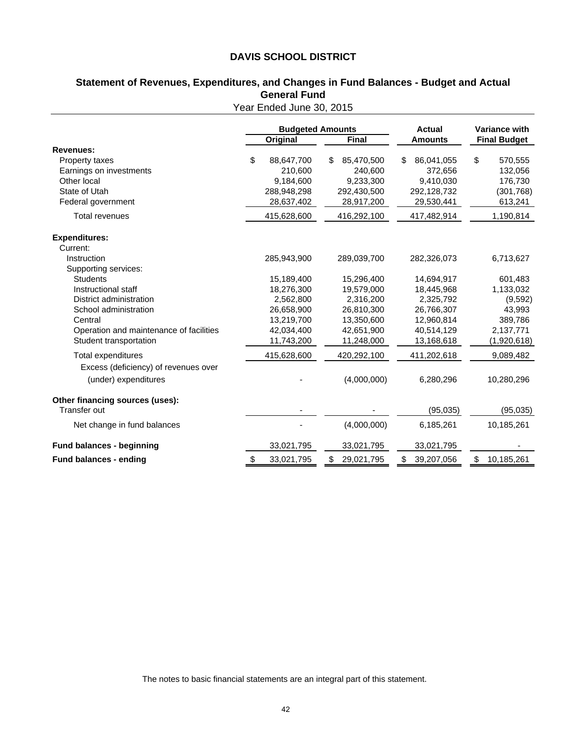# DAVIS SCHOOL DISTRICT

## Statement of Revenues, Expenditures, and Changes in Fund Balances - Budget and Actual
## General Fund

Year Ended June 30, 2015

| | Budgeted Amounts | | Actual | Variance with |
|---|---|---|---|---|
| | Original | Final | Amounts | Final Budget |
| **Revenues:** | | | | |
| Property taxes | $ 88,647,700 | $ 85,470,500 | $ 86,041,055 | $ 570,555 |
| Earnings on investments | 210,600 | 240,600 | 372,656 | 132,056 |
| Other local | 9,184,600 | 9,233,300 | 9,410,030 | 176,730 |
| State of Utah | 288,948,298 | 292,430,500 | 292,128,732 | (301,768) |
| Federal government | 28,637,402 | 28,917,200 | 29,530,441 | 613,241 |
| Total revenues | 415,628,600 | 416,292,100 | 417,482,914 | 1,190,814 |
| **Expenditures:** | | | | |
| Current: | | | | |
| Instruction | 285,943,900 | 289,039,700 | 282,326,073 | 6,713,627 |
| Supporting services: | | | | |
| Students | 15,189,400 | 15,296,400 | 14,694,917 | 601,483 |
| Instructional staff | 18,276,300 | 19,579,000 | 18,445,968 | 1,133,032 |
| District administration | 2,562,800 | 2,316,200 | 2,325,792 | (9,592) |
| School administration | 26,658,900 | 26,810,300 | 26,766,307 | 43,993 |
| Central | 13,219,700 | 13,350,600 | 12,960,814 | 389,786 |
| Operation and maintenance of facilities | 42,034,400 | 42,651,900 | 40,514,129 | 2,137,771 |
| Student transportation | 11,743,200 | 11,248,000 | 13,168,618 | (1,920,618) |
| Total expenditures | 415,628,600 | 420,292,100 | 411,202,618 | 9,089,482 |
| Excess (deficiency) of revenues over (under) expenditures | - | (4,000,000) | 6,280,296 | 10,280,296 |
| **Other financing sources (uses):** | | | | |
| Transfer out | - | - | (95,035) | (95,035) |
| Net change in fund balances | - | (4,000,000) | 6,185,261 | 10,185,261 |
| **Fund balances - beginning** | 33,021,795 | 33,021,795 | 33,021,795 | - |
| **Fund balances - ending** | $ 33,021,795 | $ 29,021,795 | $ 39,207,056 | $ 10,185,261 |

The notes to basic financial statements are an integral part of this statement.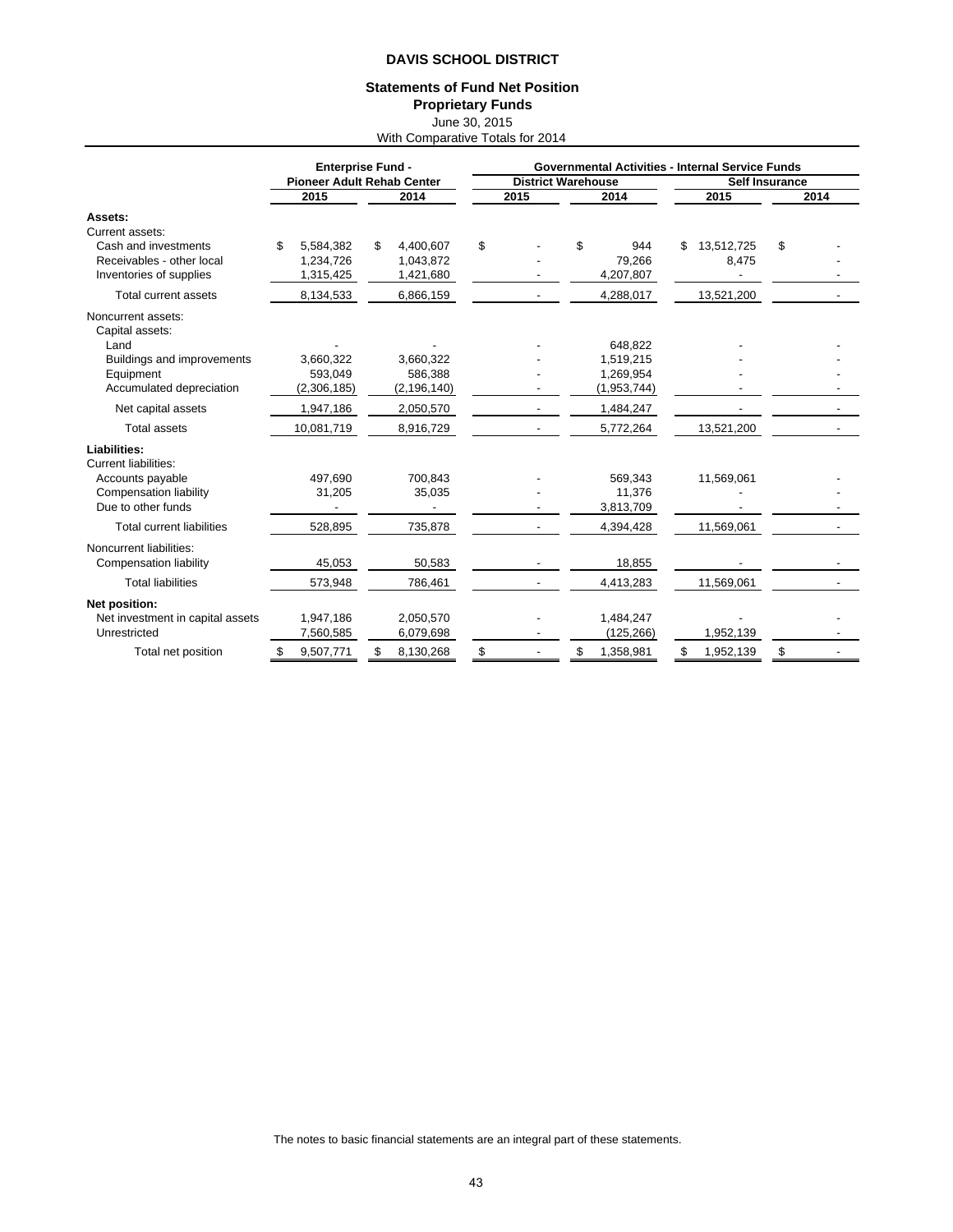# DAVIS SCHOOL DISTRICT

## Statements of Fund Net Position
## Proprietary Funds

June 30, 2015
With Comparative Totals for 2014

| | Enterprise Fund - Pioneer Adult Rehab Center | | Governmental Activities - Internal Service Funds | | | |
|---|---|---|---|---|---|---|
| | | | District Warehouse | | Self Insurance | |
| | 2015 | 2014 | 2015 | 2014 | 2015 | 2014 |
| **Assets:** | | | | | | |
| Current assets: | | | | | | |
| Cash and investments | $ 5,584,382 | $ 4,400,607 | $ - | $ 944 | $ 13,512,725 | $ - |
| Receivables - other local | 1,234,726 | 1,043,872 | - | 79,266 | 8,475 | - |
| Inventories of supplies | 1,315,425 | 1,421,680 | - | 4,207,807 | - | - |
| Total current assets | 8,134,533 | 6,866,159 | - | 4,288,017 | 13,521,200 | - |
| Noncurrent assets: | | | | | | |
| Capital assets: | | | | | | |
| Land | - | - | - | 648,822 | - | - |
| Buildings and improvements | 3,660,322 | 3,660,322 | - | 1,519,215 | - | - |
| Equipment | 593,049 | 586,388 | - | 1,269,954 | - | - |
| Accumulated depreciation | (2,306,185) | (2,196,140) | - | (1,953,744) | - | - |
| Net capital assets | 1,947,186 | 2,050,570 | - | 1,484,247 | - | - |
| Total assets | 10,081,719 | 8,916,729 | - | 5,772,264 | 13,521,200 | - |
| **Liabilities:** | | | | | | |
| Current liabilities: | | | | | | |
| Accounts payable | 497,690 | 700,843 | - | 569,343 | 11,569,061 | - |
| Compensation liability | 31,205 | 35,035 | - | 11,376 | - | - |
| Due to other funds | - | - | - | 3,813,709 | - | - |
| Total current liabilities | 528,895 | 735,878 | - | 4,394,428 | 11,569,061 | - |
| Noncurrent liabilities: | | | | | | |
| Compensation liability | 45,053 | 50,583 | - | 18,855 | - | - |
| Total liabilities | 573,948 | 786,461 | - | 4,413,283 | 11,569,061 | - |
| **Net position:** | | | | | | |
| Net investment in capital assets | 1,947,186 | 2,050,570 | - | 1,484,247 | - | - |
| Unrestricted | 7,560,585 | 6,079,698 | - | (125,266) | 1,952,139 | - |
| Total net position | $ 9,507,771 | $ 8,130,268 | $ - | $ 1,358,981 | $ 1,952,139 | $ - |

The notes to basic financial statements are an integral part of these statements.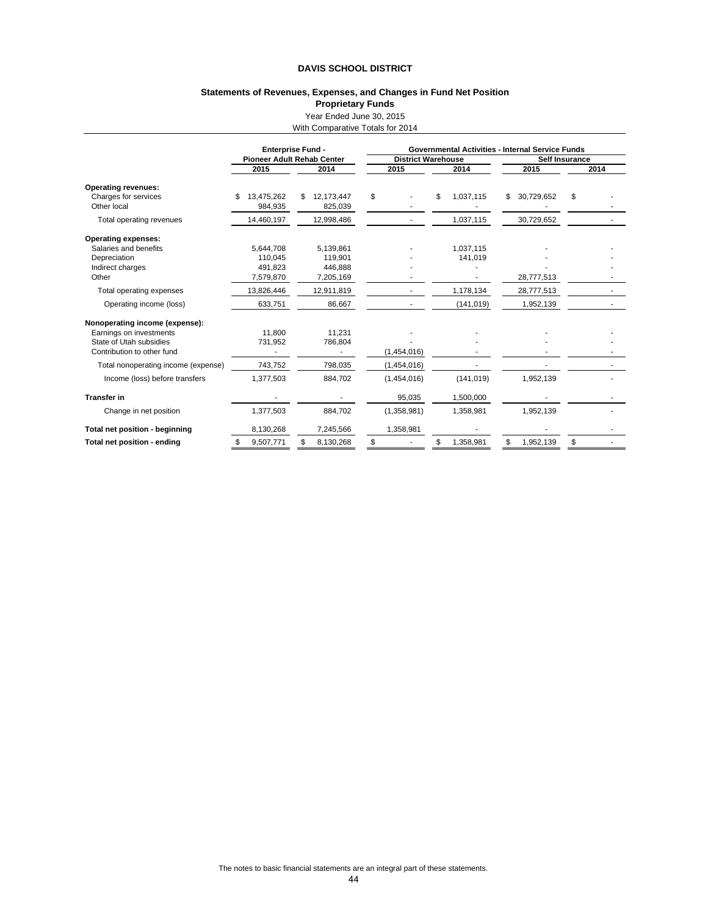# DAVIS SCHOOL DISTRICT

## Statements of Revenues, Expenses, and Changes in Fund Net Position
### Proprietary Funds
Year Ended June 30, 2015
With Comparative Totals for 2014

| | Enterprise Fund - Pioneer Adult Rehab Center | | Governmental Activities - Internal Service Funds | | | |
|---|---|---|---|---|---|---|
| | | | District Warehouse | | Self Insurance | |
| | 2015 | 2014 | 2015 | 2014 | 2015 | 2014 |
| **Operating revenues:** | | | | | | |
| Charges for services | $ 13,475,262 | $ 12,173,447 | $ - | $ 1,037,115 | $ 30,729,652 | $ - |
| Other local | 984,935 | 825,039 | - | - | - | - |
| Total operating revenues | 14,460,197 | 12,998,486 | - | 1,037,115 | 30,729,652 | - |
| **Operating expenses:** | | | | | | |
| Salaries and benefits | 5,644,708 | 5,139,861 | - | 1,037,115 | - | - |
| Depreciation | 110,045 | 119,901 | - | 141,019 | - | - |
| Indirect charges | 491,823 | 446,888 | - | - | - | - |
| Other | 7,579,870 | 7,205,169 | - | - | 28,777,513 | - |
| Total operating expenses | 13,826,446 | 12,911,819 | - | 1,178,134 | 28,777,513 | - |
| Operating income (loss) | 633,751 | 86,667 | - | (141,019) | 1,952,139 | - |
| **Nonoperating income (expense):** | | | | | | |
| Earnings on investments | 11,800 | 11,231 | - | - | - | - |
| State of Utah subsidies | 731,952 | 786,804 | - | - | - | - |
| Contribution to other fund | - | - | (1,454,016) | - | - | - |
| Total nonoperating income (expense) | 743,752 | 798,035 | (1,454,016) | - | - | - |
| Income (loss) before transfers | 1,377,503 | 884,702 | (1,454,016) | (141,019) | 1,952,139 | - |
| **Transfer in** | - | - | 95,035 | 1,500,000 | - | - |
| Change in net position | 1,377,503 | 884,702 | (1,358,981) | 1,358,981 | 1,952,139 | - |
| **Total net position - beginning** | 8,130,268 | 7,245,566 | 1,358,981 | - | - | - |
| **Total net position - ending** | $ 9,507,771 | $ 8,130,268 | $ - | $ 1,358,981 | $ 1,952,139 | $ - |

The notes to basic financial statements are an integral part of these statements.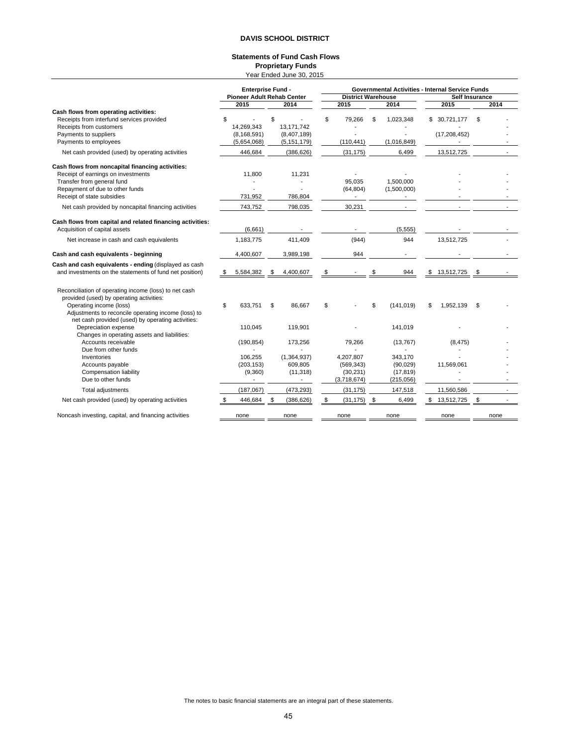# DAVIS SCHOOL DISTRICT

## Statements of Fund Cash Flows
### Proprietary Funds
Year Ended June 30, 2015

| | Enterprise Fund - Pioneer Adult Rehab Center | | Governmental Activities - Internal Service Funds | | | |
|---|---|---|---|---|---|---|
| | | | District Warehouse | | Self Insurance | |
| | 2015 | 2014 | 2015 | 2014 | 2015 | 2014 |
| **Cash flows from operating activities:** | | | | | | |
| Receipts from interfund services provided | $ - | $ - | $ 79,266 | $ 1,023,348 | $ 30,721,177 | $ - |
| Receipts from customers | 14,269,343 | 13,171,742 | - | - | - | - |
| Payments to suppliers | (8,168,591) | (8,407,189) | - | - | (17,208,452) | - |
| Payments to employees | (5,654,068) | (5,151,179) | (110,441) | (1,016,849) | - | - |
| Net cash provided (used) by operating activities | 446,684 | (386,626) | (31,175) | 6,499 | 13,512,725 | - |
| **Cash flows from noncapital financing activities:** | | | | | | |
| Receipt of earnings on investments | 11,800 | 11,231 | - | - | - | - |
| Transfer from general fund | - | - | 95,035 | 1,500,000 | - | - |
| Repayment of due to other funds | - | - | (64,804) | (1,500,000) | - | - |
| Receipt of state subsidies | 731,952 | 786,804 | - | - | - | - |
| Net cash provided by noncapital financing activities | 743,752 | 798,035 | 30,231 | - | - | - |
| **Cash flows from capital and related financing activities:** | | | | | | |
| Acquisition of capital assets | (6,661) | - | - | (5,555) | - | - |
| Net increase in cash and cash equivalents | 1,183,775 | 411,409 | (944) | 944 | 13,512,725 | - |
| **Cash and cash equivalents - beginning** | 4,400,607 | 3,989,198 | 944 | - | - | - |
| **Cash and cash equivalents - ending** (displayed as cash and investments on the statements of fund net position) | $ 5,584,382 | $ 4,400,607 | $ - | $ 944 | $ 13,512,725 | $ - |
| Reconciliation of operating income (loss) to net cash provided (used) by operating activities: | | | | | | |
| Operating income (loss) | $ 633,751 | $ 86,667 | $ - | $ (141,019) | $ 1,952,139 | $ - |
| Adjustments to reconcile operating income (loss) to net cash provided (used) by operating activities: | | | | | | |
| Depreciation expense | 110,045 | 119,901 | - | 141,019 | - | - |
| Changes in operating assets and liabilities: | | | | | | |
| Accounts receivable | (190,854) | 173,256 | 79,266 | (13,767) | (8,475) | - |
| Due from other funds | - | - | - | - | - | - |
| Inventories | 106,255 | (1,364,937) | 4,207,807 | 343,170 | - | - |
| Accounts payable | (203,153) | 609,805 | (569,343) | (90,029) | 11,569,061 | - |
| Compensation liability | (9,360) | (11,318) | (30,231) | (17,819) | - | - |
| Due to other funds | - | - | (3,718,674) | (215,056) | - | - |
| Total adjustments | (187,067) | (473,293) | (31,175) | 147,518 | 11,560,586 | - |
| Net cash provided (used) by operating activities | $ 446,684 | $ (386,626) | $ (31,175) | $ 6,499 | $ 13,512,725 | $ - |
| Noncash investing, capital, and financing activities | none | none | none | none | none | none |

The notes to basic financial statements are an integral part of these statements.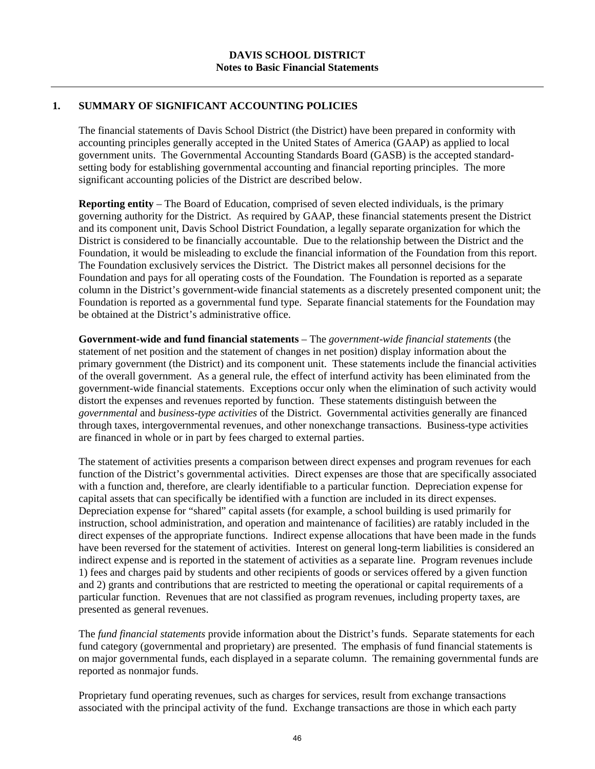# DAVIS SCHOOL DISTRICT
## Notes to Basic Financial Statements

## 1. SUMMARY OF SIGNIFICANT ACCOUNTING POLICIES

The financial statements of Davis School District (the District) have been prepared in conformity with accounting principles generally accepted in the United States of America (GAAP) as applied to local government units. The Governmental Accounting Standards Board (GASB) is the accepted standard-setting body for establishing governmental accounting and financial reporting principles. The more significant accounting policies of the District are described below.

**Reporting entity** – The Board of Education, comprised of seven elected individuals, is the primary governing authority for the District. As required by GAAP, these financial statements present the District and its component unit, Davis School District Foundation, a legally separate organization for which the District is considered to be financially accountable. Due to the relationship between the District and the Foundation, it would be misleading to exclude the financial information of the Foundation from this report. The Foundation exclusively services the District. The District makes all personnel decisions for the Foundation and pays for all operating costs of the Foundation. The Foundation is reported as a separate column in the District's government-wide financial statements as a discretely presented component unit; the Foundation is reported as a governmental fund type. Separate financial statements for the Foundation may be obtained at the District's administrative office.

**Government-wide and fund financial statements** – The *government-wide financial statements* (the statement of net position and the statement of changes in net position) display information about the primary government (the District) and its component unit. These statements include the financial activities of the overall government. As a general rule, the effect of interfund activity has been eliminated from the government-wide financial statements. Exceptions occur only when the elimination of such activity would distort the expenses and revenues reported by function. These statements distinguish between the *governmental* and *business-type activities* of the District. Governmental activities generally are financed through taxes, intergovernmental revenues, and other nonexchange transactions. Business-type activities are financed in whole or in part by fees charged to external parties.

The statement of activities presents a comparison between direct expenses and program revenues for each function of the District's governmental activities. Direct expenses are those that are specifically associated with a function and, therefore, are clearly identifiable to a particular function. Depreciation expense for capital assets that can specifically be identified with a function are included in its direct expenses. Depreciation expense for "shared" capital assets (for example, a school building is used primarily for instruction, school administration, and operation and maintenance of facilities) are ratably included in the direct expenses of the appropriate functions. Indirect expense allocations that have been made in the funds have been reversed for the statement of activities. Interest on general long-term liabilities is considered an indirect expense and is reported in the statement of activities as a separate line. Program revenues include 1) fees and charges paid by students and other recipients of goods or services offered by a given function and 2) grants and contributions that are restricted to meeting the operational or capital requirements of a particular function. Revenues that are not classified as program revenues, including property taxes, are presented as general revenues.

The *fund financial statements* provide information about the District's funds. Separate statements for each fund category (governmental and proprietary) are presented. The emphasis of fund financial statements is on major governmental funds, each displayed in a separate column. The remaining governmental funds are reported as nonmajor funds.

Proprietary fund operating revenues, such as charges for services, result from exchange transactions associated with the principal activity of the fund. Exchange transactions are those in which each party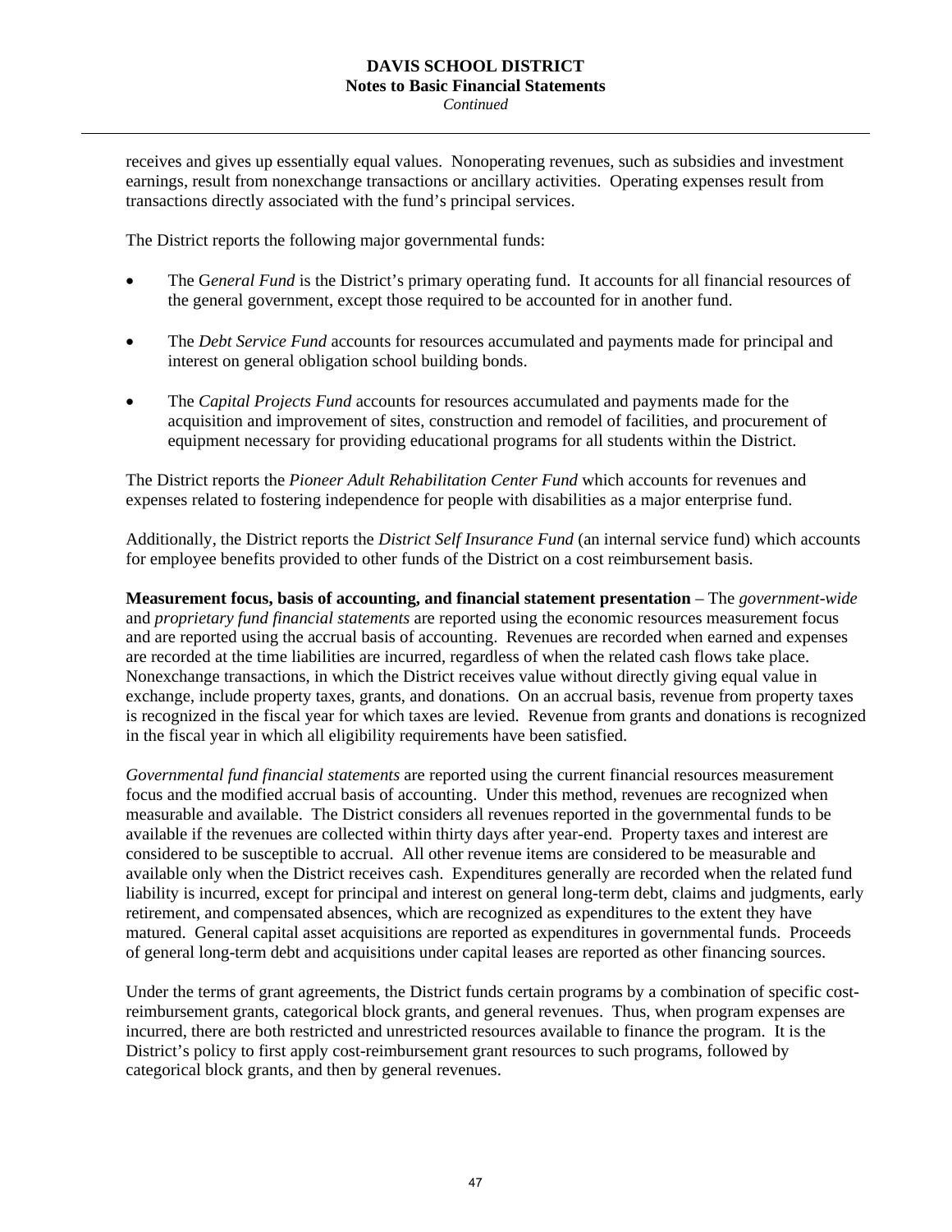receives and gives up essentially equal values. Nonoperating revenues, such as subsidies and investment earnings, result from nonexchange transactions or ancillary activities. Operating expenses result from transactions directly associated with the fund's principal services.

The District reports the following major governmental funds:

- The G*eneral Fund* is the District's primary operating fund. It accounts for all financial resources of the general government, except those required to be accounted for in another fund.
- The *Debt Service Fund* accounts for resources accumulated and payments made for principal and interest on general obligation school building bonds.
- The *Capital Projects Fund* accounts for resources accumulated and payments made for the acquisition and improvement of sites, construction and remodel of facilities, and procurement of equipment necessary for providing educational programs for all students within the District.

The District reports the *Pioneer Adult Rehabilitation Center Fund* which accounts for revenues and expenses related to fostering independence for people with disabilities as a major enterprise fund.

Additionally, the District reports the *District Self Insurance Fund* (an internal service fund) which accounts for employee benefits provided to other funds of the District on a cost reimbursement basis.

**Measurement focus, basis of accounting, and financial statement presentation** – The *government-wide* and *proprietary fund financial statements* are reported using the economic resources measurement focus and are reported using the accrual basis of accounting. Revenues are recorded when earned and expenses are recorded at the time liabilities are incurred, regardless of when the related cash flows take place. Nonexchange transactions, in which the District receives value without directly giving equal value in exchange, include property taxes, grants, and donations. On an accrual basis, revenue from property taxes is recognized in the fiscal year for which taxes are levied. Revenue from grants and donations is recognized in the fiscal year in which all eligibility requirements have been satisfied.

*Governmental fund financial statements* are reported using the current financial resources measurement focus and the modified accrual basis of accounting. Under this method, revenues are recognized when measurable and available. The District considers all revenues reported in the governmental funds to be available if the revenues are collected within thirty days after year-end. Property taxes and interest are considered to be susceptible to accrual. All other revenue items are considered to be measurable and available only when the District receives cash. Expenditures generally are recorded when the related fund liability is incurred, except for principal and interest on general long-term debt, claims and judgments, early retirement, and compensated absences, which are recognized as expenditures to the extent they have matured. General capital asset acquisitions are reported as expenditures in governmental funds. Proceeds of general long-term debt and acquisitions under capital leases are reported as other financing sources.

Under the terms of grant agreements, the District funds certain programs by a combination of specific cost-reimbursement grants, categorical block grants, and general revenues. Thus, when program expenses are incurred, there are both restricted and unrestricted resources available to finance the program. It is the District's policy to first apply cost-reimbursement grant resources to such programs, followed by categorical block grants, and then by general revenues.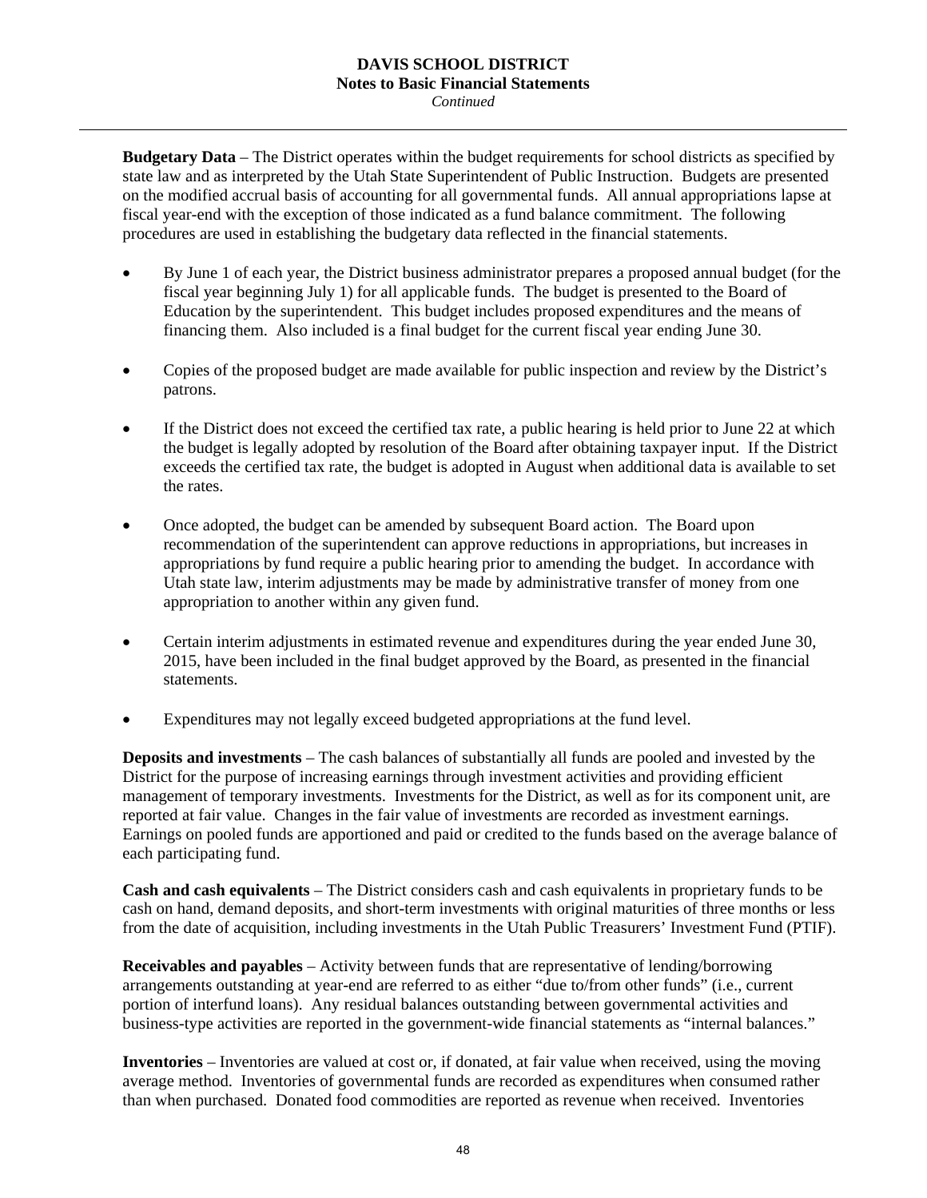**Budgetary Data** – The District operates within the budget requirements for school districts as specified by state law and as interpreted by the Utah State Superintendent of Public Instruction. Budgets are presented on the modified accrual basis of accounting for all governmental funds. All annual appropriations lapse at fiscal year-end with the exception of those indicated as a fund balance commitment. The following procedures are used in establishing the budgetary data reflected in the financial statements.

- By June 1 of each year, the District business administrator prepares a proposed annual budget (for the fiscal year beginning July 1) for all applicable funds. The budget is presented to the Board of Education by the superintendent. This budget includes proposed expenditures and the means of financing them. Also included is a final budget for the current fiscal year ending June 30.

- Copies of the proposed budget are made available for public inspection and review by the District's patrons.

- If the District does not exceed the certified tax rate, a public hearing is held prior to June 22 at which the budget is legally adopted by resolution of the Board after obtaining taxpayer input. If the District exceeds the certified tax rate, the budget is adopted in August when additional data is available to set the rates.

- Once adopted, the budget can be amended by subsequent Board action. The Board upon recommendation of the superintendent can approve reductions in appropriations, but increases in appropriations by fund require a public hearing prior to amending the budget. In accordance with Utah state law, interim adjustments may be made by administrative transfer of money from one appropriation to another within any given fund.

- Certain interim adjustments in estimated revenue and expenditures during the year ended June 30, 2015, have been included in the final budget approved by the Board, as presented in the financial statements.

- Expenditures may not legally exceed budgeted appropriations at the fund level.

**Deposits and investments** – The cash balances of substantially all funds are pooled and invested by the District for the purpose of increasing earnings through investment activities and providing efficient management of temporary investments. Investments for the District, as well as for its component unit, are reported at fair value. Changes in the fair value of investments are recorded as investment earnings. Earnings on pooled funds are apportioned and paid or credited to the funds based on the average balance of each participating fund.

**Cash and cash equivalents** – The District considers cash and cash equivalents in proprietary funds to be cash on hand, demand deposits, and short-term investments with original maturities of three months or less from the date of acquisition, including investments in the Utah Public Treasurers' Investment Fund (PTIF).

**Receivables and payables** – Activity between funds that are representative of lending/borrowing arrangements outstanding at year-end are referred to as either "due to/from other funds" (i.e., current portion of interfund loans). Any residual balances outstanding between governmental activities and business-type activities are reported in the government-wide financial statements as "internal balances."

**Inventories** – Inventories are valued at cost or, if donated, at fair value when received, using the moving average method. Inventories of governmental funds are recorded as expenditures when consumed rather than when purchased. Donated food commodities are reported as revenue when received. Inventories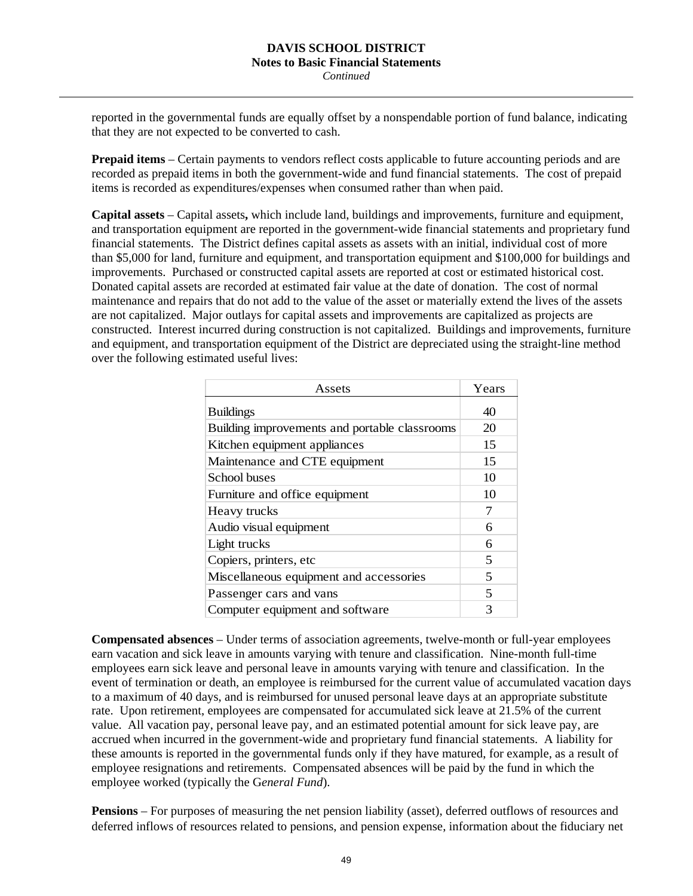reported in the governmental funds are equally offset by a nonspendable portion of fund balance, indicating that they are not expected to be converted to cash.

**Prepaid items** – Certain payments to vendors reflect costs applicable to future accounting periods and are recorded as prepaid items in both the government-wide and fund financial statements. The cost of prepaid items is recorded as expenditures/expenses when consumed rather than when paid.

**Capital assets** – Capital assets**,** which include land, buildings and improvements, furniture and equipment, and transportation equipment are reported in the government-wide financial statements and proprietary fund financial statements. The District defines capital assets as assets with an initial, individual cost of more than $5,000 for land, furniture and equipment, and transportation equipment and $100,000 for buildings and improvements. Purchased or constructed capital assets are reported at cost or estimated historical cost. Donated capital assets are recorded at estimated fair value at the date of donation. The cost of normal maintenance and repairs that do not add to the value of the asset or materially extend the lives of the assets are not capitalized. Major outlays for capital assets and improvements are capitalized as projects are constructed. Interest incurred during construction is not capitalized. Buildings and improvements, furniture and equipment, and transportation equipment of the District are depreciated using the straight-line method over the following estimated useful lives:

| Assets | Years |
|---|---|
| Buildings | 40 |
| Building improvements and portable classrooms | 20 |
| Kitchen equipment appliances | 15 |
| Maintenance and CTE equipment | 15 |
| School buses | 10 |
| Furniture and office equipment | 10 |
| Heavy trucks | 7 |
| Audio visual equipment | 6 |
| Light trucks | 6 |
| Copiers, printers, etc | 5 |
| Miscellaneous equipment and accessories | 5 |
| Passenger cars and vans | 5 |
| Computer equipment and software | 3 |

**Compensated absences** – Under terms of association agreements, twelve-month or full-year employees earn vacation and sick leave in amounts varying with tenure and classification. Nine-month full-time employees earn sick leave and personal leave in amounts varying with tenure and classification. In the event of termination or death, an employee is reimbursed for the current value of accumulated vacation days to a maximum of 40 days, and is reimbursed for unused personal leave days at an appropriate substitute rate. Upon retirement, employees are compensated for accumulated sick leave at 21.5% of the current value. All vacation pay, personal leave pay, and an estimated potential amount for sick leave pay, are accrued when incurred in the government-wide and proprietary fund financial statements. A liability for these amounts is reported in the governmental funds only if they have matured, for example, as a result of employee resignations and retirements. Compensated absences will be paid by the fund in which the employee worked (typically the *General Fund*).

**Pensions** – For purposes of measuring the net pension liability (asset), deferred outflows of resources and deferred inflows of resources related to pensions, and pension expense, information about the fiduciary net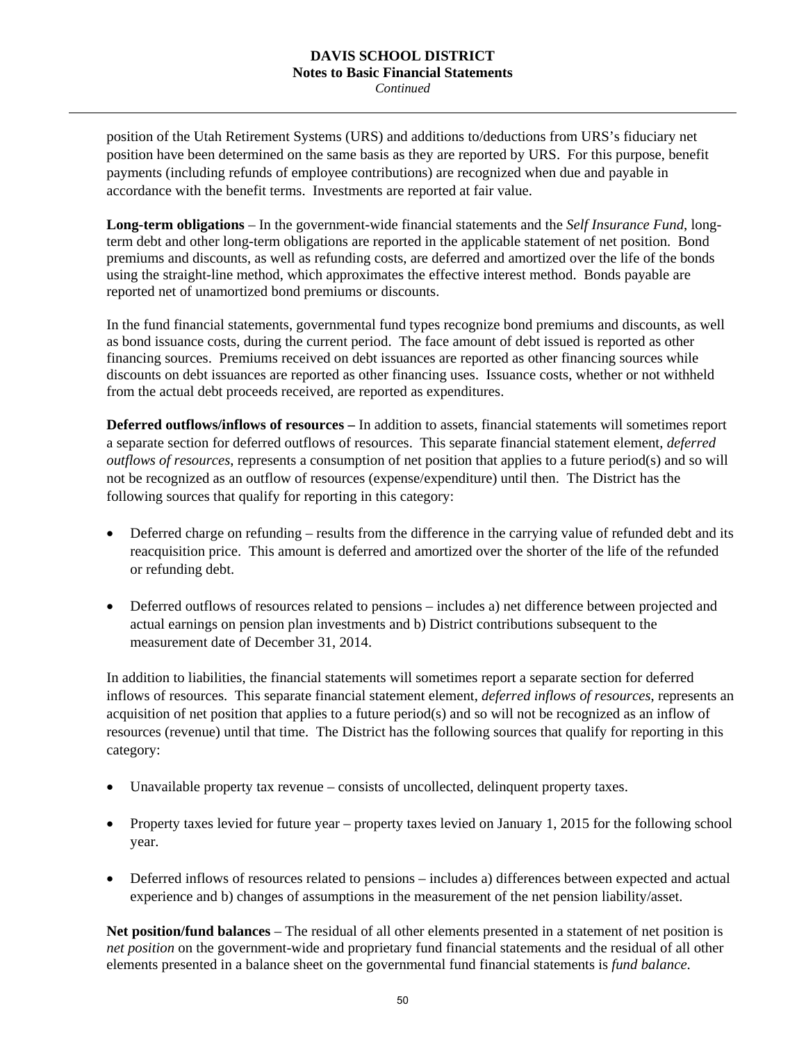position of the Utah Retirement Systems (URS) and additions to/deductions from URS's fiduciary net position have been determined on the same basis as they are reported by URS. For this purpose, benefit payments (including refunds of employee contributions) are recognized when due and payable in accordance with the benefit terms. Investments are reported at fair value.

**Long-term obligations** – In the government-wide financial statements and the *Self Insurance Fund*, long-term debt and other long-term obligations are reported in the applicable statement of net position. Bond premiums and discounts, as well as refunding costs, are deferred and amortized over the life of the bonds using the straight-line method, which approximates the effective interest method. Bonds payable are reported net of unamortized bond premiums or discounts.

In the fund financial statements, governmental fund types recognize bond premiums and discounts, as well as bond issuance costs, during the current period. The face amount of debt issued is reported as other financing sources. Premiums received on debt issuances are reported as other financing sources while discounts on debt issuances are reported as other financing uses. Issuance costs, whether or not withheld from the actual debt proceeds received, are reported as expenditures.

**Deferred outflows/inflows of resources –** In addition to assets, financial statements will sometimes report a separate section for deferred outflows of resources. This separate financial statement element, *deferred outflows of resources*, represents a consumption of net position that applies to a future period(s) and so will not be recognized as an outflow of resources (expense/expenditure) until then. The District has the following sources that qualify for reporting in this category:

- Deferred charge on refunding – results from the difference in the carrying value of refunded debt and its reacquisition price. This amount is deferred and amortized over the shorter of the life of the refunded or refunding debt.
- Deferred outflows of resources related to pensions – includes a) net difference between projected and actual earnings on pension plan investments and b) District contributions subsequent to the measurement date of December 31, 2014.

In addition to liabilities, the financial statements will sometimes report a separate section for deferred inflows of resources. This separate financial statement element, *deferred inflows of resources*, represents an acquisition of net position that applies to a future period(s) and so will not be recognized as an inflow of resources (revenue) until that time. The District has the following sources that qualify for reporting in this category:

- Unavailable property tax revenue – consists of uncollected, delinquent property taxes.
- Property taxes levied for future year – property taxes levied on January 1, 2015 for the following school year.
- Deferred inflows of resources related to pensions – includes a) differences between expected and actual experience and b) changes of assumptions in the measurement of the net pension liability/asset.

**Net position/fund balances** – The residual of all other elements presented in a statement of net position is *net position* on the government-wide and proprietary fund financial statements and the residual of all other elements presented in a balance sheet on the governmental fund financial statements is *fund balance*.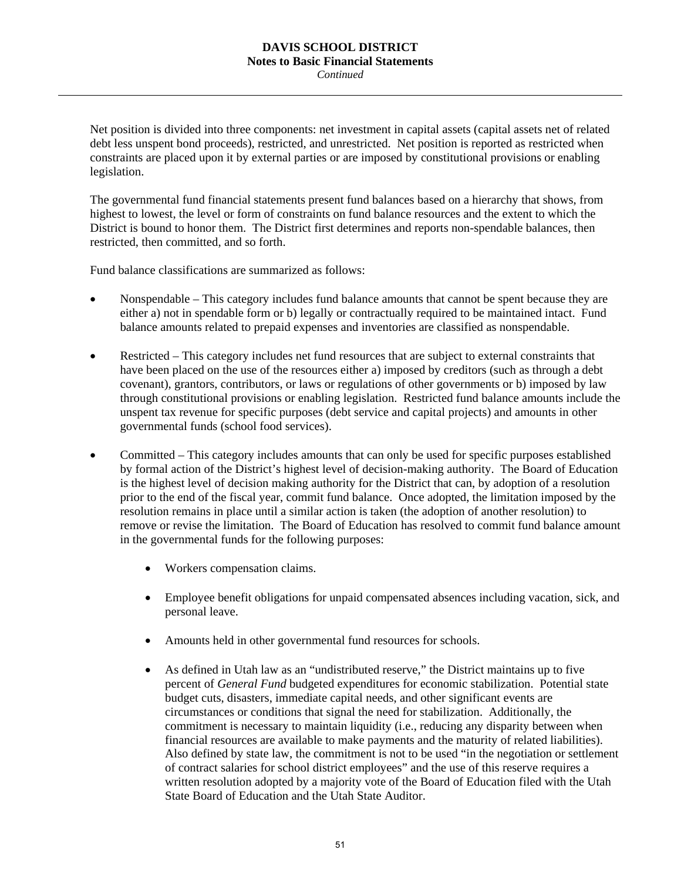Net position is divided into three components: net investment in capital assets (capital assets net of related debt less unspent bond proceeds), restricted, and unrestricted. Net position is reported as restricted when constraints are placed upon it by external parties or are imposed by constitutional provisions or enabling legislation.

The governmental fund financial statements present fund balances based on a hierarchy that shows, from highest to lowest, the level or form of constraints on fund balance resources and the extent to which the District is bound to honor them. The District first determines and reports non-spendable balances, then restricted, then committed, and so forth.

Fund balance classifications are summarized as follows:

- Nonspendable – This category includes fund balance amounts that cannot be spent because they are either a) not in spendable form or b) legally or contractually required to be maintained intact. Fund balance amounts related to prepaid expenses and inventories are classified as nonspendable.

- Restricted – This category includes net fund resources that are subject to external constraints that have been placed on the use of the resources either a) imposed by creditors (such as through a debt covenant), grantors, contributors, or laws or regulations of other governments or b) imposed by law through constitutional provisions or enabling legislation. Restricted fund balance amounts include the unspent tax revenue for specific purposes (debt service and capital projects) and amounts in other governmental funds (school food services).

- Committed – This category includes amounts that can only be used for specific purposes established by formal action of the District's highest level of decision-making authority. The Board of Education is the highest level of decision making authority for the District that can, by adoption of a resolution prior to the end of the fiscal year, commit fund balance. Once adopted, the limitation imposed by the resolution remains in place until a similar action is taken (the adoption of another resolution) to remove or revise the limitation. The Board of Education has resolved to commit fund balance amount in the governmental funds for the following purposes:

  - Workers compensation claims.

  - Employee benefit obligations for unpaid compensated absences including vacation, sick, and personal leave.

  - Amounts held in other governmental fund resources for schools.

  - As defined in Utah law as an "undistributed reserve," the District maintains up to five percent of *General Fund* budgeted expenditures for economic stabilization. Potential state budget cuts, disasters, immediate capital needs, and other significant events are circumstances or conditions that signal the need for stabilization. Additionally, the commitment is necessary to maintain liquidity (i.e., reducing any disparity between when financial resources are available to make payments and the maturity of related liabilities). Also defined by state law, the commitment is not to be used "in the negotiation or settlement of contract salaries for school district employees" and the use of this reserve requires a written resolution adopted by a majority vote of the Board of Education filed with the Utah State Board of Education and the Utah State Auditor.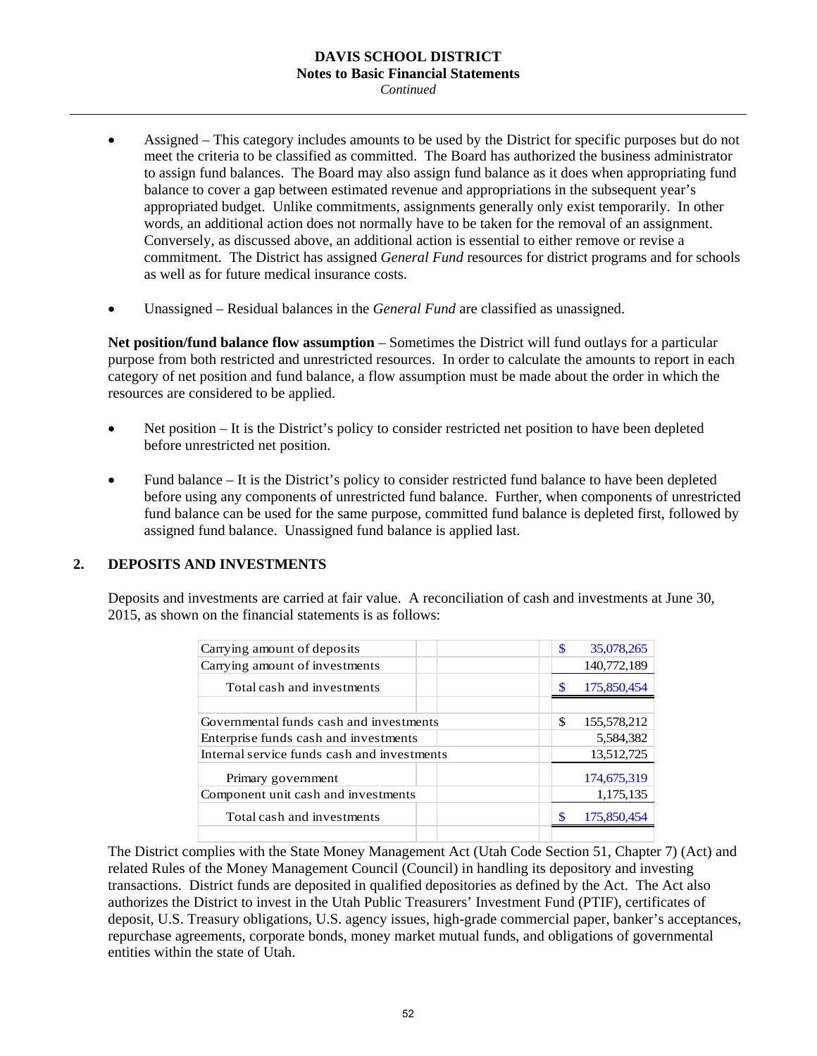- Assigned – This category includes amounts to be used by the District for specific purposes but do not meet the criteria to be classified as committed. The Board has authorized the business administrator to assign fund balances. The Board may also assign fund balance as it does when appropriating fund balance to cover a gap between estimated revenue and appropriations in the subsequent year's appropriated budget. Unlike commitments, assignments generally only exist temporarily. In other words, an additional action does not normally have to be taken for the removal of an assignment. Conversely, as discussed above, an additional action is essential to either remove or revise a commitment. The District has assigned *General Fund* resources for district programs and for schools as well as for future medical insurance costs.

- Unassigned – Residual balances in the *General Fund* are classified as unassigned.

**Net position/fund balance flow assumption** – Sometimes the District will fund outlays for a particular purpose from both restricted and unrestricted resources. In order to calculate the amounts to report in each category of net position and fund balance, a flow assumption must be made about the order in which the resources are considered to be applied.

- Net position – It is the District's policy to consider restricted net position to have been depleted before unrestricted net position.

- Fund balance – It is the District's policy to consider restricted fund balance to have been depleted before using any components of unrestricted fund balance. Further, when components of unrestricted fund balance can be used for the same purpose, committed fund balance is depleted first, followed by assigned fund balance. Unassigned fund balance is applied last.

## 2. DEPOSITS AND INVESTMENTS

Deposits and investments are carried at fair value. A reconciliation of cash and investments at June 30, 2015, as shown on the financial statements is as follows:

| | |
|---|---|
| Carrying amount of deposits | $ 35,078,265 |
| Carrying amount of investments | 140,772,189 |
| Total cash and investments | $ 175,850,454 |
| | |
| Governmental funds cash and investments | $ 155,578,212 |
| Enterprise funds cash and investments | 5,584,382 |
| Internal service funds cash and investments | 13,512,725 |
| Primary government | 174,675,319 |
| Component unit cash and investments | 1,175,135 |
| Total cash and investments | $ 175,850,454 |

The District complies with the State Money Management Act (Utah Code Section 51, Chapter 7) (Act) and related Rules of the Money Management Council (Council) in handling its depository and investing transactions. District funds are deposited in qualified depositories as defined by the Act. The Act also authorizes the District to invest in the Utah Public Treasurers' Investment Fund (PTIF), certificates of deposit, U.S. Treasury obligations, U.S. agency issues, high-grade commercial paper, banker's acceptances, repurchase agreements, corporate bonds, money market mutual funds, and obligations of governmental entities within the state of Utah.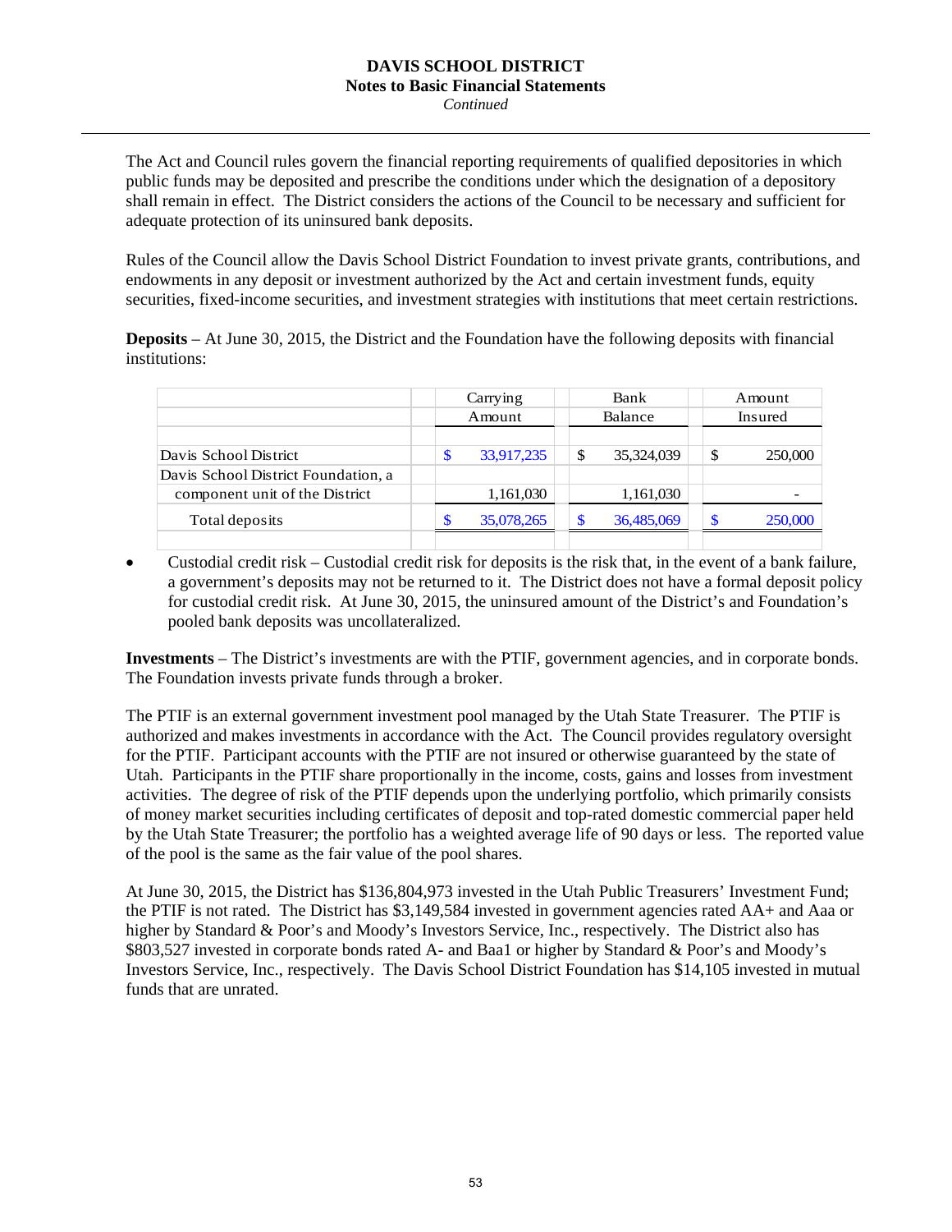The Act and Council rules govern the financial reporting requirements of qualified depositories in which public funds may be deposited and prescribe the conditions under which the designation of a depository shall remain in effect. The District considers the actions of the Council to be necessary and sufficient for adequate protection of its uninsured bank deposits.

Rules of the Council allow the Davis School District Foundation to invest private grants, contributions, and endowments in any deposit or investment authorized by the Act and certain investment funds, equity securities, fixed-income securities, and investment strategies with institutions that meet certain restrictions.

**Deposits** – At June 30, 2015, the District and the Foundation have the following deposits with financial institutions:

| | Carrying Amount | Bank Balance | Amount Insured |
|---|---|---|---|
| Davis School District | $ 33,917,235 | $ 35,324,039 | $ 250,000 |
| Davis School District Foundation, a component unit of the District | 1,161,030 | 1,161,030 | - |
| Total deposits | $ 35,078,265 | $ 36,485,069 | $ 250,000 |

- Custodial credit risk – Custodial credit risk for deposits is the risk that, in the event of a bank failure, a government's deposits may not be returned to it. The District does not have a formal deposit policy for custodial credit risk. At June 30, 2015, the uninsured amount of the District's and Foundation's pooled bank deposits was uncollateralized.

**Investments** – The District's investments are with the PTIF, government agencies, and in corporate bonds. The Foundation invests private funds through a broker.

The PTIF is an external government investment pool managed by the Utah State Treasurer. The PTIF is authorized and makes investments in accordance with the Act. The Council provides regulatory oversight for the PTIF. Participant accounts with the PTIF are not insured or otherwise guaranteed by the state of Utah. Participants in the PTIF share proportionally in the income, costs, gains and losses from investment activities. The degree of risk of the PTIF depends upon the underlying portfolio, which primarily consists of money market securities including certificates of deposit and top-rated domestic commercial paper held by the Utah State Treasurer; the portfolio has a weighted average life of 90 days or less. The reported value of the pool is the same as the fair value of the pool shares.

At June 30, 2015, the District has $136,804,973 invested in the Utah Public Treasurers' Investment Fund; the PTIF is not rated. The District has $3,149,584 invested in government agencies rated AA+ and Aaa or higher by Standard & Poor's and Moody's Investors Service, Inc., respectively. The District also has $803,527 invested in corporate bonds rated A- and Baa1 or higher by Standard & Poor's and Moody's Investors Service, Inc., respectively. The Davis School District Foundation has $14,105 invested in mutual funds that are unrated.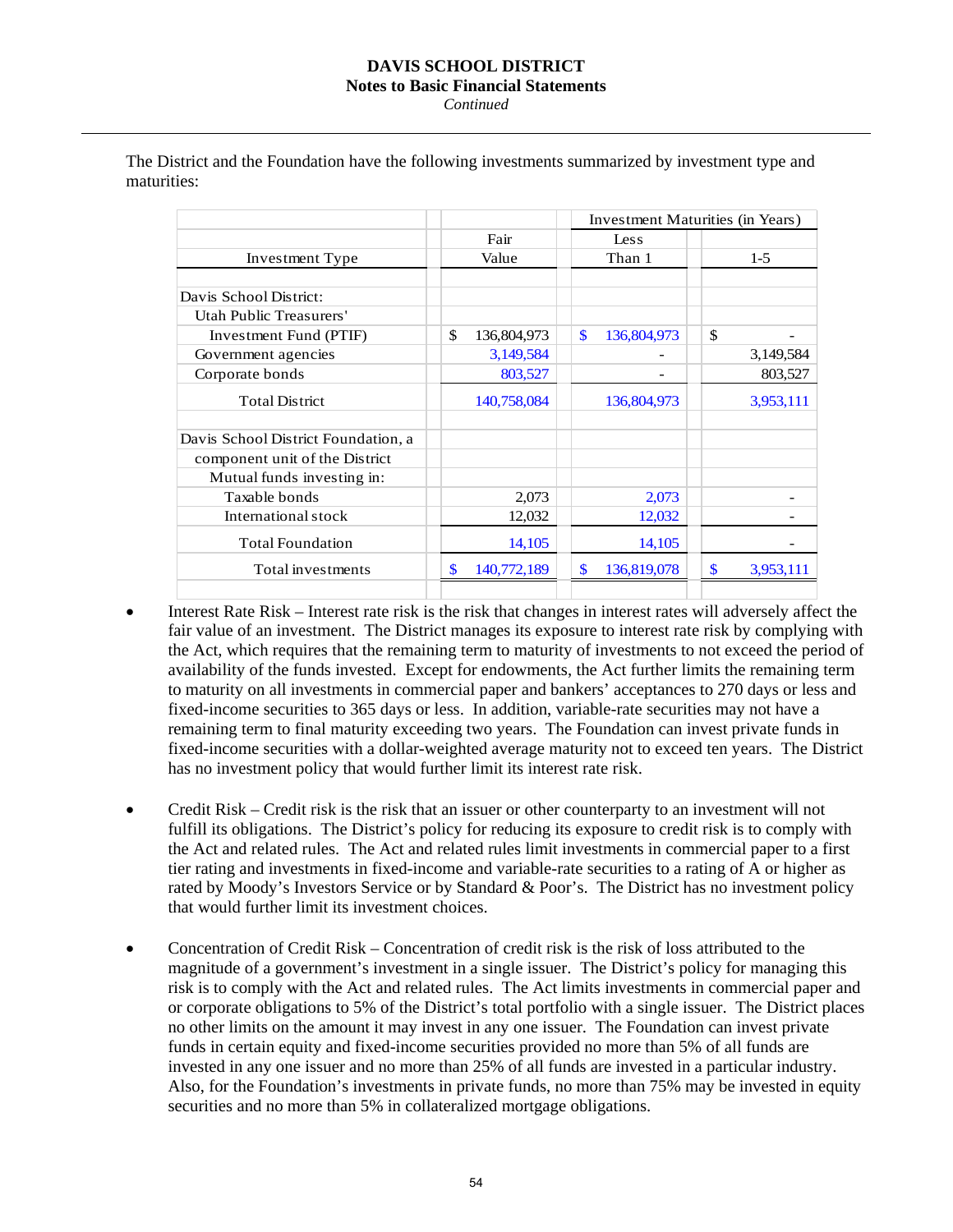The District and the Foundation have the following investments summarized by investment type and maturities:

| Investment Type | Fair Value | Investment Maturities (in Years) | |
|---|---|---|---|
| | | Less Than 1 | 1-5 |
| Davis School District: | | | |
| Utah Public Treasurers' Investment Fund (PTIF) | $ 136,804,973 | $ 136,804,973 | $ - |
| Government agencies | 3,149,584 | - | 3,149,584 |
| Corporate bonds | 803,527 | - | 803,527 |
| Total District | 140,758,084 | 136,804,973 | 3,953,111 |
| Davis School District Foundation, a component unit of the District | | | |
| Mutual funds investing in: | | | |
| Taxable bonds | 2,073 | 2,073 | - |
| International stock | 12,032 | 12,032 | - |
| Total Foundation | 14,105 | 14,105 | - |
| Total investments | $ 140,772,189 | $ 136,819,078 | $ 3,953,111 |

- Interest Rate Risk – Interest rate risk is the risk that changes in interest rates will adversely affect the fair value of an investment. The District manages its exposure to interest rate risk by complying with the Act, which requires that the remaining term to maturity of investments to not exceed the period of availability of the funds invested. Except for endowments, the Act further limits the remaining term to maturity on all investments in commercial paper and bankers' acceptances to 270 days or less and fixed-income securities to 365 days or less. In addition, variable-rate securities may not have a remaining term to final maturity exceeding two years. The Foundation can invest private funds in fixed-income securities with a dollar-weighted average maturity not to exceed ten years. The District has no investment policy that would further limit its interest rate risk.

- Credit Risk – Credit risk is the risk that an issuer or other counterparty to an investment will not fulfill its obligations. The District's policy for reducing its exposure to credit risk is to comply with the Act and related rules. The Act and related rules limit investments in commercial paper to a first tier rating and investments in fixed-income and variable-rate securities to a rating of A or higher as rated by Moody's Investors Service or by Standard & Poor's. The District has no investment policy that would further limit its investment choices.

- Concentration of Credit Risk – Concentration of credit risk is the risk of loss attributed to the magnitude of a government's investment in a single issuer. The District's policy for managing this risk is to comply with the Act and related rules. The Act limits investments in commercial paper and or corporate obligations to 5% of the District's total portfolio with a single issuer. The District places no other limits on the amount it may invest in any one issuer. The Foundation can invest private funds in certain equity and fixed-income securities provided no more than 5% of all funds are invested in any one issuer and no more than 25% of all funds are invested in a particular industry. Also, for the Foundation's investments in private funds, no more than 75% may be invested in equity securities and no more than 5% in collateralized mortgage obligations.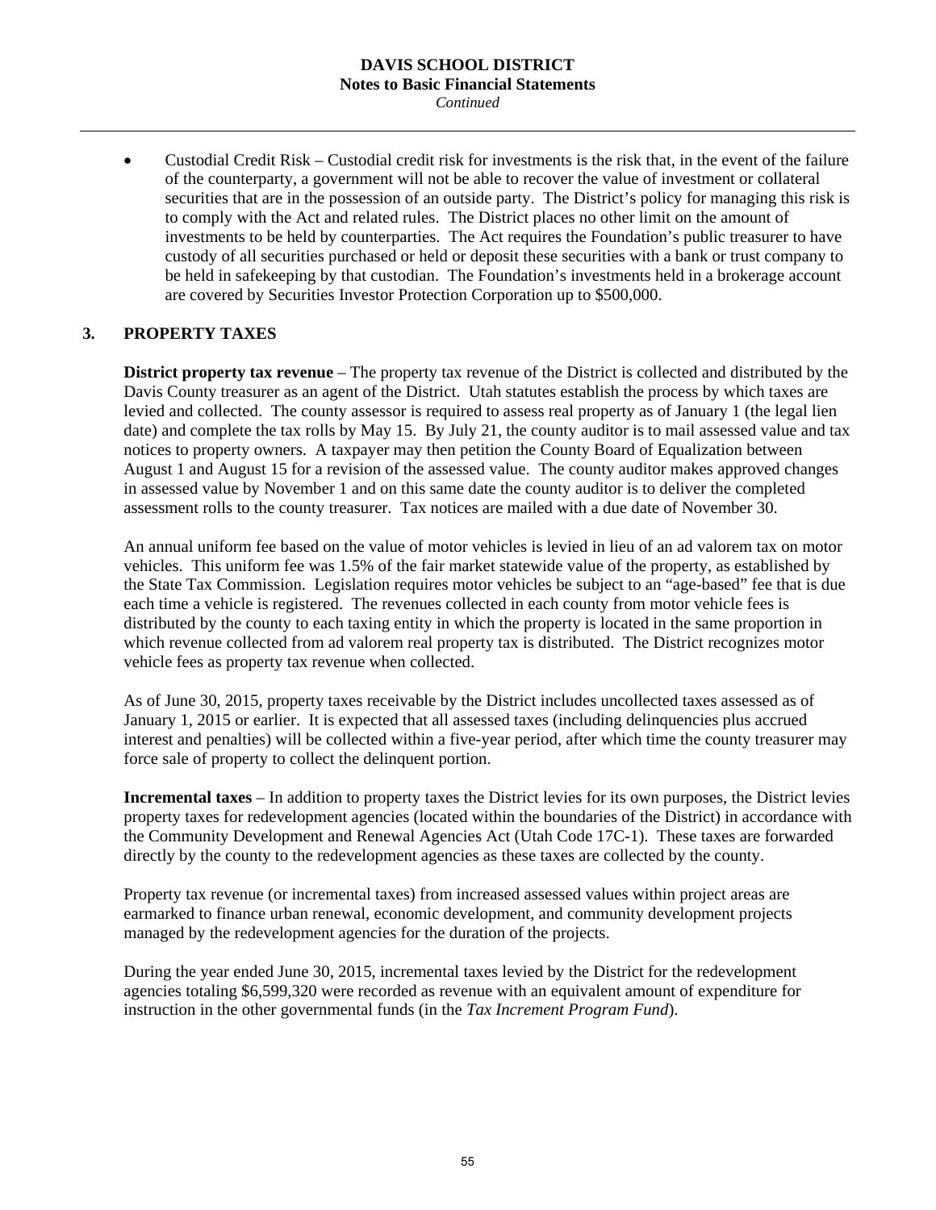- Custodial Credit Risk – Custodial credit risk for investments is the risk that, in the event of the failure of the counterparty, a government will not be able to recover the value of investment or collateral securities that are in the possession of an outside party. The District's policy for managing this risk is to comply with the Act and related rules. The District places no other limit on the amount of investments to be held by counterparties. The Act requires the Foundation's public treasurer to have custody of all securities purchased or held or deposit these securities with a bank or trust company to be held in safekeeping by that custodian. The Foundation's investments held in a brokerage account are covered by Securities Investor Protection Corporation up to $500,000.

## 3. PROPERTY TAXES

**District property tax revenue** – The property tax revenue of the District is collected and distributed by the Davis County treasurer as an agent of the District. Utah statutes establish the process by which taxes are levied and collected. The county assessor is required to assess real property as of January 1 (the legal lien date) and complete the tax rolls by May 15. By July 21, the county auditor is to mail assessed value and tax notices to property owners. A taxpayer may then petition the County Board of Equalization between August 1 and August 15 for a revision of the assessed value. The county auditor makes approved changes in assessed value by November 1 and on this same date the county auditor is to deliver the completed assessment rolls to the county treasurer. Tax notices are mailed with a due date of November 30.

An annual uniform fee based on the value of motor vehicles is levied in lieu of an ad valorem tax on motor vehicles. This uniform fee was 1.5% of the fair market statewide value of the property, as established by the State Tax Commission. Legislation requires motor vehicles be subject to an "age-based" fee that is due each time a vehicle is registered. The revenues collected in each county from motor vehicle fees is distributed by the county to each taxing entity in which the property is located in the same proportion in which revenue collected from ad valorem real property tax is distributed. The District recognizes motor vehicle fees as property tax revenue when collected.

As of June 30, 2015, property taxes receivable by the District includes uncollected taxes assessed as of January 1, 2015 or earlier. It is expected that all assessed taxes (including delinquencies plus accrued interest and penalties) will be collected within a five-year period, after which time the county treasurer may force sale of property to collect the delinquent portion.

**Incremental taxes** – In addition to property taxes the District levies for its own purposes, the District levies property taxes for redevelopment agencies (located within the boundaries of the District) in accordance with the Community Development and Renewal Agencies Act (Utah Code 17C-1). These taxes are forwarded directly by the county to the redevelopment agencies as these taxes are collected by the county.

Property tax revenue (or incremental taxes) from increased assessed values within project areas are earmarked to finance urban renewal, economic development, and community development projects managed by the redevelopment agencies for the duration of the projects.

During the year ended June 30, 2015, incremental taxes levied by the District for the redevelopment agencies totaling $6,599,320 were recorded as revenue with an equivalent amount of expenditure for instruction in the other governmental funds (in the *Tax Increment Program Fund*).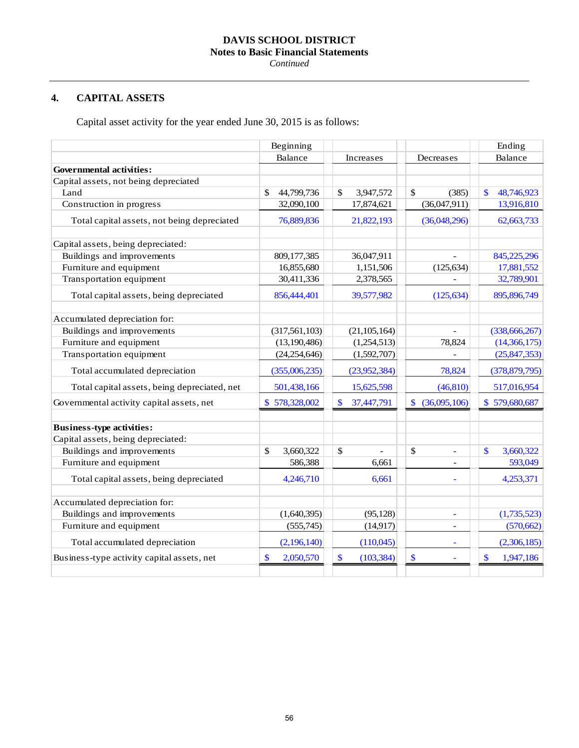DAVIS SCHOOL DISTRICT
**Notes to Basic Financial Statements**
*Continued*

## 4. CAPITAL ASSETS

Capital asset activity for the year ended June 30, 2015 is as follows:

| | Beginning Balance | Increases | Decreases | Ending Balance |
|---|---|---|---|---|
| **Governmental activities:** | | | | |
| Capital assets, not being depreciated | | | | |
| Land | $ 44,799,736 | $ 3,947,572 | $ (385) | $ 48,746,923 |
| Construction in progress | 32,090,100 | 17,874,621 | (36,047,911) | 13,916,810 |
| Total capital assets, not being depreciated | 76,889,836 | 21,822,193 | (36,048,296) | 62,663,733 |
| | | | | |
| Capital assets, being depreciated: | | | | |
| Buildings and improvements | 809,177,385 | 36,047,911 | - | 845,225,296 |
| Furniture and equipment | 16,855,680 | 1,151,506 | (125,634) | 17,881,552 |
| Transportation equipment | 30,411,336 | 2,378,565 | - | 32,789,901 |
| Total capital assets, being depreciated | 856,444,401 | 39,577,982 | (125,634) | 895,896,749 |
| | | | | |
| Accumulated depreciation for: | | | | |
| Buildings and improvements | (317,561,103) | (21,105,164) | - | (338,666,267) |
| Furniture and equipment | (13,190,486) | (1,254,513) | 78,824 | (14,366,175) |
| Transportation equipment | (24,254,646) | (1,592,707) | - | (25,847,353) |
| Total accumulated depreciation | (355,006,235) | (23,952,384) | 78,824 | (378,879,795) |
| Total capital assets, being depreciated, net | 501,438,166 | 15,625,598 | (46,810) | 517,016,954 |
| Governmental activity capital assets, net | $ 578,328,002 | $ 37,447,791 | $ (36,095,106) | $ 579,680,687 |
| | | | | |
| **Business-type activities:** | | | | |
| Capital assets, being depreciated: | | | | |
| Buildings and improvements | $ 3,660,322 | $ - | $ - | $ 3,660,322 |
| Furniture and equipment | 586,388 | 6,661 | - | 593,049 |
| Total capital assets, being depreciated | 4,246,710 | 6,661 | - | 4,253,371 |
| | | | | |
| Accumulated depreciation for: | | | | |
| Buildings and improvements | (1,640,395) | (95,128) | - | (1,735,523) |
| Furniture and equipment | (555,745) | (14,917) | - | (570,662) |
| Total accumulated depreciation | (2,196,140) | (110,045) | - | (2,306,185) |
| Business-type activity capital assets, net | $ 2,050,570 | $ (103,384) | $ - | $ 1,947,186 |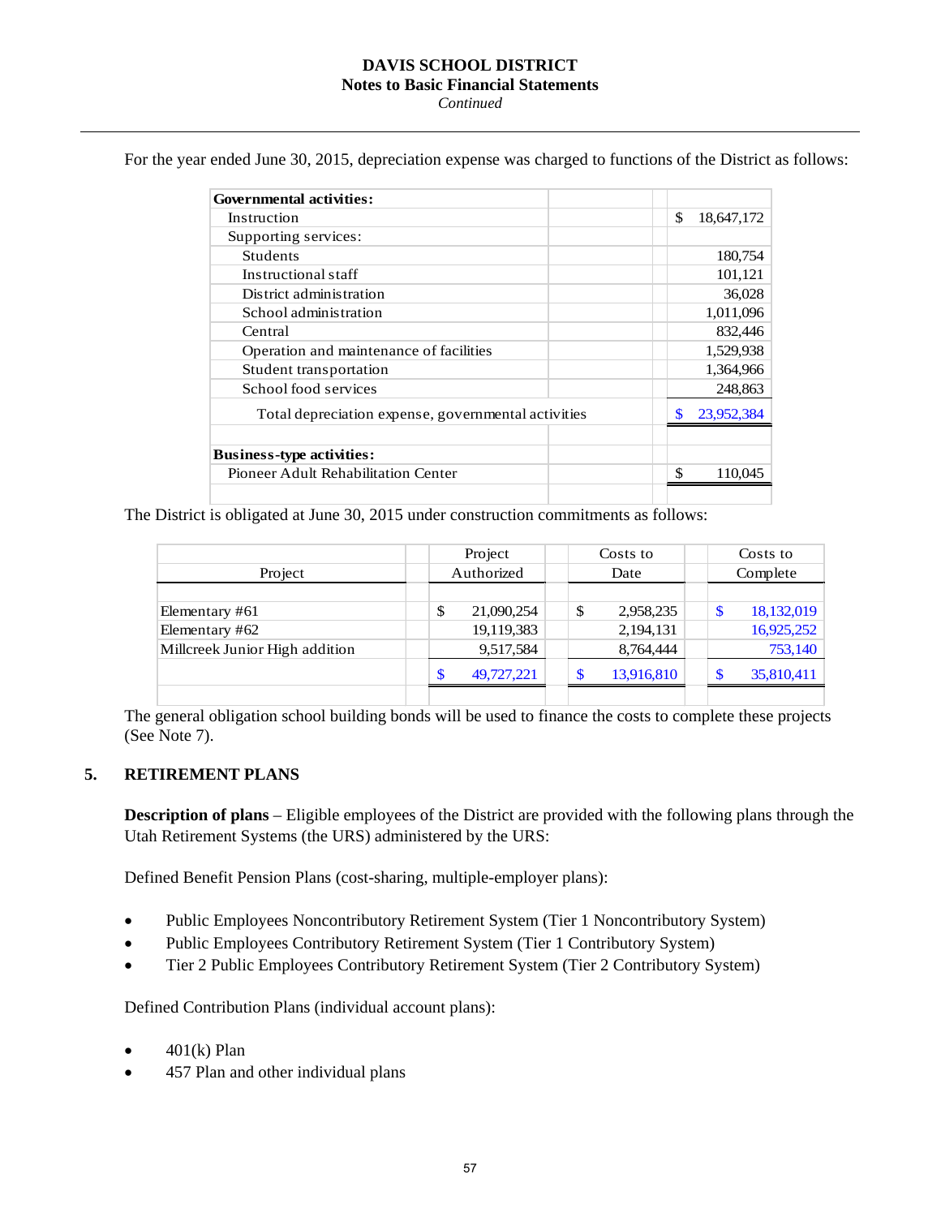For the year ended June 30, 2015, depreciation expense was charged to functions of the District as follows:

| | |
|---|---|
| **Governmental activities:** | |
| Instruction | $ 18,647,172 |
| Supporting services: | |
| Students | 180,754 |
| Instructional staff | 101,121 |
| District administration | 36,028 |
| School administration | 1,011,096 |
| Central | 832,446 |
| Operation and maintenance of facilities | 1,529,938 |
| Student transportation | 1,364,966 |
| School food services | 248,863 |
| Total depreciation expense, governmental activities | $ 23,952,384 |
| | |
| **Business-type activities:** | |
| Pioneer Adult Rehabilitation Center | $ 110,045 |

The District is obligated at June 30, 2015 under construction commitments as follows:

| Project | Project Authorized | Costs to Date | Costs to Complete |
|---|---|---|---|
| Elementary #61 | $ 21,090,254 | $ 2,958,235 | $ 18,132,019 |
| Elementary #62 | 19,119,383 | 2,194,131 | 16,925,252 |
| Millcreek Junior High addition | 9,517,584 | 8,764,444 | 753,140 |
| | $ 49,727,221 | $ 13,916,810 | $ 35,810,411 |

The general obligation school building bonds will be used to finance the costs to complete these projects (See Note 7).

## 5. RETIREMENT PLANS

**Description of plans** – Eligible employees of the District are provided with the following plans through the Utah Retirement Systems (the URS) administered by the URS:

Defined Benefit Pension Plans (cost-sharing, multiple-employer plans):

- Public Employees Noncontributory Retirement System (Tier 1 Noncontributory System)
- Public Employees Contributory Retirement System (Tier 1 Contributory System)
- Tier 2 Public Employees Contributory Retirement System (Tier 2 Contributory System)

Defined Contribution Plans (individual account plans):

- 401(k) Plan
- 457 Plan and other individual plans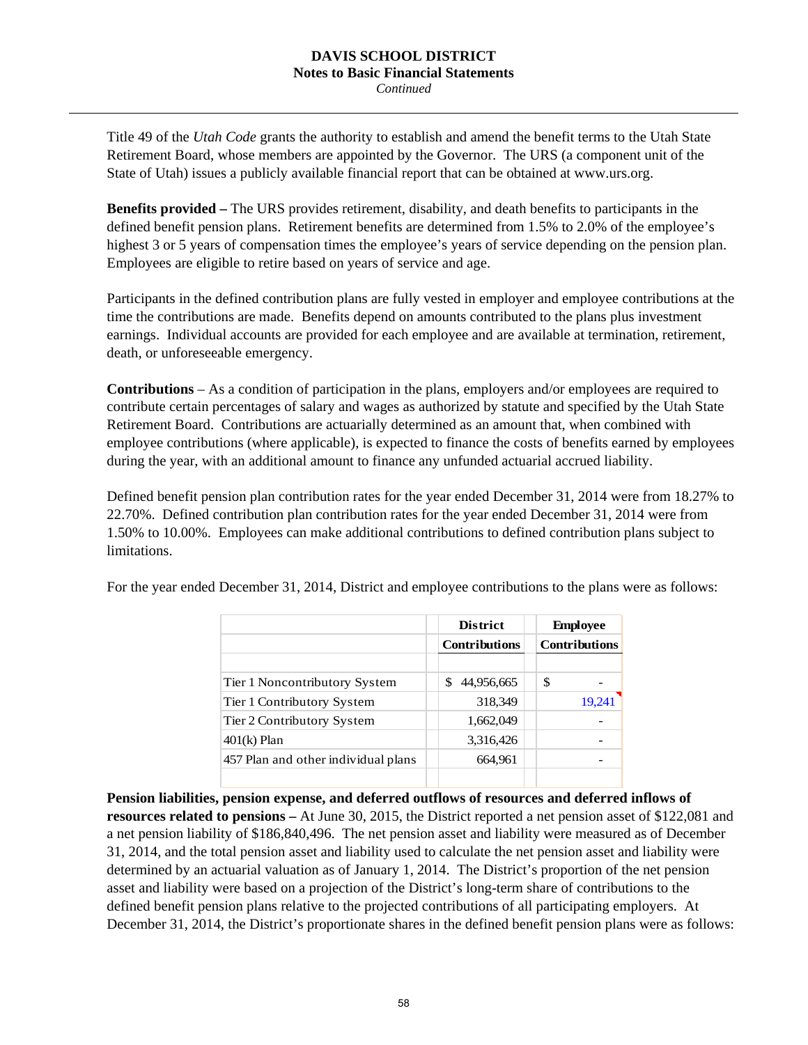Title 49 of the *Utah Code* grants the authority to establish and amend the benefit terms to the Utah State Retirement Board, whose members are appointed by the Governor. The URS (a component unit of the State of Utah) issues a publicly available financial report that can be obtained at www.urs.org.

**Benefits provided –** The URS provides retirement, disability, and death benefits to participants in the defined benefit pension plans. Retirement benefits are determined from 1.5% to 2.0% of the employee's highest 3 or 5 years of compensation times the employee's years of service depending on the pension plan. Employees are eligible to retire based on years of service and age.

Participants in the defined contribution plans are fully vested in employer and employee contributions at the time the contributions are made. Benefits depend on amounts contributed to the plans plus investment earnings. Individual accounts are provided for each employee and are available at termination, retirement, death, or unforeseeable emergency.

**Contributions** – As a condition of participation in the plans, employers and/or employees are required to contribute certain percentages of salary and wages as authorized by statute and specified by the Utah State Retirement Board. Contributions are actuarially determined as an amount that, when combined with employee contributions (where applicable), is expected to finance the costs of benefits earned by employees during the year, with an additional amount to finance any unfunded actuarial accrued liability.

Defined benefit pension plan contribution rates for the year ended December 31, 2014 were from 18.27% to 22.70%. Defined contribution plan contribution rates for the year ended December 31, 2014 were from 1.50% to 10.00%. Employees can make additional contributions to defined contribution plans subject to limitations.

For the year ended December 31, 2014, District and employee contributions to the plans were as follows:

| | District Contributions | Employee Contributions |
|---|---|---|
| Tier 1 Noncontributory System | $ 44,956,665 | $ - |
| Tier 1 Contributory System | 318,349 | 19,241 |
| Tier 2 Contributory System | 1,662,049 | - |
| 401(k) Plan | 3,316,426 | - |
| 457 Plan and other individual plans | 664,961 | - |

**Pension liabilities, pension expense, and deferred outflows of resources and deferred inflows of resources related to pensions –** At June 30, 2015, the District reported a net pension asset of $122,081 and a net pension liability of $186,840,496. The net pension asset and liability were measured as of December 31, 2014, and the total pension asset and liability used to calculate the net pension asset and liability were determined by an actuarial valuation as of January 1, 2014. The District's proportion of the net pension asset and liability were based on a projection of the District's long-term share of contributions to the defined benefit pension plans relative to the projected contributions of all participating employers. At December 31, 2014, the District's proportionate shares in the defined benefit pension plans were as follows: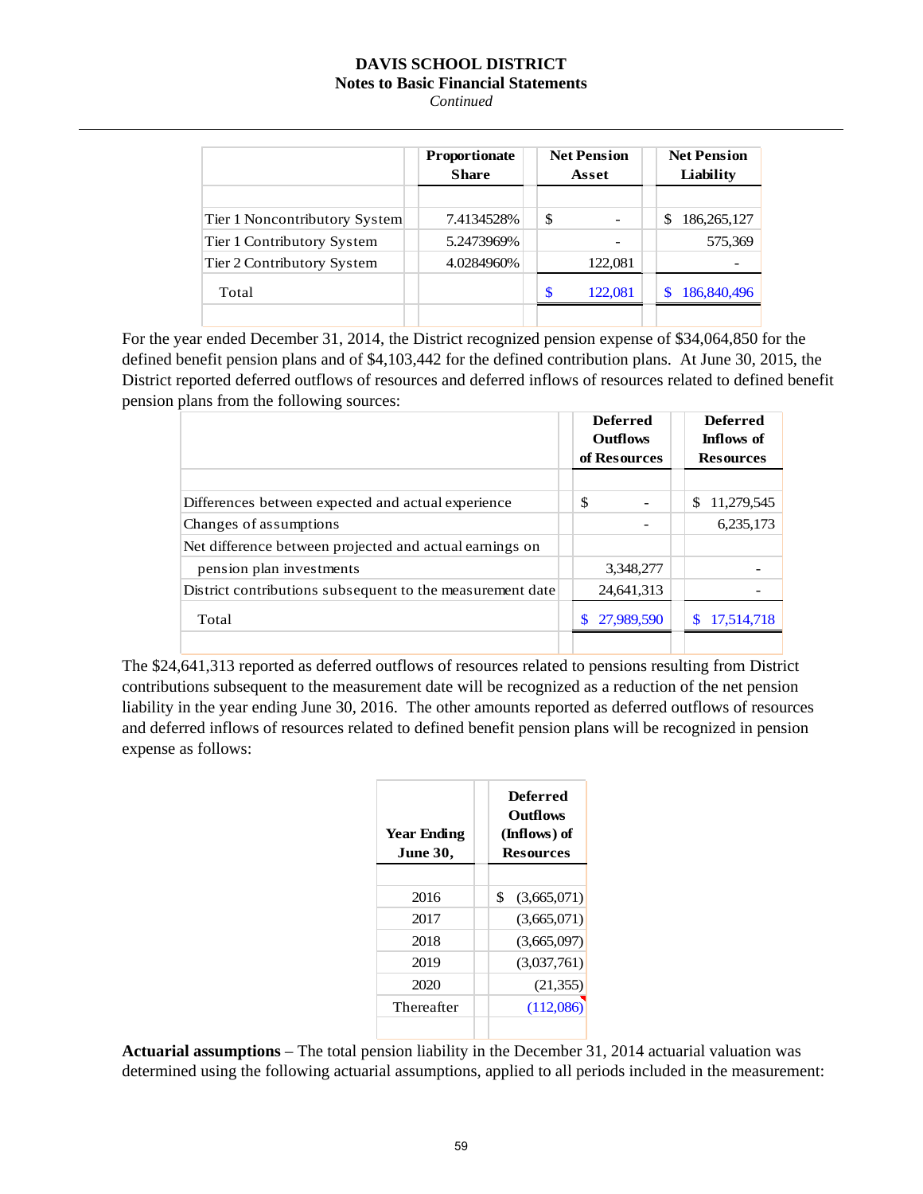| | Proportionate Share | Net Pension Asset | Net Pension Liability |
|---|---|---|---|
| Tier 1 Noncontributory System | 7.4134528% | $ - | $ 186,265,127 |
| Tier 1 Contributory System | 5.2473969% | - | 575,369 |
| Tier 2 Contributory System | 4.0284960% | 122,081 | - |
| Total | | $ 122,081 | $ 186,840,496 |

For the year ended December 31, 2014, the District recognized pension expense of $34,064,850 for the defined benefit pension plans and of $4,103,442 for the defined contribution plans. At June 30, 2015, the District reported deferred outflows of resources and deferred inflows of resources related to defined benefit pension plans from the following sources:

| | Deferred Outflows of Resources | Deferred Inflows of Resources |
|---|---|---|
| Differences between expected and actual experience | $ - | $ 11,279,545 |
| Changes of assumptions | - | 6,235,173 |
| Net difference between projected and actual earnings on pension plan investments | 3,348,277 | - |
| District contributions subsequent to the measurement date | 24,641,313 | - |
| Total | $ 27,989,590 | $ 17,514,718 |

The $24,641,313 reported as deferred outflows of resources related to pensions resulting from District contributions subsequent to the measurement date will be recognized as a reduction of the net pension liability in the year ending June 30, 2016. The other amounts reported as deferred outflows of resources and deferred inflows of resources related to defined benefit pension plans will be recognized in pension expense as follows:

| Year Ending June 30, | Deferred Outflows (Inflows) of Resources |
|---|---|
| 2016 | $ (3,665,071) |
| 2017 | (3,665,071) |
| 2018 | (3,665,097) |
| 2019 | (3,037,761) |
| 2020 | (21,355) |
| Thereafter | (112,086) |

**Actuarial assumptions** – The total pension liability in the December 31, 2014 actuarial valuation was determined using the following actuarial assumptions, applied to all periods included in the measurement: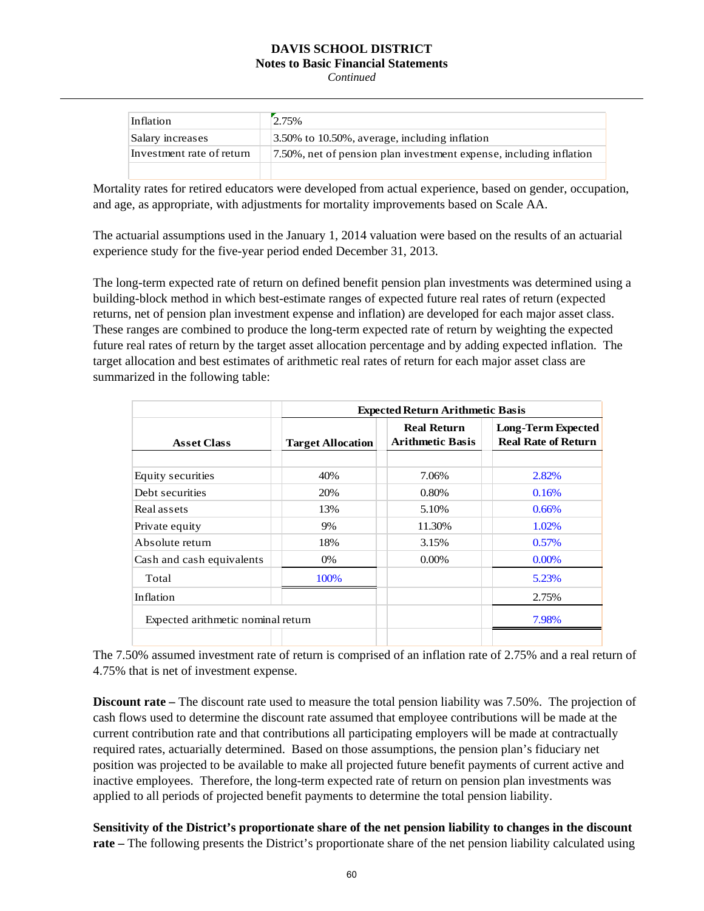| | |
|---|---|
| Inflation | 2.75% |
| Salary increases | 3.50% to 10.50%, average, including inflation |
| Investment rate of return | 7.50%, net of pension plan investment expense, including inflation |

Mortality rates for retired educators were developed from actual experience, based on gender, occupation, and age, as appropriate, with adjustments for mortality improvements based on Scale AA.

The actuarial assumptions used in the January 1, 2014 valuation were based on the results of an actuarial experience study for the five-year period ended December 31, 2013.

The long-term expected rate of return on defined benefit pension plan investments was determined using a building-block method in which best-estimate ranges of expected future real rates of return (expected returns, net of pension plan investment expense and inflation) are developed for each major asset class. These ranges are combined to produce the long-term expected rate of return by weighting the expected future real rates of return by the target asset allocation percentage and by adding expected inflation. The target allocation and best estimates of arithmetic real rates of return for each major asset class are summarized in the following table:

| | Expected Return Arithmetic Basis | | |
|---|---|---|---|
| **Asset Class** | **Target Allocation** | **Real Return Arithmetic Basis** | **Long-Term Expected Real Rate of Return** |
| Equity securities | 40% | 7.06% | 2.82% |
| Debt securities | 20% | 0.80% | 0.16% |
| Real assets | 13% | 5.10% | 0.66% |
| Private equity | 9% | 11.30% | 1.02% |
| Absolute return | 18% | 3.15% | 0.57% |
| Cash and cash equivalents | 0% | 0.00% | 0.00% |
| Total | 100% | | 5.23% |
| Inflation | | | 2.75% |
| Expected arithmetic nominal return | | | 7.98% |

The 7.50% assumed investment rate of return is comprised of an inflation rate of 2.75% and a real return of 4.75% that is net of investment expense.

**Discount rate –** The discount rate used to measure the total pension liability was 7.50%. The projection of cash flows used to determine the discount rate assumed that employee contributions will be made at the current contribution rate and that contributions all participating employers will be made at contractually required rates, actuarially determined. Based on those assumptions, the pension plan's fiduciary net position was projected to be available to make all projected future benefit payments of current active and inactive employees. Therefore, the long-term expected rate of return on pension plan investments was applied to all periods of projected benefit payments to determine the total pension liability.

**Sensitivity of the District's proportionate share of the net pension liability to changes in the discount rate –** The following presents the District's proportionate share of the net pension liability calculated using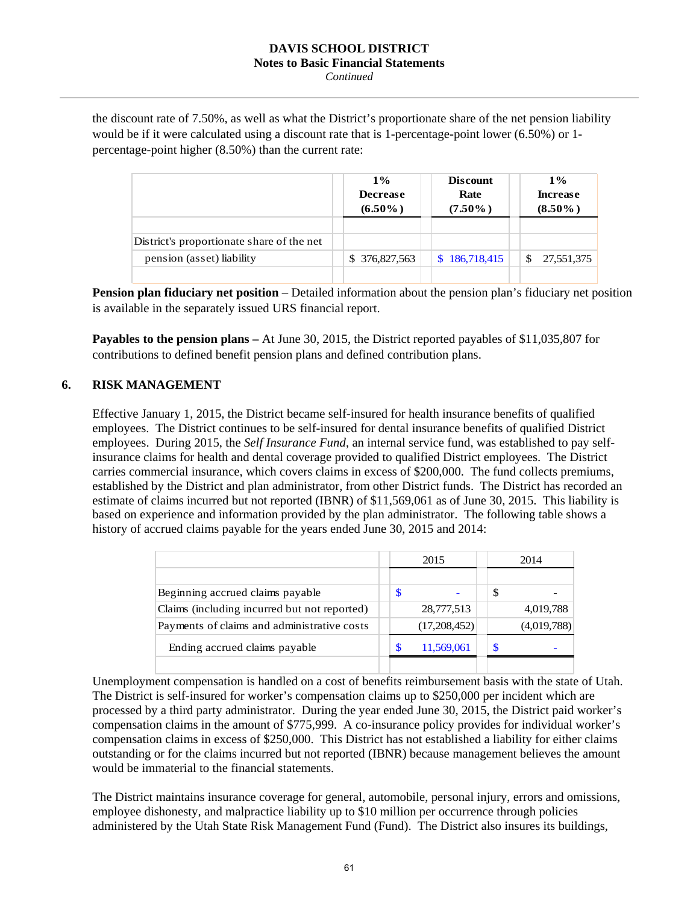the discount rate of 7.50%, as well as what the District's proportionate share of the net pension liability would be if it were calculated using a discount rate that is 1-percentage-point lower (6.50%) or 1-percentage-point higher (8.50%) than the current rate:

| | 1% Decrease (6.50%) | Discount Rate (7.50%) | 1% Increase (8.50%) |
|---|---|---|---|
| District's proportionate share of the net pension (asset) liability | $ 376,827,563 | $ 186,718,415 | $ 27,551,375 |

**Pension plan fiduciary net position** – Detailed information about the pension plan's fiduciary net position is available in the separately issued URS financial report.

**Payables to the pension plans –** At June 30, 2015, the District reported payables of $11,035,807 for contributions to defined benefit pension plans and defined contribution plans.

## 6. RISK MANAGEMENT

Effective January 1, 2015, the District became self-insured for health insurance benefits of qualified employees. The District continues to be self-insured for dental insurance benefits of qualified District employees. During 2015, the *Self Insurance Fund*, an internal service fund, was established to pay self-insurance claims for health and dental coverage provided to qualified District employees. The District carries commercial insurance, which covers claims in excess of $200,000. The fund collects premiums, established by the District and plan administrator, from other District funds. The District has recorded an estimate of claims incurred but not reported (IBNR) of $11,569,061 as of June 30, 2015. This liability is based on experience and information provided by the plan administrator. The following table shows a history of accrued claims payable for the years ended June 30, 2015 and 2014:

| | 2015 | 2014 |
|---|---|---|
| Beginning accrued claims payable | $ - | $ - |
| Claims (including incurred but not reported) | 28,777,513 | 4,019,788 |
| Payments of claims and administrative costs | (17,208,452) | (4,019,788) |
| Ending accrued claims payable | $ 11,569,061 | $ - |

Unemployment compensation is handled on a cost of benefits reimbursement basis with the state of Utah. The District is self-insured for worker's compensation claims up to $250,000 per incident which are processed by a third party administrator. During the year ended June 30, 2015, the District paid worker's compensation claims in the amount of $775,999. A co-insurance policy provides for individual worker's compensation claims in excess of $250,000. This District has not established a liability for either claims outstanding or for the claims incurred but not reported (IBNR) because management believes the amount would be immaterial to the financial statements.

The District maintains insurance coverage for general, automobile, personal injury, errors and omissions, employee dishonesty, and malpractice liability up to $10 million per occurrence through policies administered by the Utah State Risk Management Fund (Fund). The District also insures its buildings,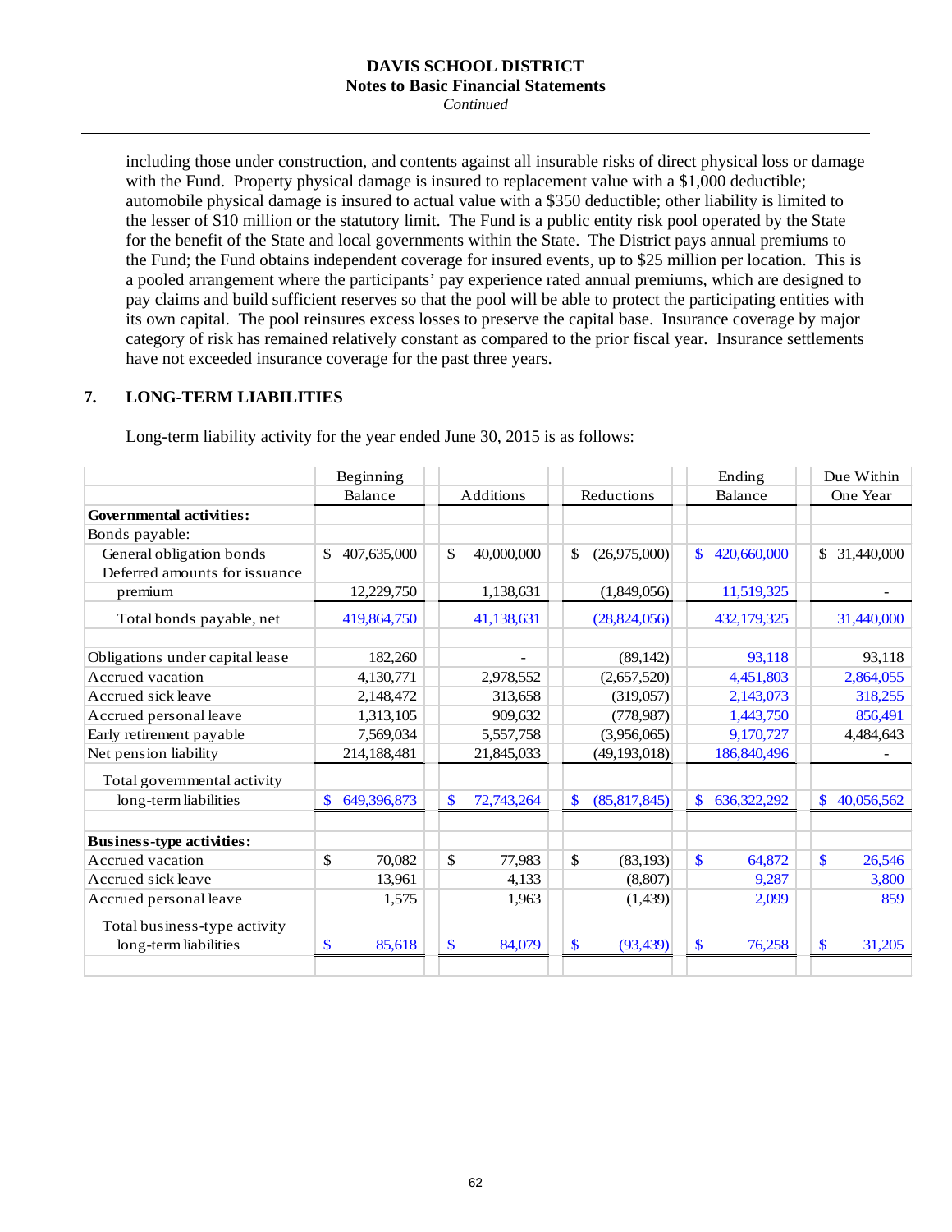including those under construction, and contents against all insurable risks of direct physical loss or damage with the Fund. Property physical damage is insured to replacement value with a $1,000 deductible; automobile physical damage is insured to actual value with a $350 deductible; other liability is limited to the lesser of $10 million or the statutory limit. The Fund is a public entity risk pool operated by the State for the benefit of the State and local governments within the State. The District pays annual premiums to the Fund; the Fund obtains independent coverage for insured events, up to $25 million per location. This is a pooled arrangement where the participants' pay experience rated annual premiums, which are designed to pay claims and build sufficient reserves so that the pool will be able to protect the participating entities with its own capital. The pool reinsures excess losses to preserve the capital base. Insurance coverage by major category of risk has remained relatively constant as compared to the prior fiscal year. Insurance settlements have not exceeded insurance coverage for the past three years.

## 7. LONG-TERM LIABILITIES

Long-term liability activity for the year ended June 30, 2015 is as follows:

| | Beginning Balance | Additions | Reductions | Ending Balance | Due Within One Year |
|---|---|---|---|---|---|
| **Governmental activities:** | | | | | |
| Bonds payable: | | | | | |
| General obligation bonds | $ 407,635,000 | $ 40,000,000 | $ (26,975,000) | $ 420,660,000 | $ 31,440,000 |
| Deferred amounts for issuance premium | 12,229,750 | 1,138,631 | (1,849,056) | 11,519,325 | - |
| Total bonds payable, net | 419,864,750 | 41,138,631 | (28,824,056) | 432,179,325 | 31,440,000 |
| Obligations under capital lease | 182,260 | - | (89,142) | 93,118 | 93,118 |
| Accrued vacation | 4,130,771 | 2,978,552 | (2,657,520) | 4,451,803 | 2,864,055 |
| Accrued sick leave | 2,148,472 | 313,658 | (319,057) | 2,143,073 | 318,255 |
| Accrued personal leave | 1,313,105 | 909,632 | (778,987) | 1,443,750 | 856,491 |
| Early retirement payable | 7,569,034 | 5,557,758 | (3,956,065) | 9,170,727 | 4,484,643 |
| Net pension liability | 214,188,481 | 21,845,033 | (49,193,018) | 186,840,496 | - |
| Total governmental activity long-term liabilities | $ 649,396,873 | $ 72,743,264 | $ (85,817,845) | $ 636,322,292 | $ 40,056,562 |
| **Business-type activities:** | | | | | |
| Accrued vacation | $ 70,082 | $ 77,983 | $ (83,193) | $ 64,872 | $ 26,546 |
| Accrued sick leave | 13,961 | 4,133 | (8,807) | 9,287 | 3,800 |
| Accrued personal leave | 1,575 | 1,963 | (1,439) | 2,099 | 859 |
| Total business-type activity long-term liabilities | $ 85,618 | $ 84,079 | $ (93,439) | $ 76,258 | $ 31,205 |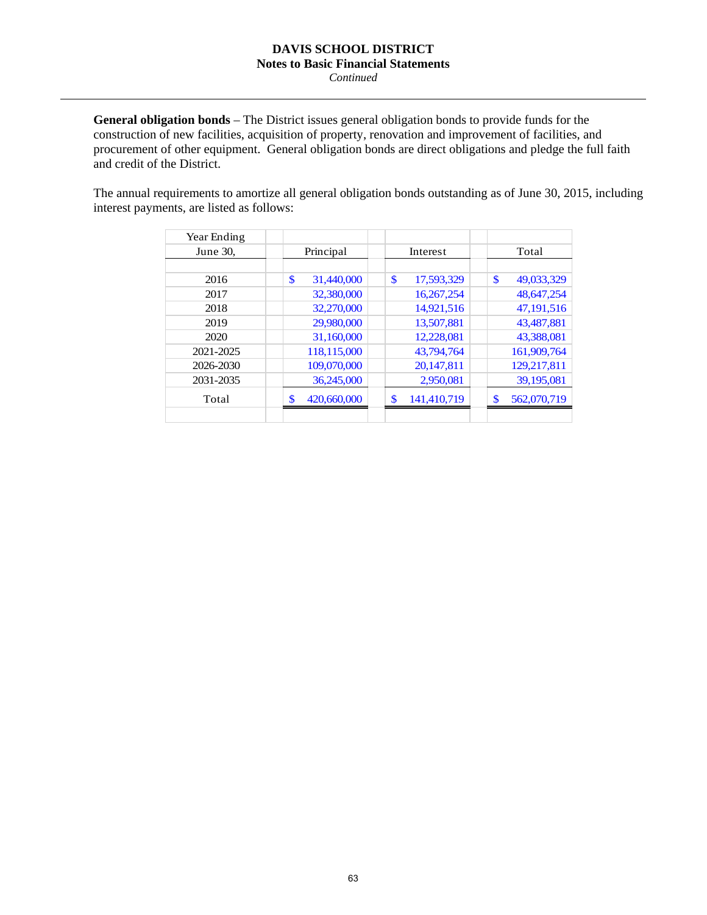**General obligation bonds** – The District issues general obligation bonds to provide funds for the construction of new facilities, acquisition of property, renovation and improvement of facilities, and procurement of other equipment. General obligation bonds are direct obligations and pledge the full faith and credit of the District.

The annual requirements to amortize all general obligation bonds outstanding as of June 30, 2015, including interest payments, are listed as follows:

| Year Ending June 30, | Principal | Interest | Total |
|---|---|---|---|
| 2016 | $ 31,440,000 | $ 17,593,329 | $ 49,033,329 |
| 2017 | 32,380,000 | 16,267,254 | 48,647,254 |
| 2018 | 32,270,000 | 14,921,516 | 47,191,516 |
| 2019 | 29,980,000 | 13,507,881 | 43,487,881 |
| 2020 | 31,160,000 | 12,228,081 | 43,388,081 |
| 2021-2025 | 118,115,000 | 43,794,764 | 161,909,764 |
| 2026-2030 | 109,070,000 | 20,147,811 | 129,217,811 |
| 2031-2035 | 36,245,000 | 2,950,081 | 39,195,081 |
| Total | $ 420,660,000 | $ 141,410,719 | $ 562,070,719 |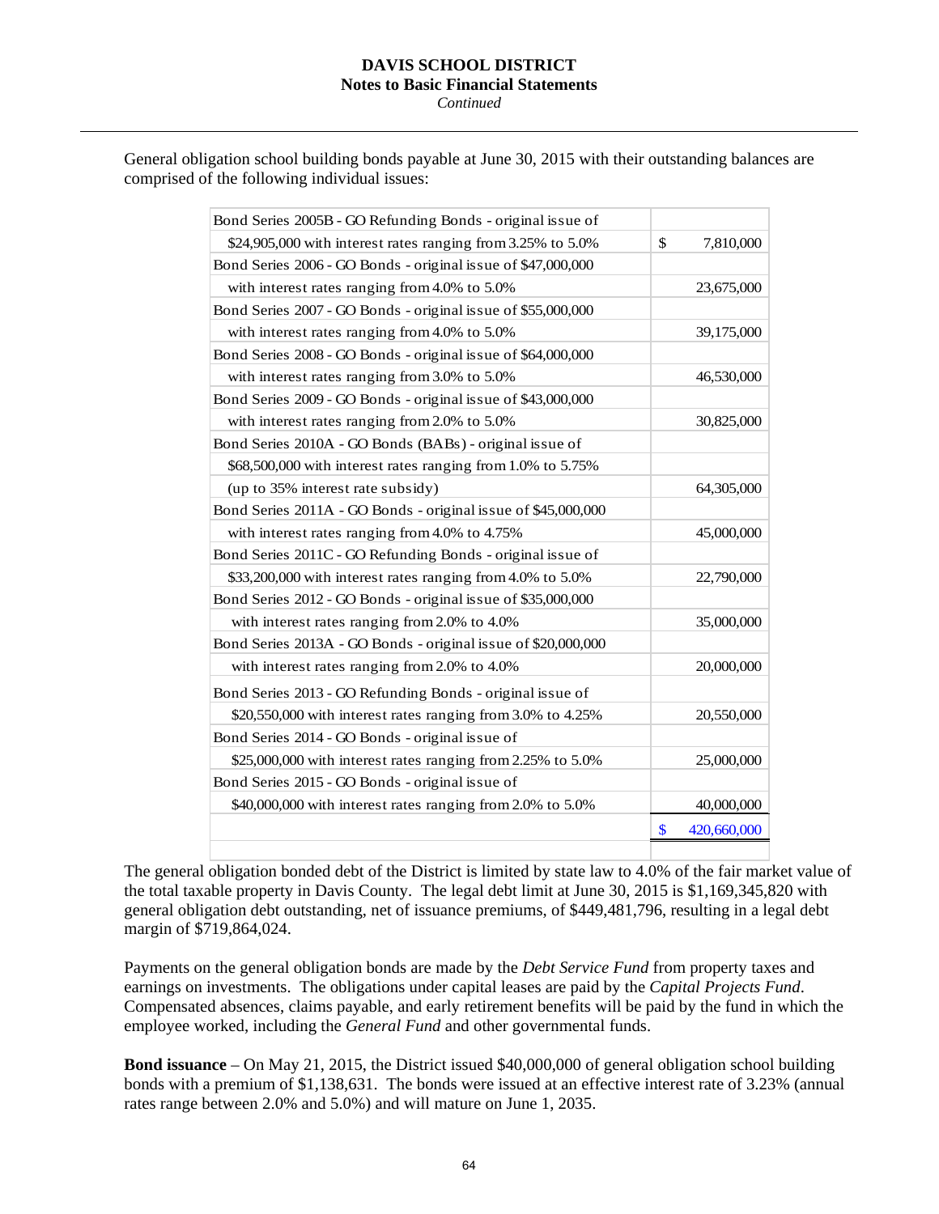General obligation school building bonds payable at June 30, 2015 with their outstanding balances are comprised of the following individual issues:

| Description | Amount |
|---|---|
| Bond Series 2005B - GO Refunding Bonds - original issue of $24,905,000 with interest rates ranging from 3.25% to 5.0% | $ 7,810,000 |
| Bond Series 2006 - GO Bonds - original issue of $47,000,000 with interest rates ranging from 4.0% to 5.0% | 23,675,000 |
| Bond Series 2007 - GO Bonds - original issue of $55,000,000 with interest rates ranging from 4.0% to 5.0% | 39,175,000 |
| Bond Series 2008 - GO Bonds - original issue of $64,000,000 with interest rates ranging from 3.0% to 5.0% | 46,530,000 |
| Bond Series 2009 - GO Bonds - original issue of $43,000,000 with interest rates ranging from 2.0% to 5.0% | 30,825,000 |
| Bond Series 2010A - GO Bonds (BABs) - original issue of $68,500,000 with interest rates ranging from 1.0% to 5.75% (up to 35% interest rate subsidy) | 64,305,000 |
| Bond Series 2011A - GO Bonds - original issue of $45,000,000 with interest rates ranging from 4.0% to 4.75% | 45,000,000 |
| Bond Series 2011C - GO Refunding Bonds - original issue of $33,200,000 with interest rates ranging from 4.0% to 5.0% | 22,790,000 |
| Bond Series 2012 - GO Bonds - original issue of $35,000,000 with interest rates ranging from 2.0% to 4.0% | 35,000,000 |
| Bond Series 2013A - GO Bonds - original issue of $20,000,000 with interest rates ranging from 2.0% to 4.0% | 20,000,000 |
| Bond Series 2013 - GO Refunding Bonds - original issue of $20,550,000 with interest rates ranging from 3.0% to 4.25% | 20,550,000 |
| Bond Series 2014 - GO Bonds - original issue of $25,000,000 with interest rates ranging from 2.25% to 5.0% | 25,000,000 |
| Bond Series 2015 - GO Bonds - original issue of $40,000,000 with interest rates ranging from 2.0% to 5.0% | 40,000,000 |
| | $ 420,660,000 |

The general obligation bonded debt of the District is limited by state law to 4.0% of the fair market value of the total taxable property in Davis County. The legal debt limit at June 30, 2015 is $1,169,345,820 with general obligation debt outstanding, net of issuance premiums, of $449,481,796, resulting in a legal debt margin of $719,864,024.

Payments on the general obligation bonds are made by the *Debt Service Fund* from property taxes and earnings on investments. The obligations under capital leases are paid by the *Capital Projects Fund*. Compensated absences, claims payable, and early retirement benefits will be paid by the fund in which the employee worked, including the *General Fund* and other governmental funds.

**Bond issuance** – On May 21, 2015, the District issued $40,000,000 of general obligation school building bonds with a premium of $1,138,631. The bonds were issued at an effective interest rate of 3.23% (annual rates range between 2.0% and 5.0%) and will mature on June 1, 2035.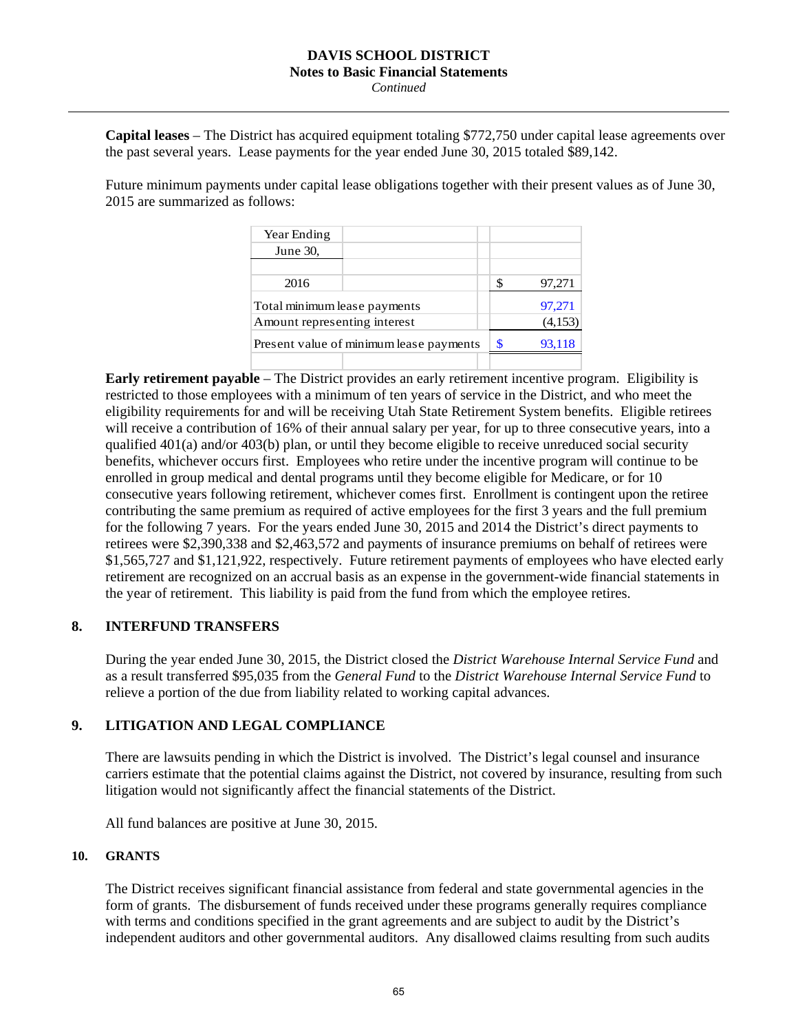**Capital leases** – The District has acquired equipment totaling $772,750 under capital lease agreements over the past several years. Lease payments for the year ended June 30, 2015 totaled $89,142.

Future minimum payments under capital lease obligations together with their present values as of June 30, 2015 are summarized as follows:

| Year Ending June 30, | |
|---|---|
| 2016 | $ 97,271 |
| Total minimum lease payments | 97,271 |
| Amount representing interest | (4,153) |
| Present value of minimum lease payments | $ 93,118 |

**Early retirement payable** – The District provides an early retirement incentive program. Eligibility is restricted to those employees with a minimum of ten years of service in the District, and who meet the eligibility requirements for and will be receiving Utah State Retirement System benefits. Eligible retirees will receive a contribution of 16% of their annual salary per year, for up to three consecutive years, into a qualified 401(a) and/or 403(b) plan, or until they become eligible to receive unreduced social security benefits, whichever occurs first. Employees who retire under the incentive program will continue to be enrolled in group medical and dental programs until they become eligible for Medicare, or for 10 consecutive years following retirement, whichever comes first. Enrollment is contingent upon the retiree contributing the same premium as required of active employees for the first 3 years and the full premium for the following 7 years. For the years ended June 30, 2015 and 2014 the District's direct payments to retirees were $2,390,338 and $2,463,572 and payments of insurance premiums on behalf of retirees were $1,565,727 and $1,121,922, respectively. Future retirement payments of employees who have elected early retirement are recognized on an accrual basis as an expense in the government-wide financial statements in the year of retirement. This liability is paid from the fund from which the employee retires.

## 8. INTERFUND TRANSFERS

During the year ended June 30, 2015, the District closed the *District Warehouse Internal Service Fund* and as a result transferred $95,035 from the *General Fund* to the *District Warehouse Internal Service Fund* to relieve a portion of the due from liability related to working capital advances.

## 9. LITIGATION AND LEGAL COMPLIANCE

There are lawsuits pending in which the District is involved. The District's legal counsel and insurance carriers estimate that the potential claims against the District, not covered by insurance, resulting from such litigation would not significantly affect the financial statements of the District.

All fund balances are positive at June 30, 2015.

## 10. GRANTS

The District receives significant financial assistance from federal and state governmental agencies in the form of grants. The disbursement of funds received under these programs generally requires compliance with terms and conditions specified in the grant agreements and are subject to audit by the District's independent auditors and other governmental auditors. Any disallowed claims resulting from such audits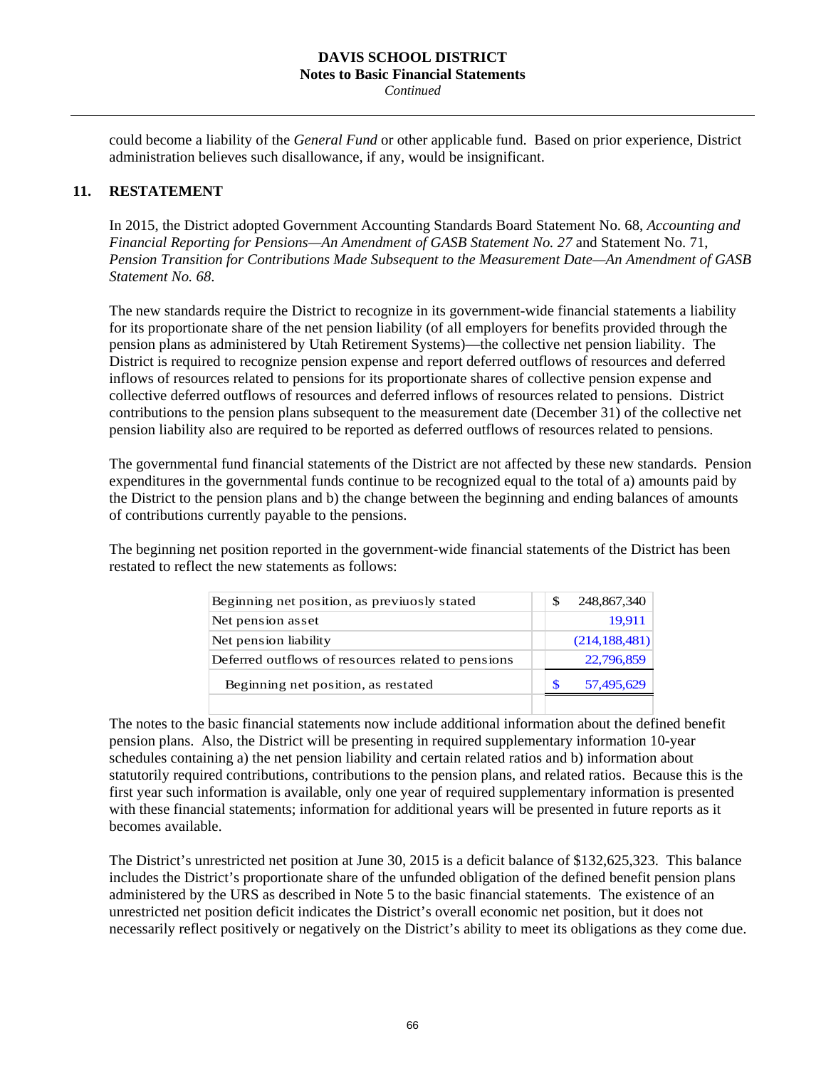could become a liability of the *General Fund* or other applicable fund. Based on prior experience, District administration believes such disallowance, if any, would be insignificant.

## 11. RESTATEMENT

In 2015, the District adopted Government Accounting Standards Board Statement No. 68, *Accounting and Financial Reporting for Pensions—An Amendment of GASB Statement No. 27* and Statement No. 71, *Pension Transition for Contributions Made Subsequent to the Measurement Date—An Amendment of GASB Statement No. 68*.

The new standards require the District to recognize in its government-wide financial statements a liability for its proportionate share of the net pension liability (of all employers for benefits provided through the pension plans as administered by Utah Retirement Systems)—the collective net pension liability. The District is required to recognize pension expense and report deferred outflows of resources and deferred inflows of resources related to pensions for its proportionate shares of collective pension expense and collective deferred outflows of resources and deferred inflows of resources related to pensions. District contributions to the pension plans subsequent to the measurement date (December 31) of the collective net pension liability also are required to be reported as deferred outflows of resources related to pensions.

The governmental fund financial statements of the District are not affected by these new standards. Pension expenditures in the governmental funds continue to be recognized equal to the total of a) amounts paid by the District to the pension plans and b) the change between the beginning and ending balances of amounts of contributions currently payable to the pensions.

The beginning net position reported in the government-wide financial statements of the District has been restated to reflect the new statements as follows:

| | |
|---|---|
| Beginning net position, as previuosly stated | $ 248,867,340 |
| Net pension asset | 19,911 |
| Net pension liability | (214,188,481) |
| Deferred outflows of resources related to pensions | 22,796,859 |
| Beginning net position, as restated | $ 57,495,629 |

The notes to the basic financial statements now include additional information about the defined benefit pension plans. Also, the District will be presenting in required supplementary information 10-year schedules containing a) the net pension liability and certain related ratios and b) information about statutorily required contributions, contributions to the pension plans, and related ratios. Because this is the first year such information is available, only one year of required supplementary information is presented with these financial statements; information for additional years will be presented in future reports as it becomes available.

The District's unrestricted net position at June 30, 2015 is a deficit balance of $132,625,323. This balance includes the District's proportionate share of the unfunded obligation of the defined benefit pension plans administered by the URS as described in Note 5 to the basic financial statements. The existence of an unrestricted net position deficit indicates the District's overall economic net position, but it does not necessarily reflect positively or negatively on the District's ability to meet its obligations as they come due.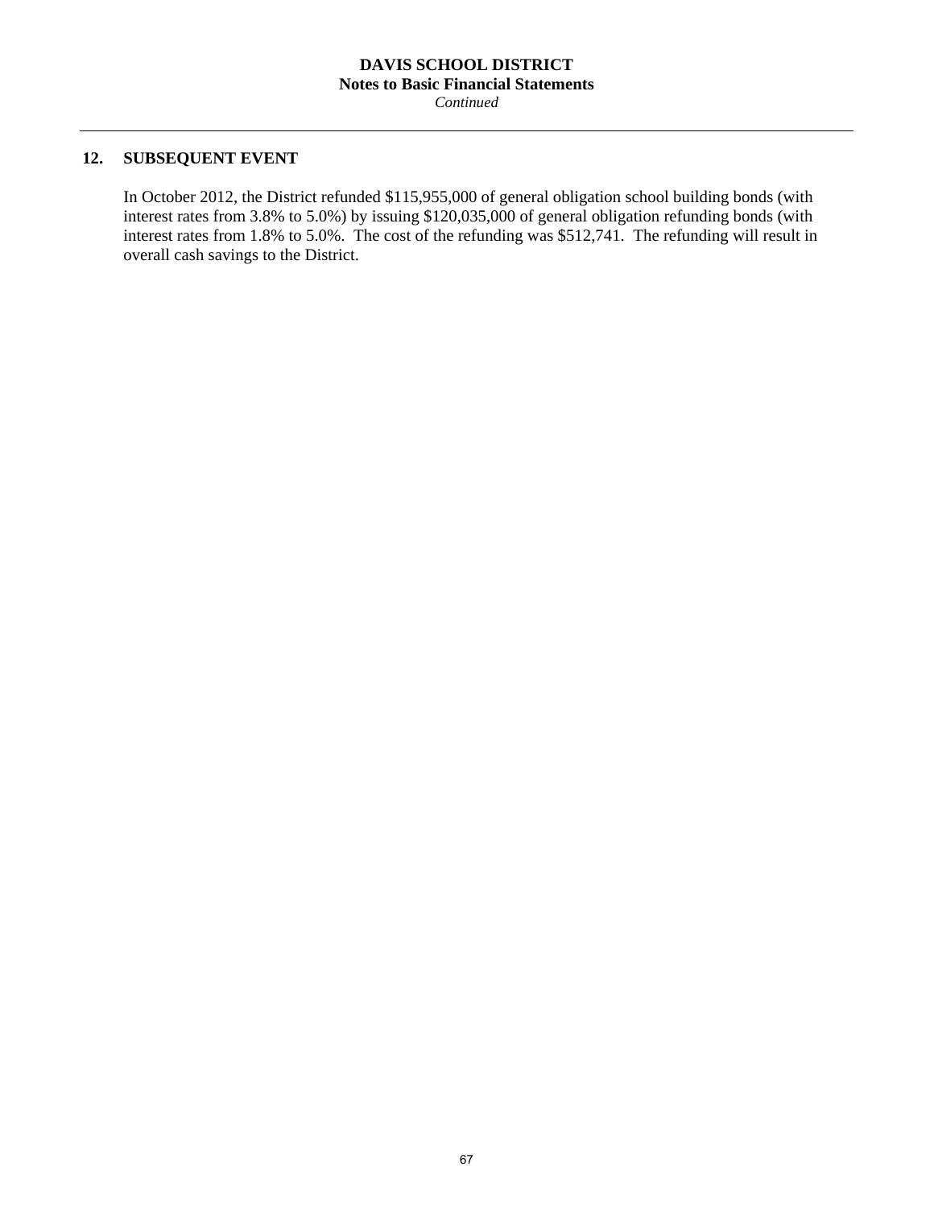## 12. SUBSEQUENT EVENT

In October 2012, the District refunded $115,955,000 of general obligation school building bonds (with interest rates from 3.8% to 5.0%) by issuing $120,035,000 of general obligation refunding bonds (with interest rates from 1.8% to 5.0%. The cost of the refunding was $512,741. The refunding will result in overall cash savings to the District.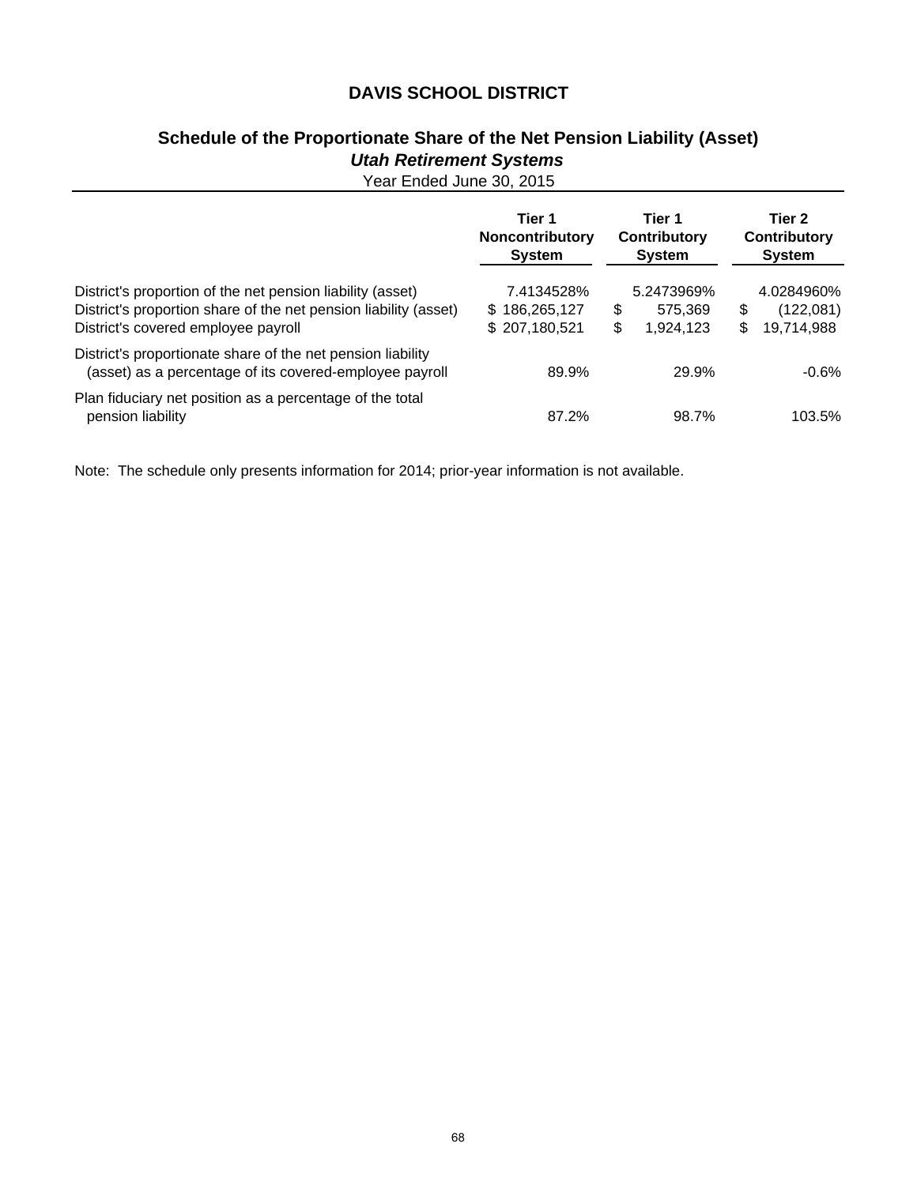# DAVIS SCHOOL DISTRICT

## Schedule of the Proportionate Share of the Net Pension Liability (Asset)

### *Utah Retirement Systems*

Year Ended June 30, 2015

| | Tier 1 Noncontributory System | Tier 1 Contributory System | Tier 2 Contributory System |
|---|---|---|---|
| District's proportion of the net pension liability (asset) | 7.4134528% | 5.2473969% | 4.0284960% |
| District's proportion share of the net pension liability (asset) | $ 186,265,127 | $ 575,369 | $ (122,081) |
| District's covered employee payroll | $ 207,180,521 | $ 1,924,123 | $ 19,714,988 |
| District's proportionate share of the net pension liability (asset) as a percentage of its covered-employee payroll | 89.9% | 29.9% | -0.6% |
| Plan fiduciary net position as a percentage of the total pension liability | 87.2% | 98.7% | 103.5% |

Note: The schedule only presents information for 2014; prior-year information is not available.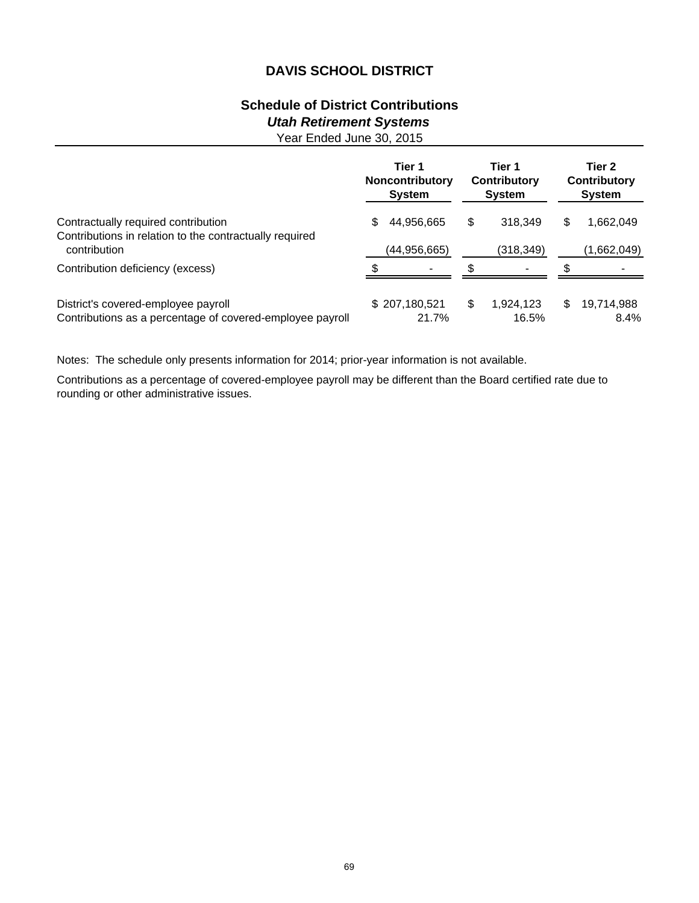# DAVIS SCHOOL DISTRICT

## Schedule of District Contributions

### *Utah Retirement Systems*

Year Ended June 30, 2015

| | Tier 1 Noncontributory System | Tier 1 Contributory System | Tier 2 Contributory System |
|---|---|---|---|
| Contractually required contribution | $ 44,956,665 | $ 318,349 | $ 1,662,049 |
| Contributions in relation to the contractually required contribution | (44,956,665) | (318,349) | (1,662,049) |
| Contribution deficiency (excess) | $ - | $ - | $ - |
| District's covered-employee payroll | $ 207,180,521 | $ 1,924,123 | $ 19,714,988 |
| Contributions as a percentage of covered-employee payroll | 21.7% | 16.5% | 8.4% |

Notes: The schedule only presents information for 2014; prior-year information is not available.

Contributions as a percentage of covered-employee payroll may be different than the Board certified rate due to rounding or other administrative issues.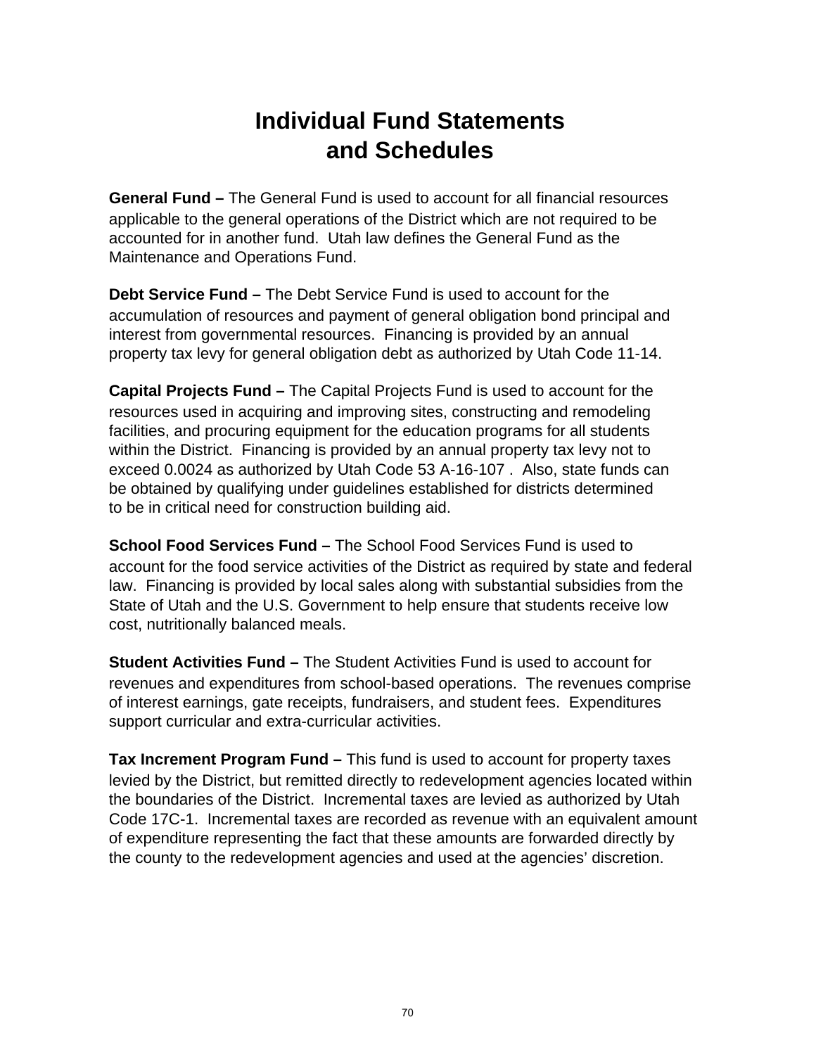# Individual Fund Statements and Schedules

**General Fund –** The General Fund is used to account for all financial resources applicable to the general operations of the District which are not required to be accounted for in another fund. Utah law defines the General Fund as the Maintenance and Operations Fund.

**Debt Service Fund –** The Debt Service Fund is used to account for the accumulation of resources and payment of general obligation bond principal and interest from governmental resources. Financing is provided by an annual property tax levy for general obligation debt as authorized by Utah Code 11-14.

**Capital Projects Fund –** The Capital Projects Fund is used to account for the resources used in acquiring and improving sites, constructing and remodeling facilities, and procuring equipment for the education programs for all students within the District. Financing is provided by an annual property tax levy not to exceed 0.0024 as authorized by Utah Code 53 A-16-107 . Also, state funds can be obtained by qualifying under guidelines established for districts determined to be in critical need for construction building aid.

**School Food Services Fund –** The School Food Services Fund is used to account for the food service activities of the District as required by state and federal law. Financing is provided by local sales along with substantial subsidies from the State of Utah and the U.S. Government to help ensure that students receive low cost, nutritionally balanced meals.

**Student Activities Fund –** The Student Activities Fund is used to account for revenues and expenditures from school-based operations. The revenues comprise of interest earnings, gate receipts, fundraisers, and student fees. Expenditures support curricular and extra-curricular activities.

**Tax Increment Program Fund –** This fund is used to account for property taxes levied by the District, but remitted directly to redevelopment agencies located within the boundaries of the District. Incremental taxes are levied as authorized by Utah Code 17C-1. Incremental taxes are recorded as revenue with an equivalent amount of expenditure representing the fact that these amounts are forwarded directly by the county to the redevelopment agencies and used at the agencies' discretion.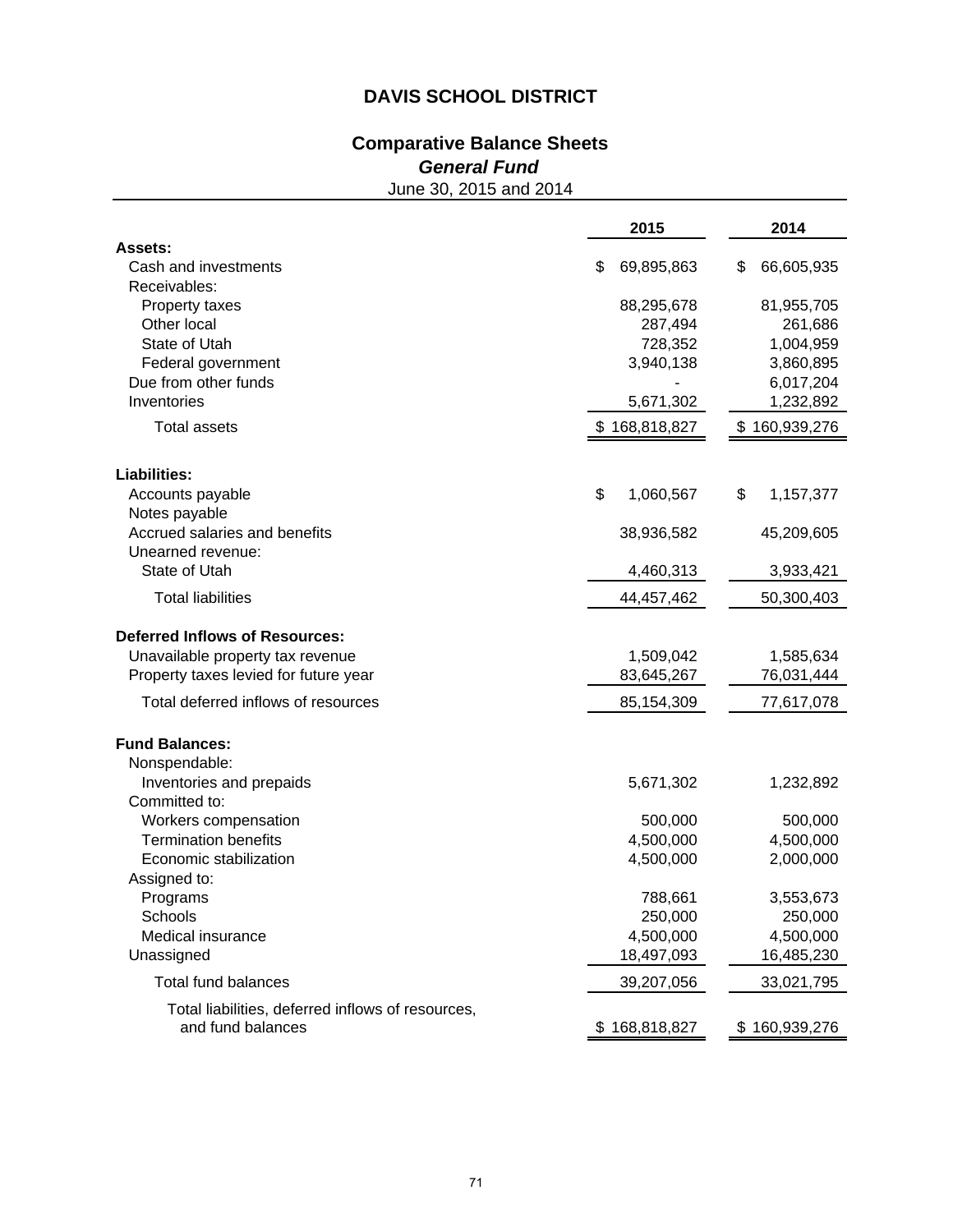# DAVIS SCHOOL DISTRICT

## Comparative Balance Sheets

### *General Fund*

June 30, 2015 and 2014

| | 2015 | 2014 |
|---|---|---|
| **Assets:** | | |
| Cash and investments | $ 69,895,863 | $ 66,605,935 |
| Receivables: | | |
| Property taxes | 88,295,678 | 81,955,705 |
| Other local | 287,494 | 261,686 |
| State of Utah | 728,352 | 1,004,959 |
| Federal government | 3,940,138 | 3,860,895 |
| Due from other funds | - | 6,017,204 |
| Inventories | 5,671,302 | 1,232,892 |
| Total assets | $ 168,818,827 | $ 160,939,276 |
| **Liabilities:** | | |
| Accounts payable | $ 1,060,567 | $ 1,157,377 |
| Notes payable | | |
| Accrued salaries and benefits | 38,936,582 | 45,209,605 |
| Unearned revenue: | | |
| State of Utah | 4,460,313 | 3,933,421 |
| Total liabilities | 44,457,462 | 50,300,403 |
| **Deferred Inflows of Resources:** | | |
| Unavailable property tax revenue | 1,509,042 | 1,585,634 |
| Property taxes levied for future year | 83,645,267 | 76,031,444 |
| Total deferred inflows of resources | 85,154,309 | 77,617,078 |
| **Fund Balances:** | | |
| Nonspendable: | | |
| Inventories and prepaids | 5,671,302 | 1,232,892 |
| Committed to: | | |
| Workers compensation | 500,000 | 500,000 |
| Termination benefits | 4,500,000 | 4,500,000 |
| Economic stabilization | 4,500,000 | 2,000,000 |
| Assigned to: | | |
| Programs | 788,661 | 3,553,673 |
| Schools | 250,000 | 250,000 |
| Medical insurance | 4,500,000 | 4,500,000 |
| Unassigned | 18,497,093 | 16,485,230 |
| Total fund balances | 39,207,056 | 33,021,795 |
| Total liabilities, deferred inflows of resources, and fund balances | $ 168,818,827 | $ 160,939,276 |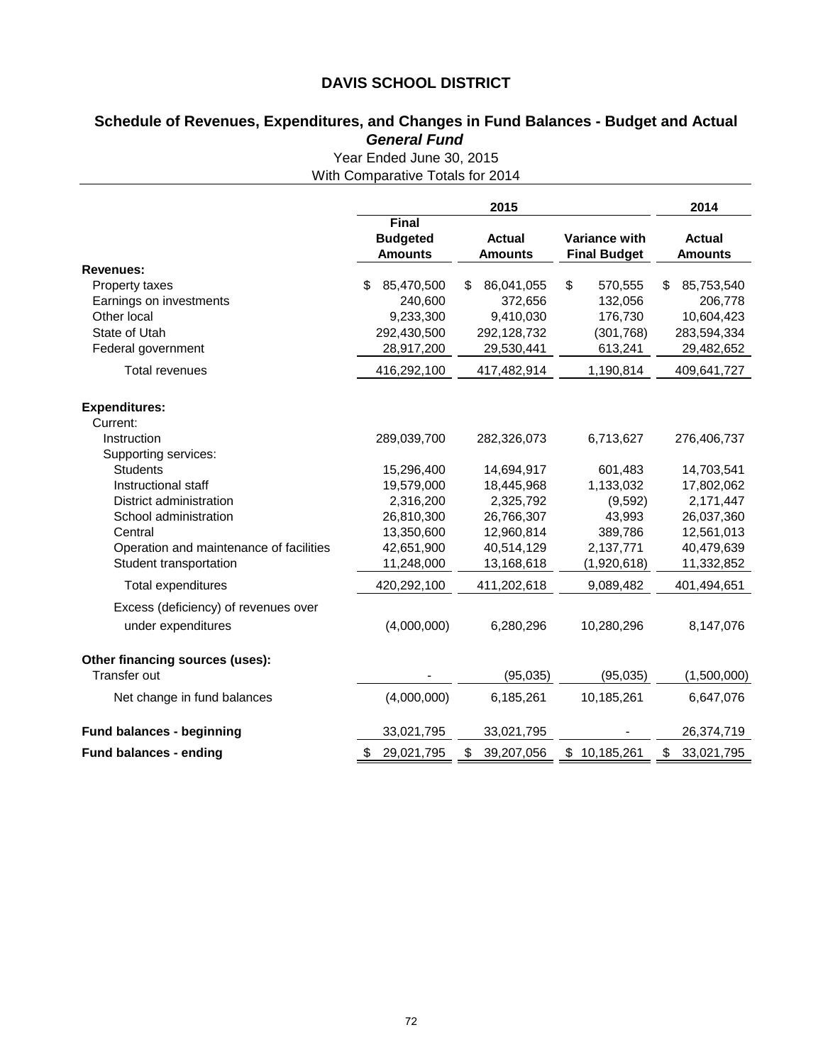# DAVIS SCHOOL DISTRICT

## Schedule of Revenues, Expenditures, and Changes in Fund Balances - Budget and Actual

### *General Fund*

Year Ended June 30, 2015

With Comparative Totals for 2014

| | 2015 | | | 2014 |
|---|---|---|---|---|
| | Final Budgeted Amounts | Actual Amounts | Variance with Final Budget | Actual Amounts |
| **Revenues:** | | | | |
| Property taxes | $ 85,470,500 | $ 86,041,055 | $ 570,555 | $ 85,753,540 |
| Earnings on investments | 240,600 | 372,656 | 132,056 | 206,778 |
| Other local | 9,233,300 | 9,410,030 | 176,730 | 10,604,423 |
| State of Utah | 292,430,500 | 292,128,732 | (301,768) | 283,594,334 |
| Federal government | 28,917,200 | 29,530,441 | 613,241 | 29,482,652 |
| Total revenues | 416,292,100 | 417,482,914 | 1,190,814 | 409,641,727 |
| **Expenditures:** | | | | |
| Current: | | | | |
| Instruction | 289,039,700 | 282,326,073 | 6,713,627 | 276,406,737 |
| Supporting services: | | | | |
| Students | 15,296,400 | 14,694,917 | 601,483 | 14,703,541 |
| Instructional staff | 19,579,000 | 18,445,968 | 1,133,032 | 17,802,062 |
| District administration | 2,316,200 | 2,325,792 | (9,592) | 2,171,447 |
| School administration | 26,810,300 | 26,766,307 | 43,993 | 26,037,360 |
| Central | 13,350,600 | 12,960,814 | 389,786 | 12,561,013 |
| Operation and maintenance of facilities | 42,651,900 | 40,514,129 | 2,137,771 | 40,479,639 |
| Student transportation | 11,248,000 | 13,168,618 | (1,920,618) | 11,332,852 |
| Total expenditures | 420,292,100 | 411,202,618 | 9,089,482 | 401,494,651 |
| Excess (deficiency) of revenues over under expenditures | (4,000,000) | 6,280,296 | 10,280,296 | 8,147,076 |
| **Other financing sources (uses):** | | | | |
| Transfer out | - | (95,035) | (95,035) | (1,500,000) |
| Net change in fund balances | (4,000,000) | 6,185,261 | 10,185,261 | 6,647,076 |
| **Fund balances - beginning** | 33,021,795 | 33,021,795 | - | 26,374,719 |
| **Fund balances - ending** | $ 29,021,795 | $ 39,207,056 | $ 10,185,261 | $ 33,021,795 |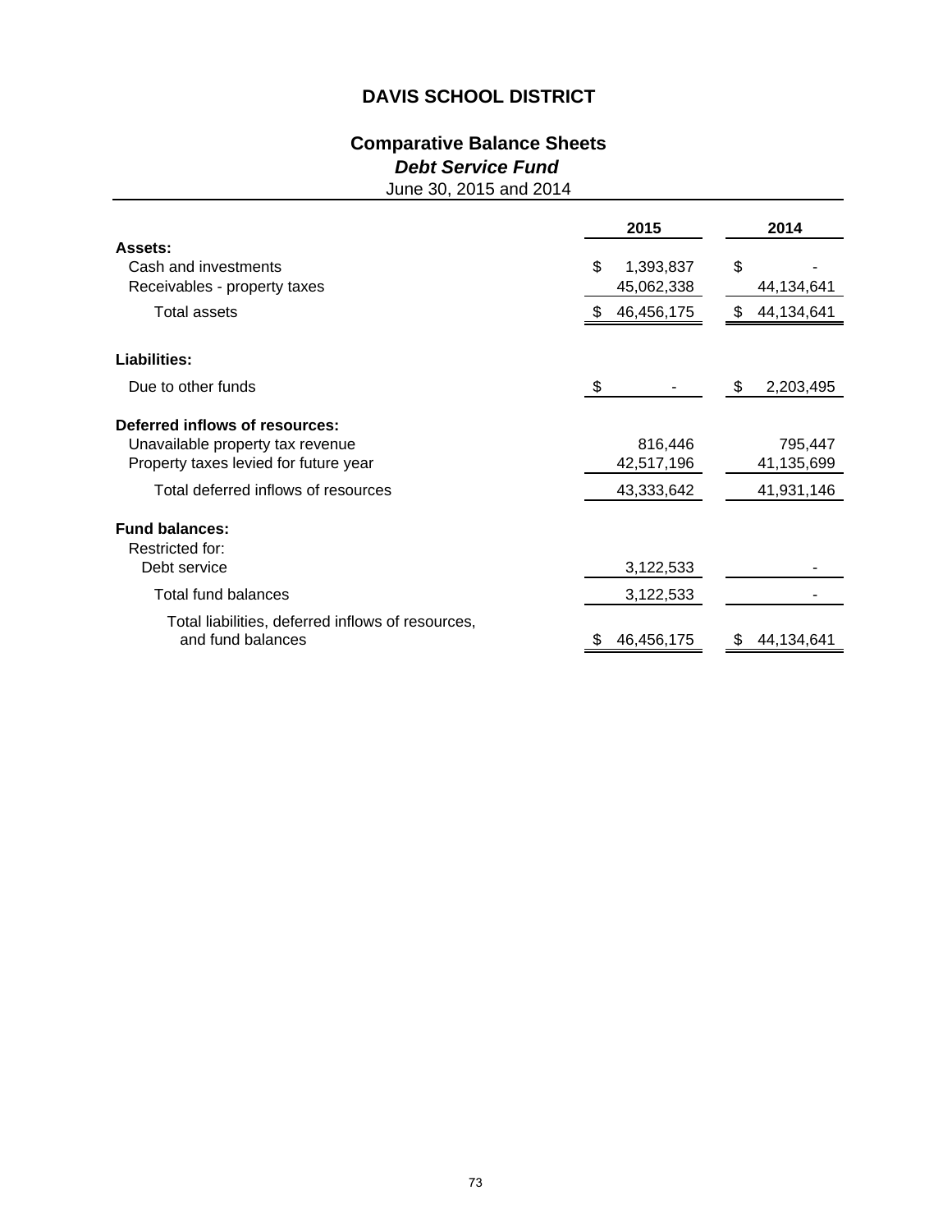# DAVIS SCHOOL DISTRICT

## Comparative Balance Sheets

### *Debt Service Fund*

June 30, 2015 and 2014

| | 2015 | 2014 |
|---|---|---|
| **Assets:** | | |
| Cash and investments | $ 1,393,837 | $ - |
| Receivables - property taxes | 45,062,338 | 44,134,641 |
| Total assets | $ 46,456,175 | $ 44,134,641 |
| **Liabilities:** | | |
| Due to other funds | $ - | $ 2,203,495 |
| **Deferred inflows of resources:** | | |
| Unavailable property tax revenue | 816,446 | 795,447 |
| Property taxes levied for future year | 42,517,196 | 41,135,699 |
| Total deferred inflows of resources | 43,333,642 | 41,931,146 |
| **Fund balances:** | | |
| Restricted for: | | |
| Debt service | 3,122,533 | - |
| Total fund balances | 3,122,533 | - |
| Total liabilities, deferred inflows of resources, and fund balances | $ 46,456,175 | $ 44,134,641 |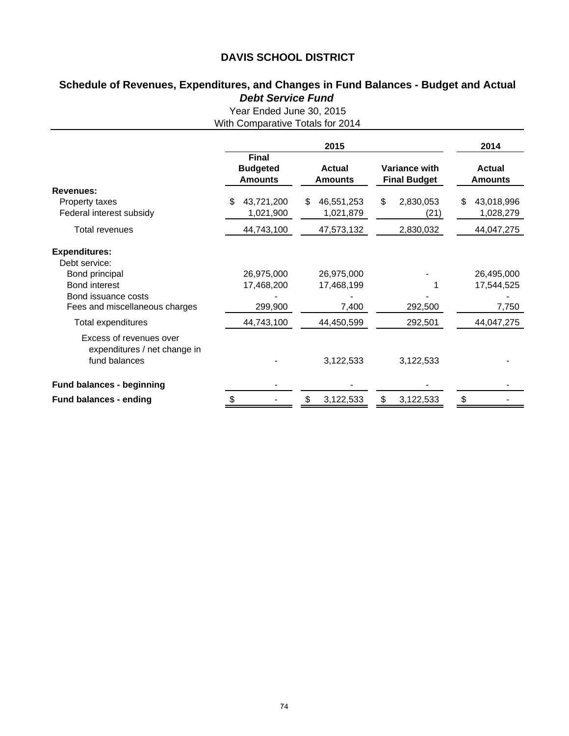# DAVIS SCHOOL DISTRICT

## Schedule of Revenues, Expenditures, and Changes in Fund Balances - Budget and Actual

### *Debt Service Fund*

Year Ended June 30, 2015
With Comparative Totals for 2014

| | 2015 | | | 2014 |
|---|---|---|---|---|
| | Final Budgeted Amounts | Actual Amounts | Variance with Final Budget | Actual Amounts |
| **Revenues:** | | | | |
| Property taxes | $ 43,721,200 | $ 46,551,253 | $ 2,830,053 | $ 43,018,996 |
| Federal interest subsidy | 1,021,900 | 1,021,879 | (21) | 1,028,279 |
| Total revenues | 44,743,100 | 47,573,132 | 2,830,032 | 44,047,275 |
| **Expenditures:** | | | | |
| Debt service: | | | | |
| Bond principal | 26,975,000 | 26,975,000 | - | 26,495,000 |
| Bond interest | 17,468,200 | 17,468,199 | 1 | 17,544,525 |
| Bond issuance costs | - | - | - | - |
| Fees and miscellaneous charges | 299,900 | 7,400 | 292,500 | 7,750 |
| Total expenditures | 44,743,100 | 44,450,599 | 292,501 | 44,047,275 |
| Excess of revenues over expenditures / net change in fund balances | - | 3,122,533 | 3,122,533 | - |
| **Fund balances - beginning** | - | - | - | - |
| **Fund balances - ending** | $ - | $ 3,122,533 | $ 3,122,533 | $ - |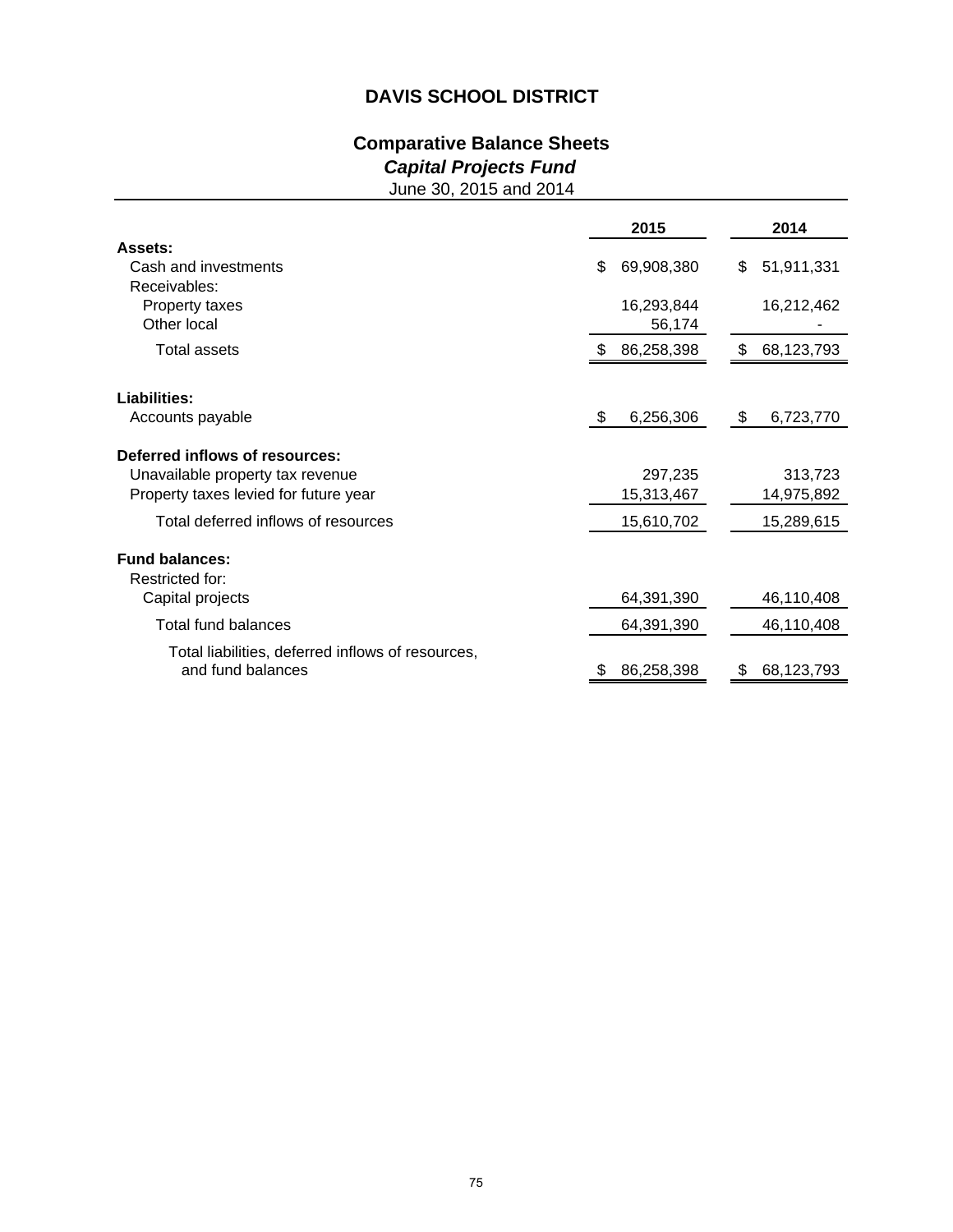# DAVIS SCHOOL DISTRICT

## Comparative Balance Sheets

### *Capital Projects Fund*

June 30, 2015 and 2014

| | 2015 | 2014 |
|---|---|---|
| **Assets:** | | |
| Cash and investments | $ 69,908,380 | $ 51,911,331 |
| Receivables: | | |
| Property taxes | 16,293,844 | 16,212,462 |
| Other local | 56,174 | - |
| Total assets | $ 86,258,398 | $ 68,123,793 |
| **Liabilities:** | | |
| Accounts payable | $ 6,256,306 | $ 6,723,770 |
| **Deferred inflows of resources:** | | |
| Unavailable property tax revenue | 297,235 | 313,723 |
| Property taxes levied for future year | 15,313,467 | 14,975,892 |
| Total deferred inflows of resources | 15,610,702 | 15,289,615 |
| **Fund balances:** | | |
| Restricted for: | | |
| Capital projects | 64,391,390 | 46,110,408 |
| Total fund balances | 64,391,390 | 46,110,408 |
| Total liabilities, deferred inflows of resources, and fund balances | $ 86,258,398 | $ 68,123,793 |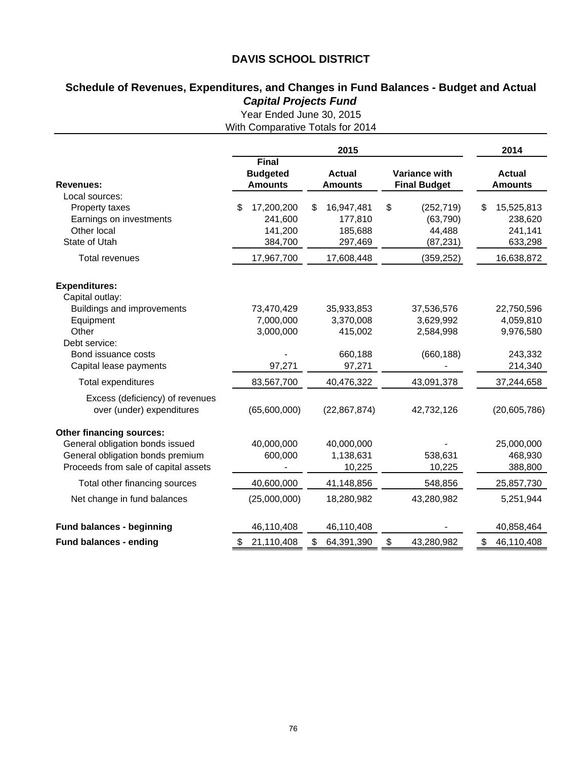# DAVIS SCHOOL DISTRICT

## Schedule of Revenues, Expenditures, and Changes in Fund Balances - Budget and Actual

### *Capital Projects Fund*

Year Ended June 30, 2015

With Comparative Totals for 2014

| | 2015 | | | 2014 |
|---|---|---|---|---|
| **Revenues:** | **Final Budgeted Amounts** | **Actual Amounts** | **Variance with Final Budget** | **Actual Amounts** |
| Local sources: | | | | |
| Property taxes | $ 17,200,200 | $ 16,947,481 | $ (252,719) | $ 15,525,813 |
| Earnings on investments | 241,600 | 177,810 | (63,790) | 238,620 |
| Other local | 141,200 | 185,688 | 44,488 | 241,141 |
| State of Utah | 384,700 | 297,469 | (87,231) | 633,298 |
| Total revenues | 17,967,700 | 17,608,448 | (359,252) | 16,638,872 |
| **Expenditures:** | | | | |
| Capital outlay: | | | | |
| Buildings and improvements | 73,470,429 | 35,933,853 | 37,536,576 | 22,750,596 |
| Equipment | 7,000,000 | 3,370,008 | 3,629,992 | 4,059,810 |
| Other | 3,000,000 | 415,002 | 2,584,998 | 9,976,580 |
| Debt service: | | | | |
| Bond issuance costs | - | 660,188 | (660,188) | 243,332 |
| Capital lease payments | 97,271 | 97,271 | - | 214,340 |
| Total expenditures | 83,567,700 | 40,476,322 | 43,091,378 | 37,244,658 |
| Excess (deficiency) of revenues over (under) expenditures | (65,600,000) | (22,867,874) | 42,732,126 | (20,605,786) |
| **Other financing sources:** | | | | |
| General obligation bonds issued | 40,000,000 | 40,000,000 | - | 25,000,000 |
| General obligation bonds premium | 600,000 | 1,138,631 | 538,631 | 468,930 |
| Proceeds from sale of capital assets | - | 10,225 | 10,225 | 388,800 |
| Total other financing sources | 40,600,000 | 41,148,856 | 548,856 | 25,857,730 |
| Net change in fund balances | (25,000,000) | 18,280,982 | 43,280,982 | 5,251,944 |
| **Fund balances - beginning** | 46,110,408 | 46,110,408 | - | 40,858,464 |
| **Fund balances - ending** | $ 21,110,408 | $ 64,391,390 | $ 43,280,982 | $ 46,110,408 |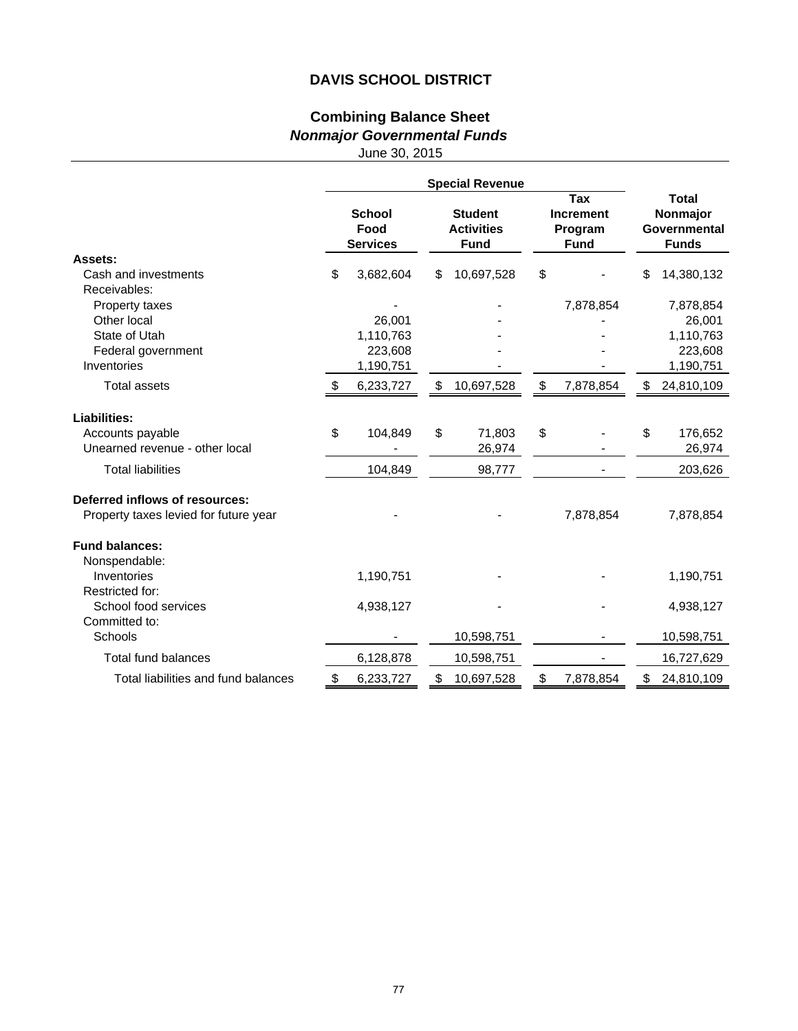# DAVIS SCHOOL DISTRICT

## Combining Balance Sheet

### *Nonmajor Governmental Funds*

June 30, 2015

| | Special Revenue | | | |
|---|---|---|---|---|
| | School Food Services | Student Activities Fund | Tax Increment Program Fund | Total Nonmajor Governmental Funds |
| **Assets:** | | | | |
| Cash and investments | $ 3,682,604 | $ 10,697,528 | $ - | $ 14,380,132 |
| Receivables: | | | | |
| Property taxes | - | - | 7,878,854 | 7,878,854 |
| Other local | 26,001 | - | - | 26,001 |
| State of Utah | 1,110,763 | - | - | 1,110,763 |
| Federal government | 223,608 | - | - | 223,608 |
| Inventories | 1,190,751 | - | - | 1,190,751 |
| Total assets | $ 6,233,727 | $ 10,697,528 | $ 7,878,854 | $ 24,810,109 |
| **Liabilities:** | | | | |
| Accounts payable | $ 104,849 | $ 71,803 | $ - | $ 176,652 |
| Unearned revenue - other local | - | 26,974 | - | 26,974 |
| Total liabilities | 104,849 | 98,777 | - | 203,626 |
| **Deferred inflows of resources:** | | | | |
| Property taxes levied for future year | - | - | 7,878,854 | 7,878,854 |
| **Fund balances:** | | | | |
| Nonspendable: | | | | |
| Inventories | 1,190,751 | - | - | 1,190,751 |
| Restricted for: | | | | |
| School food services | 4,938,127 | - | - | 4,938,127 |
| Committed to: | | | | |
| Schools | - | 10,598,751 | - | 10,598,751 |
| Total fund balances | 6,128,878 | 10,598,751 | - | 16,727,629 |
| Total liabilities and fund balances | $ 6,233,727 | $ 10,697,528 | $ 7,878,854 | $ 24,810,109 |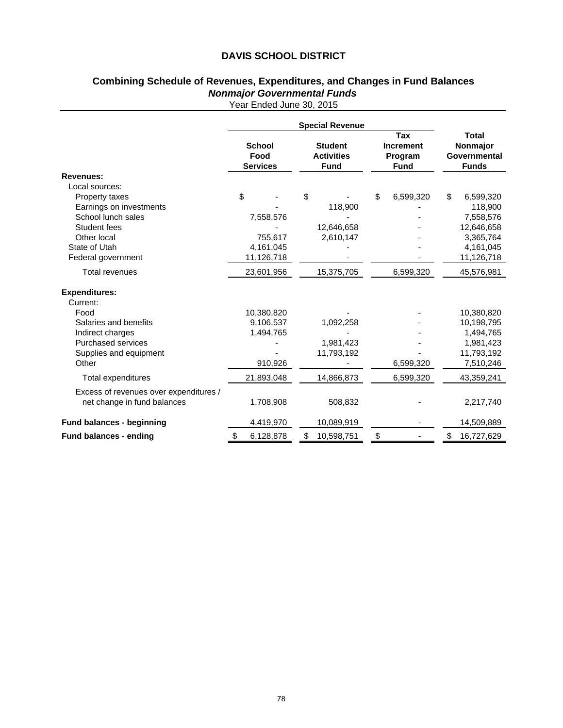# DAVIS SCHOOL DISTRICT

## Combining Schedule of Revenues, Expenditures, and Changes in Fund Balances
### *Nonmajor Governmental Funds*
Year Ended June 30, 2015

| | Special Revenue | | | |
|---|---|---|---|---|
| | **School Food Services** | **Student Activities Fund** | **Tax Increment Program Fund** | **Total Nonmajor Governmental Funds** |
| **Revenues:** | | | | |
| Local sources: | | | | |
| Property taxes | $ - | $ - | $ 6,599,320 | $ 6,599,320 |
| Earnings on investments | - | 118,900 | - | 118,900 |
| School lunch sales | 7,558,576 | - | - | 7,558,576 |
| Student fees | - | 12,646,658 | - | 12,646,658 |
| Other local | 755,617 | 2,610,147 | - | 3,365,764 |
| State of Utah | 4,161,045 | - | - | 4,161,045 |
| Federal government | 11,126,718 | - | - | 11,126,718 |
| Total revenues | 23,601,956 | 15,375,705 | 6,599,320 | 45,576,981 |
| **Expenditures:** | | | | |
| Current: | | | | |
| Food | 10,380,820 | - | - | 10,380,820 |
| Salaries and benefits | 9,106,537 | 1,092,258 | - | 10,198,795 |
| Indirect charges | 1,494,765 | - | - | 1,494,765 |
| Purchased services | - | 1,981,423 | - | 1,981,423 |
| Supplies and equipment | - | 11,793,192 | - | 11,793,192 |
| Other | 910,926 | - | 6,599,320 | 7,510,246 |
| Total expenditures | 21,893,048 | 14,866,873 | 6,599,320 | 43,359,241 |
| Excess of revenues over expenditures / net change in fund balances | 1,708,908 | 508,832 | - | 2,217,740 |
| **Fund balances - beginning** | 4,419,970 | 10,089,919 | - | 14,509,889 |
| **Fund balances - ending** | $ 6,128,878 | $ 10,598,751 | $ - | $ 16,727,629 |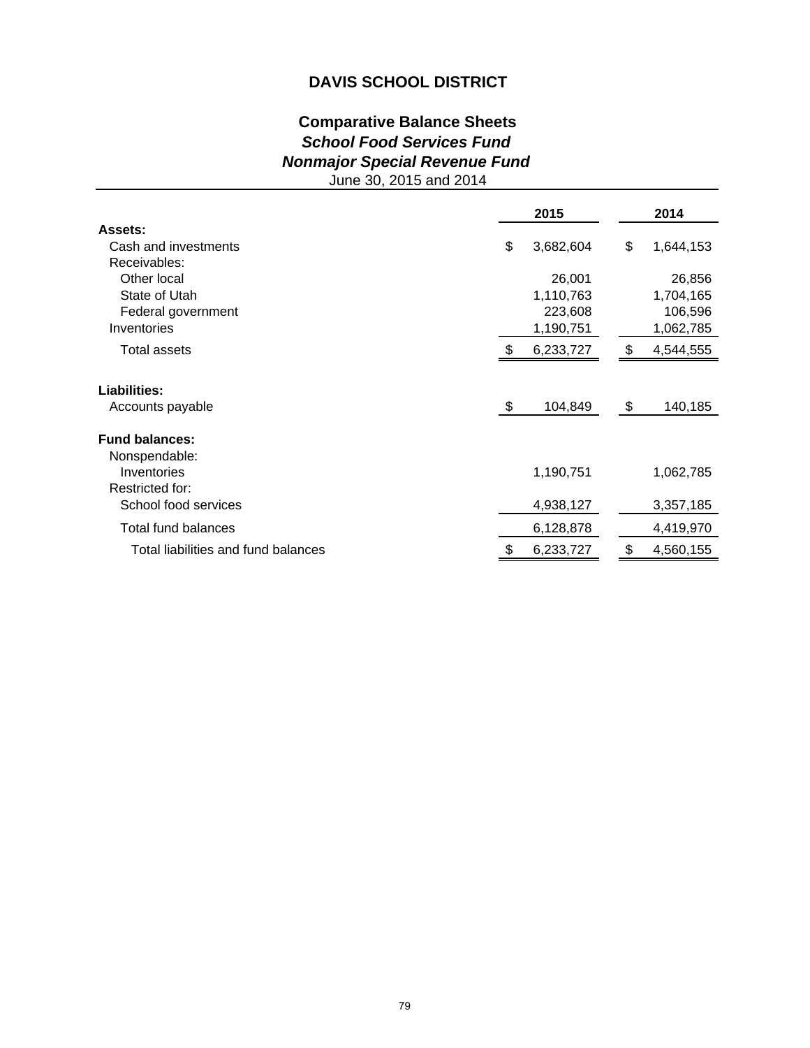# DAVIS SCHOOL DISTRICT

## Comparative Balance Sheets
### *School Food Services Fund*
### *Nonmajor Special Revenue Fund*
June 30, 2015 and 2014

| | 2015 | 2014 |
|---|---|---|
| **Assets:** | | |
| Cash and investments | $ 3,682,604 | $ 1,644,153 |
| Receivables: | | |
| Other local | 26,001 | 26,856 |
| State of Utah | 1,110,763 | 1,704,165 |
| Federal government | 223,608 | 106,596 |
| Inventories | 1,190,751 | 1,062,785 |
| Total assets | $ 6,233,727 | $ 4,544,555 |
| **Liabilities:** | | |
| Accounts payable | $ 104,849 | $ 140,185 |
| **Fund balances:** | | |
| Nonspendable: | | |
| Inventories | 1,190,751 | 1,062,785 |
| Restricted for: | | |
| School food services | 4,938,127 | 3,357,185 |
| Total fund balances | 6,128,878 | 4,419,970 |
| Total liabilities and fund balances | $ 6,233,727 | $ 4,560,155 |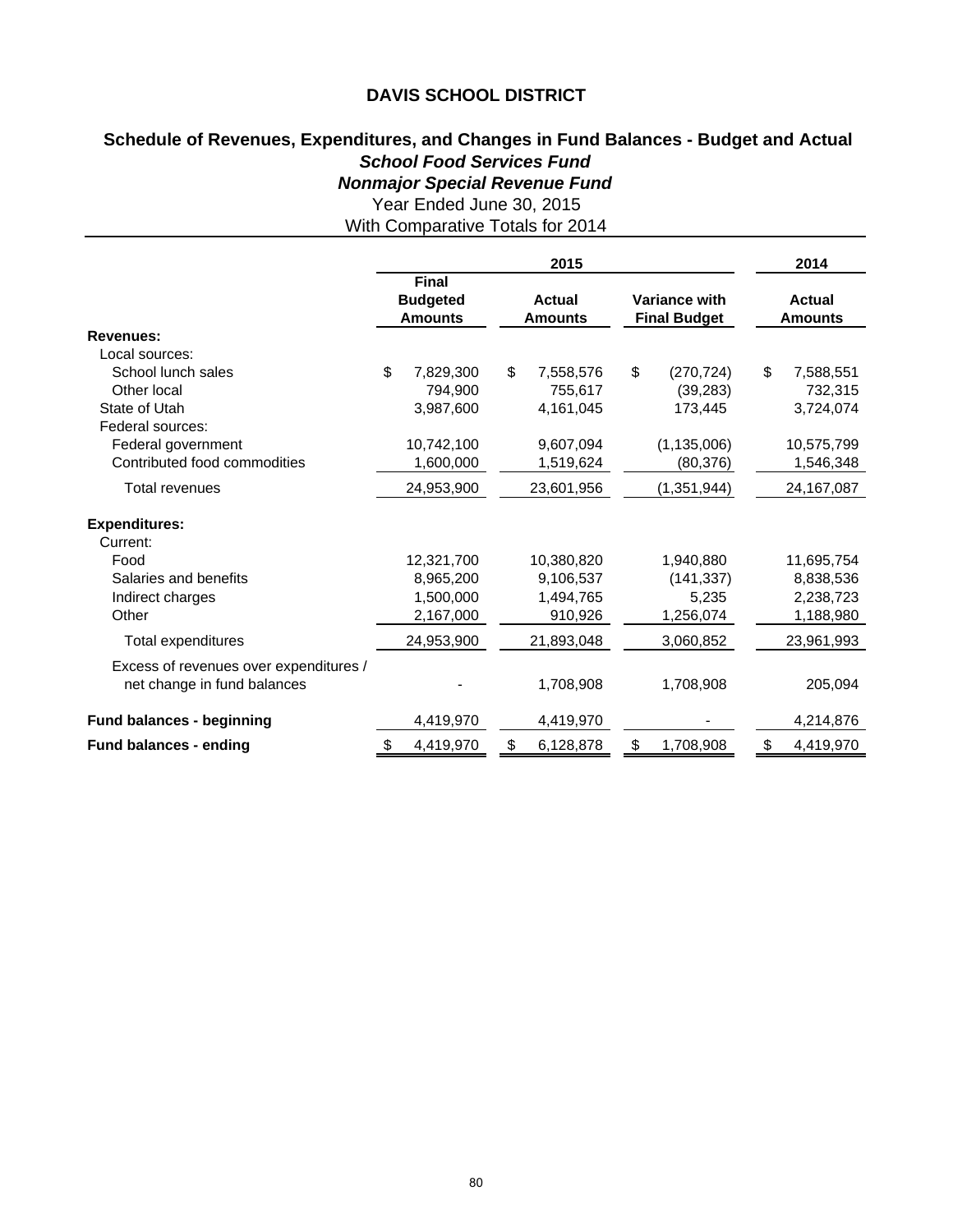# DAVIS SCHOOL DISTRICT

## Schedule of Revenues, Expenditures, and Changes in Fund Balances - Budget and Actual

### *School Food Services Fund*

### *Nonmajor Special Revenue Fund*

Year Ended June 30, 2015

With Comparative Totals for 2014

| | 2015 | | | 2014 |
|---|---|---|---|---|
| | **Final Budgeted Amounts** | **Actual Amounts** | **Variance with Final Budget** | **Actual Amounts** |
| **Revenues:** | | | | |
| Local sources: | | | | |
| School lunch sales | $ 7,829,300 | $ 7,558,576 | $ (270,724) | $ 7,588,551 |
| Other local | 794,900 | 755,617 | (39,283) | 732,315 |
| State of Utah | 3,987,600 | 4,161,045 | 173,445 | 3,724,074 |
| Federal sources: | | | | |
| Federal government | 10,742,100 | 9,607,094 | (1,135,006) | 10,575,799 |
| Contributed food commodities | 1,600,000 | 1,519,624 | (80,376) | 1,546,348 |
| Total revenues | 24,953,900 | 23,601,956 | (1,351,944) | 24,167,087 |
| **Expenditures:** | | | | |
| Current: | | | | |
| Food | 12,321,700 | 10,380,820 | 1,940,880 | 11,695,754 |
| Salaries and benefits | 8,965,200 | 9,106,537 | (141,337) | 8,838,536 |
| Indirect charges | 1,500,000 | 1,494,765 | 5,235 | 2,238,723 |
| Other | 2,167,000 | 910,926 | 1,256,074 | 1,188,980 |
| Total expenditures | 24,953,900 | 21,893,048 | 3,060,852 | 23,961,993 |
| Excess of revenues over expenditures / net change in fund balances | - | 1,708,908 | 1,708,908 | 205,094 |
| **Fund balances - beginning** | 4,419,970 | 4,419,970 | - | 4,214,876 |
| **Fund balances - ending** | $ 4,419,970 | $ 6,128,878 | $ 1,708,908 | $ 4,419,970 |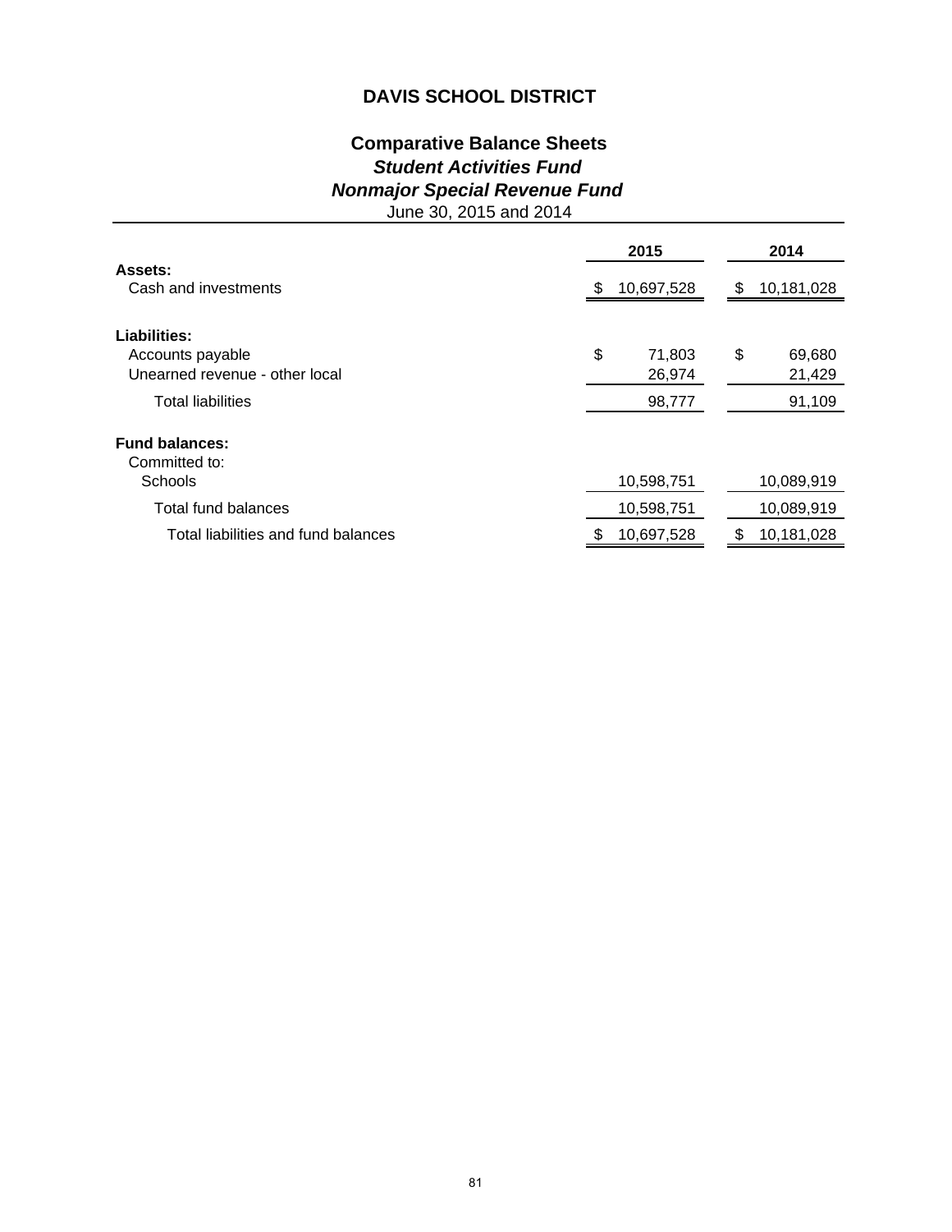# DAVIS SCHOOL DISTRICT

## Comparative Balance Sheets

### *Student Activities Fund*

### *Nonmajor Special Revenue Fund*

June 30, 2015 and 2014

| | 2015 | 2014 |
|---|---|---|
| **Assets:** | | |
| Cash and investments | $ 10,697,528 | $ 10,181,028 |
| **Liabilities:** | | |
| Accounts payable | $ 71,803 | $ 69,680 |
| Unearned revenue - other local | 26,974 | 21,429 |
| Total liabilities | 98,777 | 91,109 |
| **Fund balances:** | | |
| Committed to: | | |
| Schools | 10,598,751 | 10,089,919 |
| Total fund balances | 10,598,751 | 10,089,919 |
| Total liabilities and fund balances | $ 10,697,528 | $ 10,181,028 |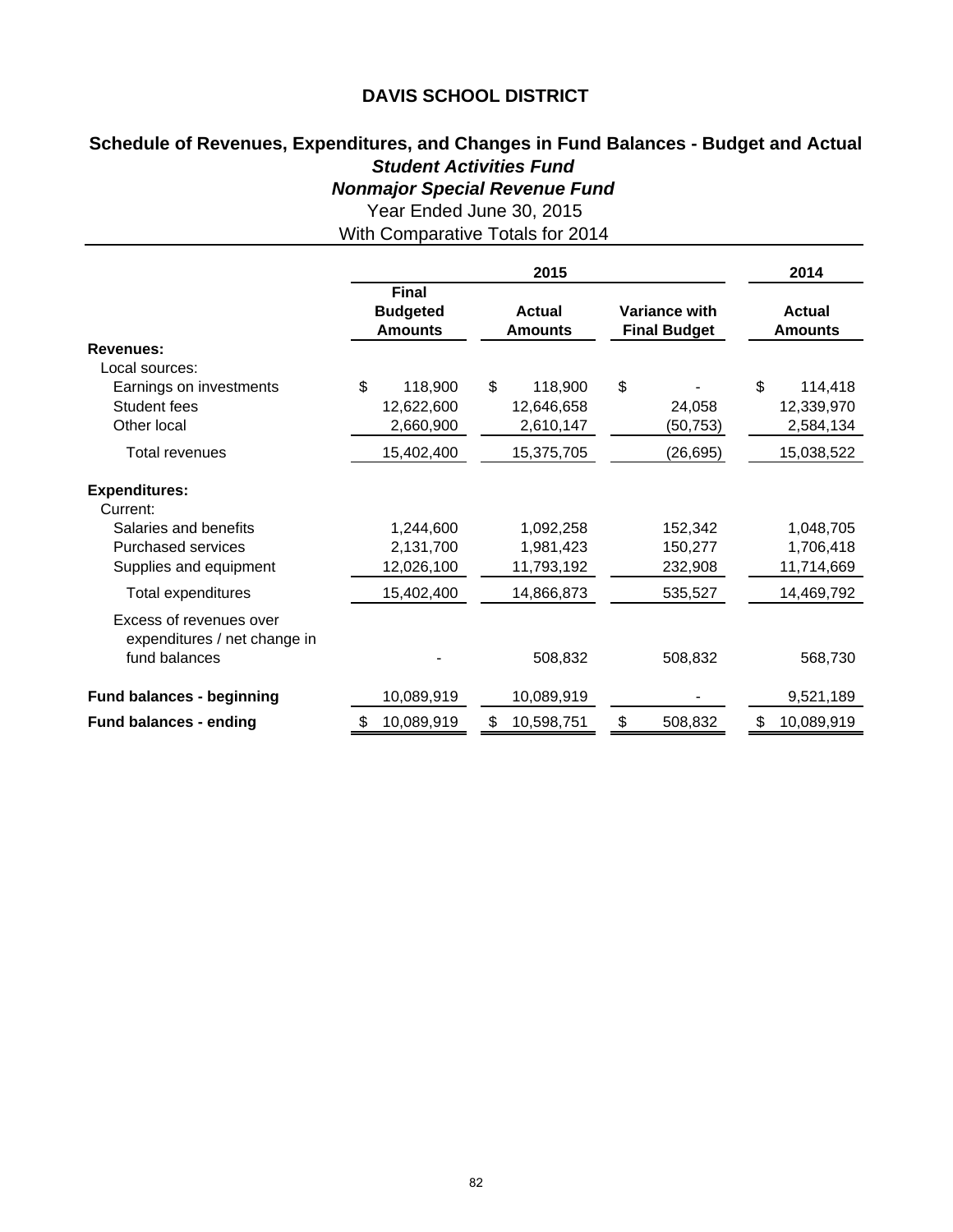# DAVIS SCHOOL DISTRICT

## Schedule of Revenues, Expenditures, and Changes in Fund Balances - Budget and Actual
### *Student Activities Fund*
### *Nonmajor Special Revenue Fund*

Year Ended June 30, 2015

With Comparative Totals for 2014

| | 2015 | | | 2014 |
|---|---|---|---|---|
| | **Final Budgeted Amounts** | **Actual Amounts** | **Variance with Final Budget** | **Actual Amounts** |
| **Revenues:** | | | | |
| Local sources: | | | | |
| Earnings on investments | $ 118,900 | $ 118,900 | $ - | $ 114,418 |
| Student fees | 12,622,600 | 12,646,658 | 24,058 | 12,339,970 |
| Other local | 2,660,900 | 2,610,147 | (50,753) | 2,584,134 |
| Total revenues | 15,402,400 | 15,375,705 | (26,695) | 15,038,522 |
| **Expenditures:** | | | | |
| Current: | | | | |
| Salaries and benefits | 1,244,600 | 1,092,258 | 152,342 | 1,048,705 |
| Purchased services | 2,131,700 | 1,981,423 | 150,277 | 1,706,418 |
| Supplies and equipment | 12,026,100 | 11,793,192 | 232,908 | 11,714,669 |
| Total expenditures | 15,402,400 | 14,866,873 | 535,527 | 14,469,792 |
| Excess of revenues over expenditures / net change in fund balances | - | 508,832 | 508,832 | 568,730 |
| **Fund balances - beginning** | 10,089,919 | 10,089,919 | - | 9,521,189 |
| **Fund balances - ending** | $ 10,089,919 | $ 10,598,751 | $ 508,832 | $ 10,089,919 |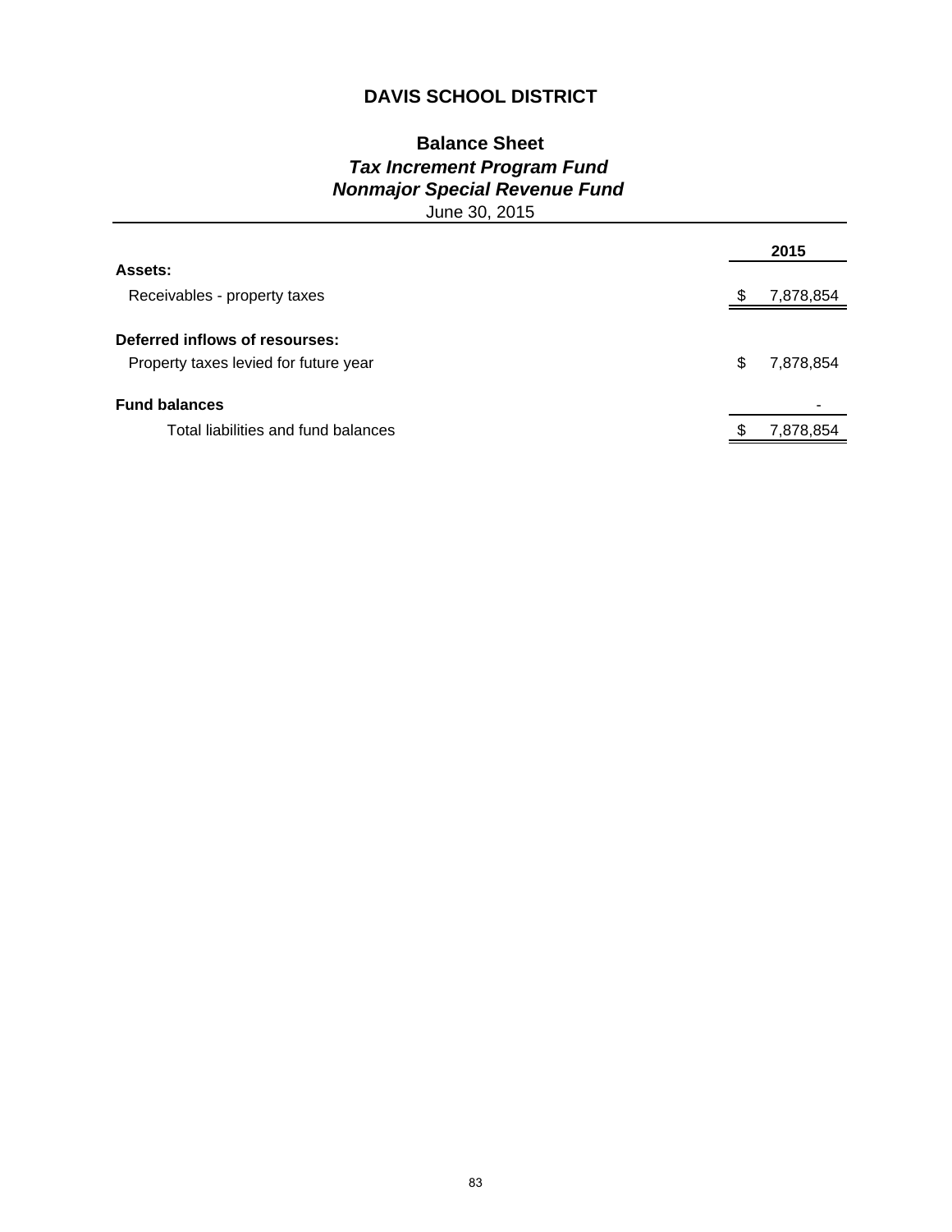# DAVIS SCHOOL DISTRICT

## Balance Sheet
### *Tax Increment Program Fund*
### *Nonmajor Special Revenue Fund*
June 30, 2015

| | 2015 |
|---|---|
| **Assets:** | |
| Receivables - property taxes | $ 7,878,854 |
| **Deferred inflows of resourses:** | |
| Property taxes levied for future year | $ 7,878,854 |
| **Fund balances** | - |
| Total liabilities and fund balances | $ 7,878,854 |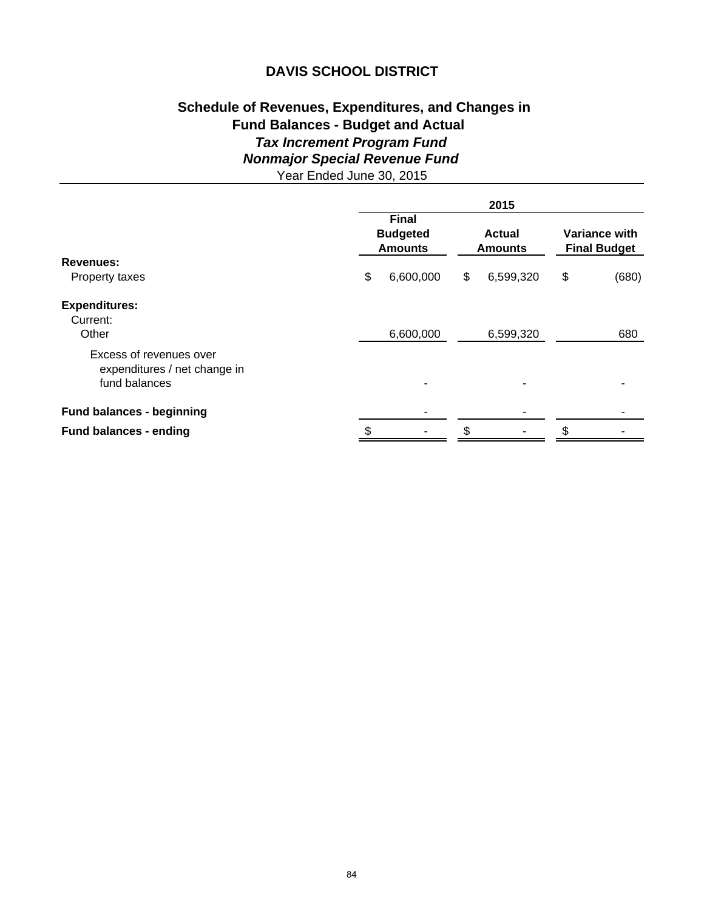# DAVIS SCHOOL DISTRICT

## Schedule of Revenues, Expenditures, and Changes in Fund Balances - Budget and Actual

### *Tax Increment Program Fund*

### *Nonmajor Special Revenue Fund*

Year Ended June 30, 2015

| | 2015 | | |
|---|---|---|---|
| | Final Budgeted Amounts | Actual Amounts | Variance with Final Budget |
| **Revenues:** | | | |
| Property taxes | $ 6,600,000 | $ 6,599,320 | $ (680) |
| **Expenditures:** | | | |
| Current: | | | |
| Other | 6,600,000 | 6,599,320 | 680 |
| Excess of revenues over expenditures / net change in fund balances | - | - | - |
| **Fund balances - beginning** | - | - | - |
| **Fund balances - ending** | $ - | $ - | $ - |